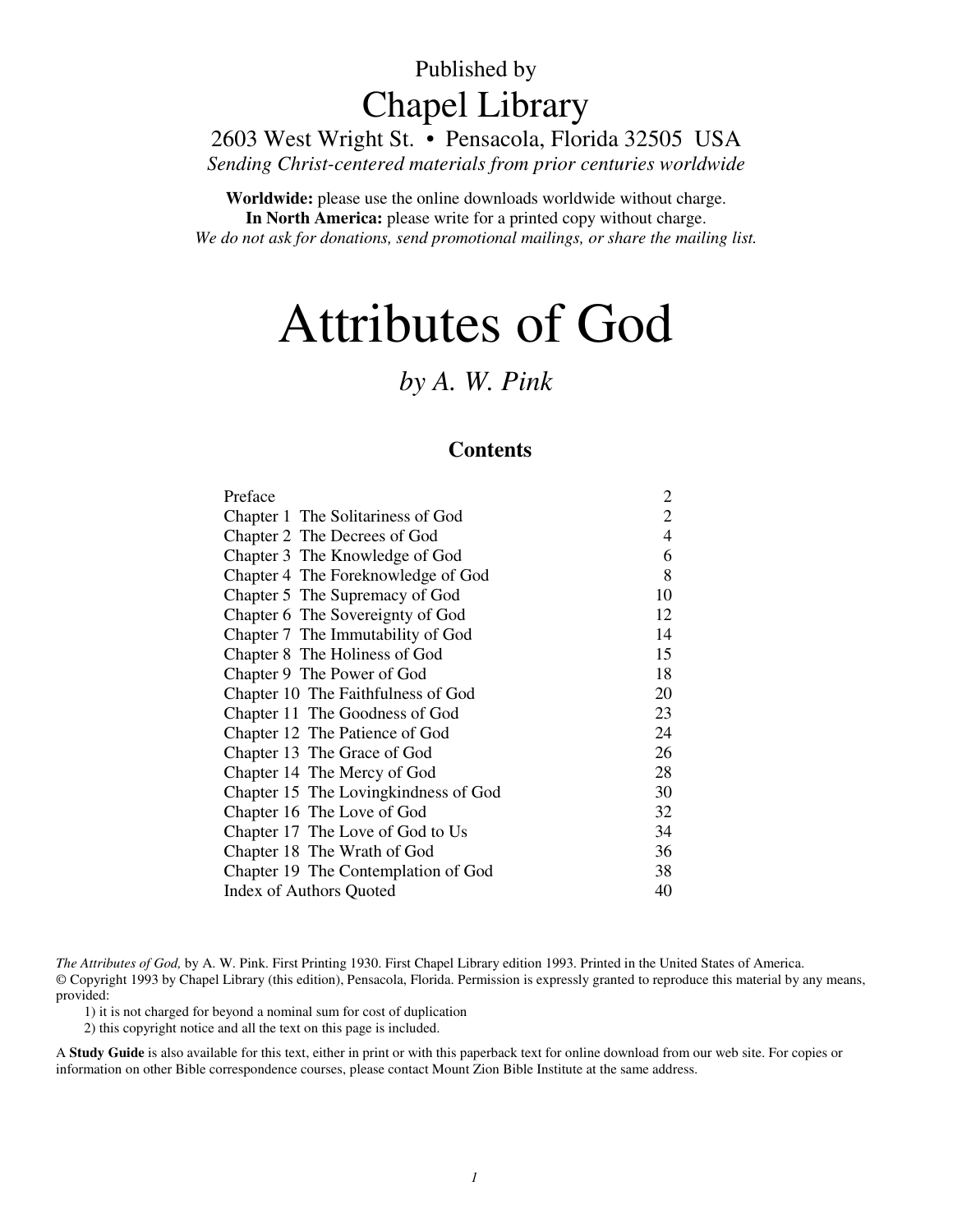Published by

# Chapel Library

2603 West Wright St. • Pensacola, Florida 32505 USA

*Sending Christ-centered materials from prior centuries worldwide*

**Worldwide:** please use the online downloads worldwide without charge.
**In North America:** please write for a printed copy without charge.
*We do not ask for donations, send promotional mailings, or share the mailing list.*

# Attributes of God

## *by A. W. Pink*

### Contents

| | |
|---|---|
| Preface | 2 |
| Chapter 1 The Solitariness of God | 2 |
| Chapter 2 The Decrees of God | 4 |
| Chapter 3 The Knowledge of God | 6 |
| Chapter 4 The Foreknowledge of God | 8 |
| Chapter 5 The Supremacy of God | 10 |
| Chapter 6 The Sovereignty of God | 12 |
| Chapter 7 The Immutability of God | 14 |
| Chapter 8 The Holiness of God | 15 |
| Chapter 9 The Power of God | 18 |
| Chapter 10 The Faithfulness of God | 20 |
| Chapter 11 The Goodness of God | 23 |
| Chapter 12 The Patience of God | 24 |
| Chapter 13 The Grace of God | 26 |
| Chapter 14 The Mercy of God | 28 |
| Chapter 15 The Lovingkindness of God | 30 |
| Chapter 16 The Love of God | 32 |
| Chapter 17 The Love of God to Us | 34 |
| Chapter 18 The Wrath of God | 36 |
| Chapter 19 The Contemplation of God | 38 |
| Index of Authors Quoted | 40 |

*The Attributes of God,* by A. W. Pink. First Printing 1930. First Chapel Library edition 1993. Printed in the United States of America.
© Copyright 1993 by Chapel Library (this edition), Pensacola, Florida. Permission is expressly granted to reproduce this material by any means, provided:

1) it is not charged for beyond a nominal sum for cost of duplication
2) this copyright notice and all the text on this page is included.

A **Study Guide** is also available for this text, either in print or with this paperback text for online download from our web site. For copies or information on other Bible correspondence courses, please contact Mount Zion Bible Institute at the same address.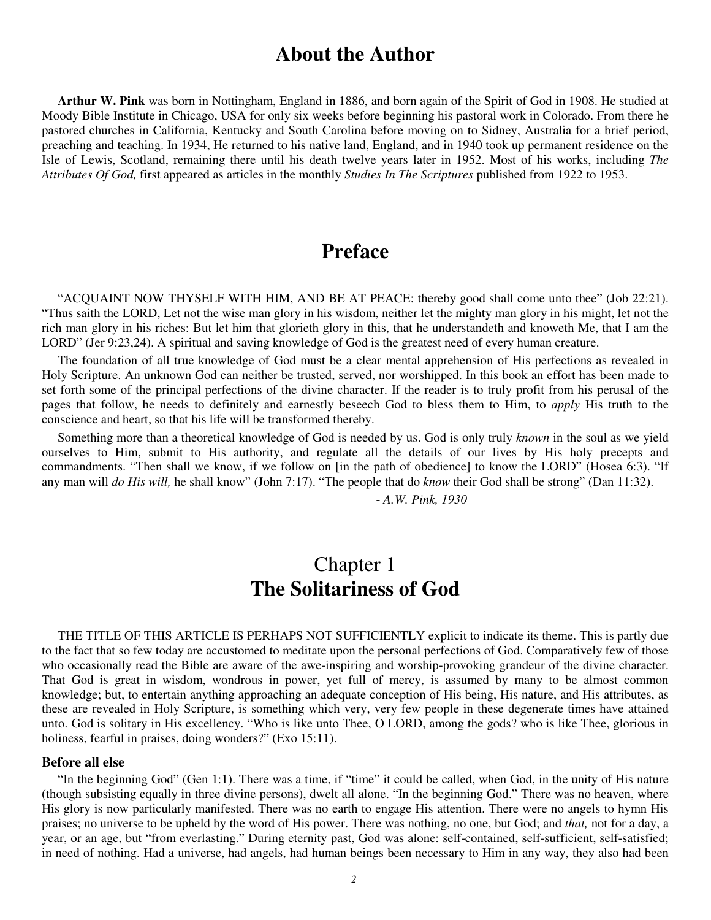# About the Author

**Arthur W. Pink** was born in Nottingham, England in 1886, and born again of the Spirit of God in 1908. He studied at Moody Bible Institute in Chicago, USA for only six weeks before beginning his pastoral work in Colorado. From there he pastored churches in California, Kentucky and South Carolina before moving on to Sidney, Australia for a brief period, preaching and teaching. In 1934, He returned to his native land, England, and in 1940 took up permanent residence on the Isle of Lewis, Scotland, remaining there until his death twelve years later in 1952. Most of his works, including *The Attributes Of God,* first appeared as articles in the monthly *Studies In The Scriptures* published from 1922 to 1953.

# Preface

"ACQUAINT NOW THYSELF WITH HIM, AND BE AT PEACE: thereby good shall come unto thee" (Job 22:21). "Thus saith the LORD, Let not the wise man glory in his wisdom, neither let the mighty man glory in his might, let not the rich man glory in his riches: But let him that glorieth glory in this, that he understandeth and knoweth Me, that I am the LORD" (Jer 9:23,24). A spiritual and saving knowledge of God is the greatest need of every human creature.

The foundation of all true knowledge of God must be a clear mental apprehension of His perfections as revealed in Holy Scripture. An unknown God can neither be trusted, served, nor worshipped. In this book an effort has been made to set forth some of the principal perfections of the divine character. If the reader is to truly profit from his perusal of the pages that follow, he needs to definitely and earnestly beseech God to bless them to Him, to *apply* His truth to the conscience and heart, so that his life will be transformed thereby.

Something more than a theoretical knowledge of God is needed by us. God is only truly *known* in the soul as we yield ourselves to Him, submit to His authority, and regulate all the details of our lives by His holy precepts and commandments. "Then shall we know, if we follow on [in the path of obedience] to know the LORD" (Hosea 6:3). "If any man will *do His will,* he shall know" (John 7:17). "The people that do *know* their God shall be strong" (Dan 11:32).

*- A.W. Pink, 1930*

# Chapter 1
# The Solitariness of God

THE TITLE OF THIS ARTICLE IS PERHAPS NOT SUFFICIENTLY explicit to indicate its theme. This is partly due to the fact that so few today are accustomed to meditate upon the personal perfections of God. Comparatively few of those who occasionally read the Bible are aware of the awe-inspiring and worship-provoking grandeur of the divine character. That God is great in wisdom, wondrous in power, yet full of mercy, is assumed by many to be almost common knowledge; but, to entertain anything approaching an adequate conception of His being, His nature, and His attributes, as these are revealed in Holy Scripture, is something which very, very few people in these degenerate times have attained unto. God is solitary in His excellency. "Who is like unto Thee, O LORD, among the gods? who is like Thee, glorious in holiness, fearful in praises, doing wonders?" (Exo 15:11).

### Before all else

"In the beginning God" (Gen 1:1). There was a time, if "time" it could be called, when God, in the unity of His nature (though subsisting equally in three divine persons), dwelt all alone. "In the beginning God." There was no heaven, where His glory is now particularly manifested. There was no earth to engage His attention. There were no angels to hymn His praises; no universe to be upheld by the word of His power. There was nothing, no one, but God; and *that,* not for a day, a year, or an age, but "from everlasting." During eternity past, God was alone: self-contained, self-sufficient, self-satisfied; in need of nothing. Had a universe, had angels, had human beings been necessary to Him in any way, they also had been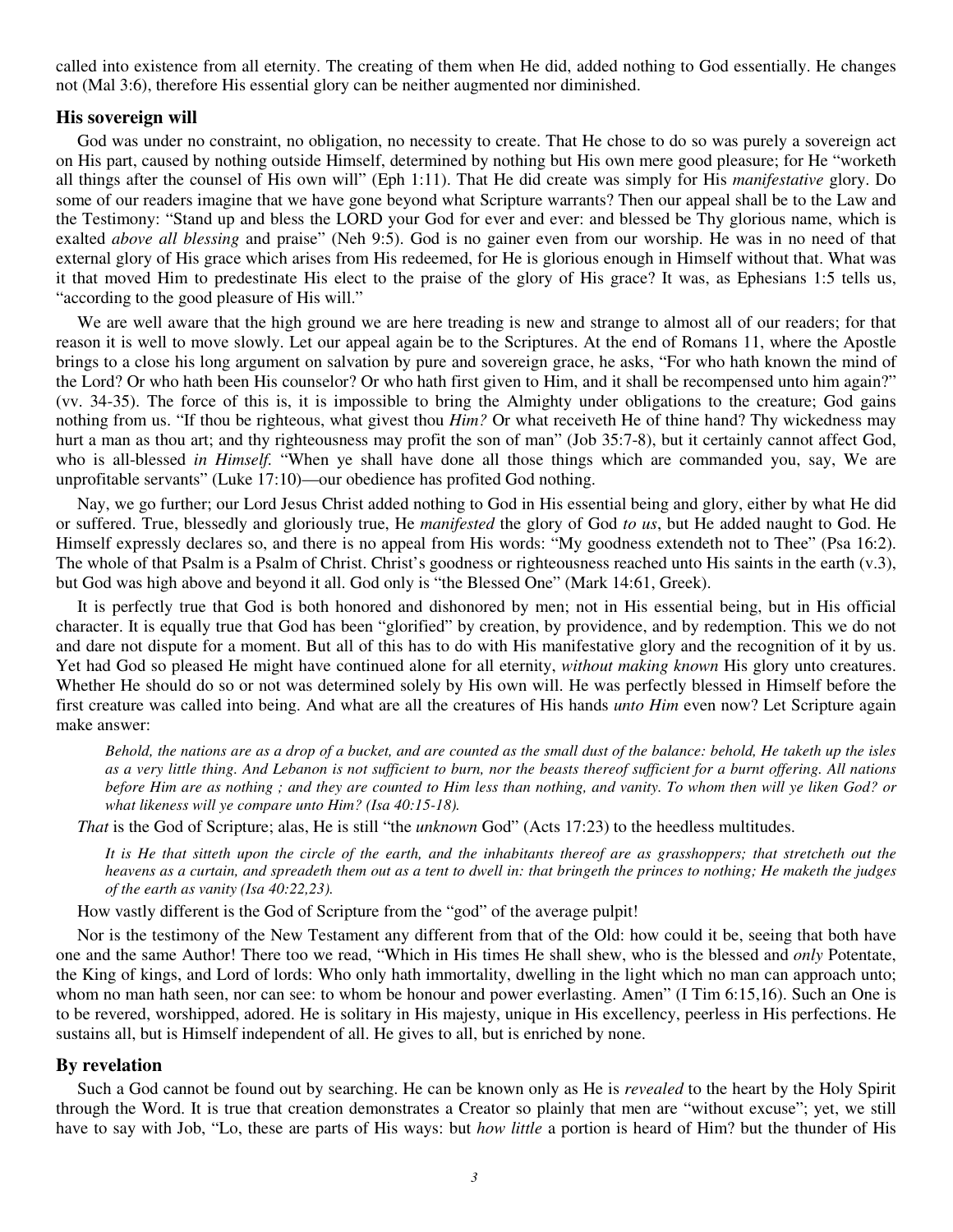called into existence from all eternity. The creating of them when He did, added nothing to God essentially. He changes not (Mal 3:6), therefore His essential glory can be neither augmented nor diminished.

### His sovereign will

God was under no constraint, no obligation, no necessity to create. That He chose to do so was purely a sovereign act on His part, caused by nothing outside Himself, determined by nothing but His own mere good pleasure; for He "worketh all things after the counsel of His own will" (Eph 1:11). That He did create was simply for His *manifestative* glory. Do some of our readers imagine that we have gone beyond what Scripture warrants? Then our appeal shall be to the Law and the Testimony: "Stand up and bless the LORD your God for ever and ever: and blessed be Thy glorious name, which is exalted *above all blessing* and praise" (Neh 9:5). God is no gainer even from our worship. He was in no need of that external glory of His grace which arises from His redeemed, for He is glorious enough in Himself without that. What was it that moved Him to predestinate His elect to the praise of the glory of His grace? It was, as Ephesians 1:5 tells us, "according to the good pleasure of His will."

We are well aware that the high ground we are here treading is new and strange to almost all of our readers; for that reason it is well to move slowly. Let our appeal again be to the Scriptures. At the end of Romans 11, where the Apostle brings to a close his long argument on salvation by pure and sovereign grace, he asks, "For who hath known the mind of the Lord? Or who hath been His counselor? Or who hath first given to Him, and it shall be recompensed unto him again?" (vv. 34-35). The force of this is, it is impossible to bring the Almighty under obligations to the creature; God gains nothing from us. "If thou be righteous, what givest thou *Him?* Or what receiveth He of thine hand? Thy wickedness may hurt a man as thou art; and thy righteousness may profit the son of man" (Job 35:7-8), but it certainly cannot affect God, who is all-blessed *in Himself.* "When ye shall have done all those things which are commanded you, say, We are unprofitable servants" (Luke 17:10)—our obedience has profited God nothing.

Nay, we go further; our Lord Jesus Christ added nothing to God in His essential being and glory, either by what He did or suffered. True, blessedly and gloriously true, He *manifested* the glory of God *to us*, but He added naught to God. He Himself expressly declares so, and there is no appeal from His words: "My goodness extendeth not to Thee" (Psa 16:2). The whole of that Psalm is a Psalm of Christ. Christ's goodness or righteousness reached unto His saints in the earth (v.3), but God was high above and beyond it all. God only is "the Blessed One" (Mark 14:61, Greek).

It is perfectly true that God is both honored and dishonored by men; not in His essential being, but in His official character. It is equally true that God has been "glorified" by creation, by providence, and by redemption. This we do not and dare not dispute for a moment. But all of this has to do with His manifestative glory and the recognition of it by us. Yet had God so pleased He might have continued alone for all eternity, *without making known* His glory unto creatures. Whether He should do so or not was determined solely by His own will. He was perfectly blessed in Himself before the first creature was called into being. And what are all the creatures of His hands *unto Him* even now? Let Scripture again make answer:

> *Behold, the nations are as a drop of a bucket, and are counted as the small dust of the balance: behold, He taketh up the isles as a very little thing. And Lebanon is not sufficient to burn, nor the beasts thereof sufficient for a burnt offering. All nations before Him are as nothing ; and they are counted to Him less than nothing, and vanity. To whom then will ye liken God? or what likeness will ye compare unto Him? (Isa 40:15-18).*

*That* is the God of Scripture; alas, He is still "the *unknown* God" (Acts 17:23) to the heedless multitudes.

> *It is He that sitteth upon the circle of the earth, and the inhabitants thereof are as grasshoppers; that stretcheth out the heavens as a curtain, and spreadeth them out as a tent to dwell in: that bringeth the princes to nothing; He maketh the judges of the earth as vanity (Isa 40:22,23).*

How vastly different is the God of Scripture from the "god" of the average pulpit!

Nor is the testimony of the New Testament any different from that of the Old: how could it be, seeing that both have one and the same Author! There too we read, "Which in His times He shall shew, who is the blessed and *only* Potentate, the King of kings, and Lord of lords: Who only hath immortality, dwelling in the light which no man can approach unto; whom no man hath seen, nor can see: to whom be honour and power everlasting. Amen" (I Tim 6:15,16). Such an One is to be revered, worshipped, adored. He is solitary in His majesty, unique in His excellency, peerless in His perfections. He sustains all, but is Himself independent of all. He gives to all, but is enriched by none.

### By revelation

Such a God cannot be found out by searching. He can be known only as He is *revealed* to the heart by the Holy Spirit through the Word. It is true that creation demonstrates a Creator so plainly that men are "without excuse"; yet, we still have to say with Job, "Lo, these are parts of His ways: but *how little* a portion is heard of Him? but the thunder of His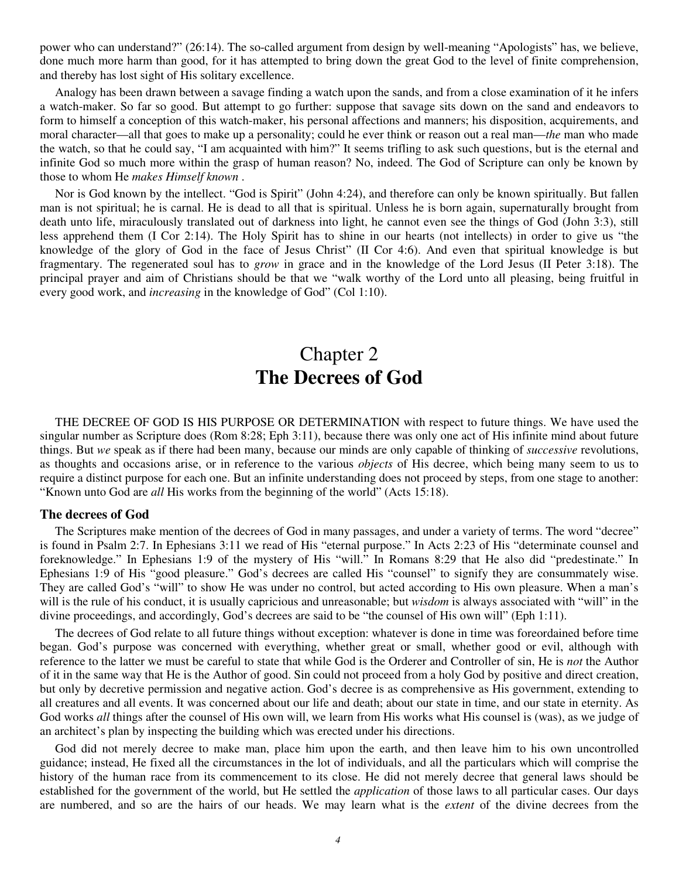power who can understand?" (26:14). The so-called argument from design by well-meaning "Apologists" has, we believe, done much more harm than good, for it has attempted to bring down the great God to the level of finite comprehension, and thereby has lost sight of His solitary excellence.

Analogy has been drawn between a savage finding a watch upon the sands, and from a close examination of it he infers a watch-maker. So far so good. But attempt to go further: suppose that savage sits down on the sand and endeavors to form to himself a conception of this watch-maker, his personal affections and manners; his disposition, acquirements, and moral character—all that goes to make up a personality; could he ever think or reason out a real man—*the* man who made the watch, so that he could say, "I am acquainted with him?" It seems trifling to ask such questions, but is the eternal and infinite God so much more within the grasp of human reason? No, indeed. The God of Scripture can only be known by those to whom He *makes Himself known* .

Nor is God known by the intellect. "God is Spirit" (John 4:24), and therefore can only be known spiritually. But fallen man is not spiritual; he is carnal. He is dead to all that is spiritual. Unless he is born again, supernaturally brought from death unto life, miraculously translated out of darkness into light, he cannot even see the things of God (John 3:3), still less apprehend them (I Cor 2:14). The Holy Spirit has to shine in our hearts (not intellects) in order to give us "the knowledge of the glory of God in the face of Jesus Christ" (II Cor 4:6). And even that spiritual knowledge is but fragmentary. The regenerated soul has to *grow* in grace and in the knowledge of the Lord Jesus (II Peter 3:18). The principal prayer and aim of Christians should be that we "walk worthy of the Lord unto all pleasing, being fruitful in every good work, and *increasing* in the knowledge of God" (Col 1:10).

# Chapter 2
# **The Decrees of God**

THE DECREE OF GOD IS HIS PURPOSE OR DETERMINATION with respect to future things. We have used the singular number as Scripture does (Rom 8:28; Eph 3:11), because there was only one act of His infinite mind about future things. But *we* speak as if there had been many, because our minds are only capable of thinking of *successive* revolutions, as thoughts and occasions arise, or in reference to the various *objects* of His decree, which being many seem to us to require a distinct purpose for each one. But an infinite understanding does not proceed by steps, from one stage to another: "Known unto God are *all* His works from the beginning of the world" (Acts 15:18).

### The decrees of God

The Scriptures make mention of the decrees of God in many passages, and under a variety of terms. The word "decree" is found in Psalm 2:7. In Ephesians 3:11 we read of His "eternal purpose." In Acts 2:23 of His "determinate counsel and foreknowledge." In Ephesians 1:9 of the mystery of His "will." In Romans 8:29 that He also did "predestinate." In Ephesians 1:9 of His "good pleasure." God's decrees are called His "counsel" to signify they are consummately wise. They are called God's "will" to show He was under no control, but acted according to His own pleasure. When a man's will is the rule of his conduct, it is usually capricious and unreasonable; but *wisdom* is always associated with "will" in the divine proceedings, and accordingly, God's decrees are said to be "the counsel of His own will" (Eph 1:11).

The decrees of God relate to all future things without exception: whatever is done in time was foreordained before time began. God's purpose was concerned with everything, whether great or small, whether good or evil, although with reference to the latter we must be careful to state that while God is the Orderer and Controller of sin, He is *not* the Author of it in the same way that He is the Author of good. Sin could not proceed from a holy God by positive and direct creation, but only by decretive permission and negative action. God's decree is as comprehensive as His government, extending to all creatures and all events. It was concerned about our life and death; about our state in time, and our state in eternity. As God works *all* things after the counsel of His own will, we learn from His works what His counsel is (was), as we judge of an architect's plan by inspecting the building which was erected under his directions.

God did not merely decree to make man, place him upon the earth, and then leave him to his own uncontrolled guidance; instead, He fixed all the circumstances in the lot of individuals, and all the particulars which will comprise the history of the human race from its commencement to its close. He did not merely decree that general laws should be established for the government of the world, but He settled the *application* of those laws to all particular cases. Our days are numbered, and so are the hairs of our heads. We may learn what is the *extent* of the divine decrees from the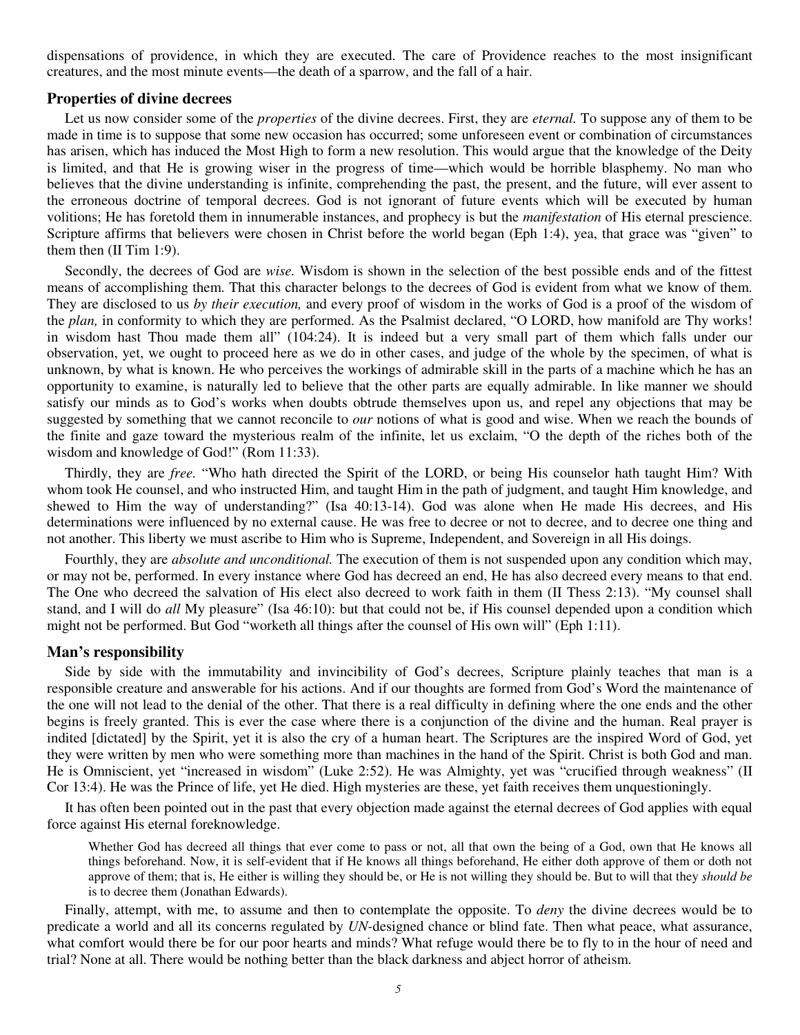dispensations of providence, in which they are executed. The care of Providence reaches to the most insignificant creatures, and the most minute events—the death of a sparrow, and the fall of a hair.

### Properties of divine decrees

Let us now consider some of the *properties* of the divine decrees. First, they are *eternal.* To suppose any of them to be made in time is to suppose that some new occasion has occurred; some unforeseen event or combination of circumstances has arisen, which has induced the Most High to form a new resolution. This would argue that the knowledge of the Deity is limited, and that He is growing wiser in the progress of time—which would be horrible blasphemy. No man who believes that the divine understanding is infinite, comprehending the past, the present, and the future, will ever assent to the erroneous doctrine of temporal decrees. God is not ignorant of future events which will be executed by human volitions; He has foretold them in innumerable instances, and prophecy is but the *manifestation* of His eternal prescience. Scripture affirms that believers were chosen in Christ before the world began (Eph 1:4), yea, that grace was "given" to them then (II Tim 1:9).

Secondly, the decrees of God are *wise.* Wisdom is shown in the selection of the best possible ends and of the fittest means of accomplishing them. That this character belongs to the decrees of God is evident from what we know of them. They are disclosed to us *by their execution,* and every proof of wisdom in the works of God is a proof of the wisdom of the *plan,* in conformity to which they are performed. As the Psalmist declared, "O LORD, how manifold are Thy works! in wisdom hast Thou made them all" (104:24). It is indeed but a very small part of them which falls under our observation, yet, we ought to proceed here as we do in other cases, and judge of the whole by the specimen, of what is unknown, by what is known. He who perceives the workings of admirable skill in the parts of a machine which he has an opportunity to examine, is naturally led to believe that the other parts are equally admirable. In like manner we should satisfy our minds as to God's works when doubts obtrude themselves upon us, and repel any objections that may be suggested by something that we cannot reconcile to *our* notions of what is good and wise. When we reach the bounds of the finite and gaze toward the mysterious realm of the infinite, let us exclaim, "O the depth of the riches both of the wisdom and knowledge of God!" (Rom 11:33).

Thirdly, they are *free.* "Who hath directed the Spirit of the LORD, or being His counselor hath taught Him? With whom took He counsel, and who instructed Him, and taught Him in the path of judgment, and taught Him knowledge, and shewed to Him the way of understanding?" (Isa 40:13-14). God was alone when He made His decrees, and His determinations were influenced by no external cause. He was free to decree or not to decree, and to decree one thing and not another. This liberty we must ascribe to Him who is Supreme, Independent, and Sovereign in all His doings.

Fourthly, they are *absolute and unconditional.* The execution of them is not suspended upon any condition which may, or may not be, performed. In every instance where God has decreed an end, He has also decreed every means to that end. The One who decreed the salvation of His elect also decreed to work faith in them (II Thess 2:13). "My counsel shall stand, and I will do *all* My pleasure" (Isa 46:10): but that could not be, if His counsel depended upon a condition which might not be performed. But God "worketh all things after the counsel of His own will" (Eph 1:11).

### Man's responsibility

Side by side with the immutability and invincibility of God's decrees, Scripture plainly teaches that man is a responsible creature and answerable for his actions. And if our thoughts are formed from God's Word the maintenance of the one will not lead to the denial of the other. That there is a real difficulty in defining where the one ends and the other begins is freely granted. This is ever the case where there is a conjunction of the divine and the human. Real prayer is indited [dictated] by the Spirit, yet it is also the cry of a human heart. The Scriptures are the inspired Word of God, yet they were written by men who were something more than machines in the hand of the Spirit. Christ is both God and man. He is Omniscient, yet "increased in wisdom" (Luke 2:52). He was Almighty, yet was "crucified through weakness" (II Cor 13:4). He was the Prince of life, yet He died. High mysteries are these, yet faith receives them unquestioningly.

It has often been pointed out in the past that every objection made against the eternal decrees of God applies with equal force against His eternal foreknowledge.

> Whether God has decreed all things that ever come to pass or not, all that own the being of a God, own that He knows all things beforehand. Now, it is self-evident that if He knows all things beforehand, He either doth approve of them or doth not approve of them; that is, He either is willing they should be, or He is not willing they should be. But to will that they *should be* is to decree them (Jonathan Edwards).

Finally, attempt, with me, to assume and then to contemplate the opposite. To *deny* the divine decrees would be to predicate a world and all its concerns regulated by *UN*-designed chance or blind fate. Then what peace, what assurance, what comfort would there be for our poor hearts and minds? What refuge would there be to fly to in the hour of need and trial? None at all. There would be nothing better than the black darkness and abject horror of atheism.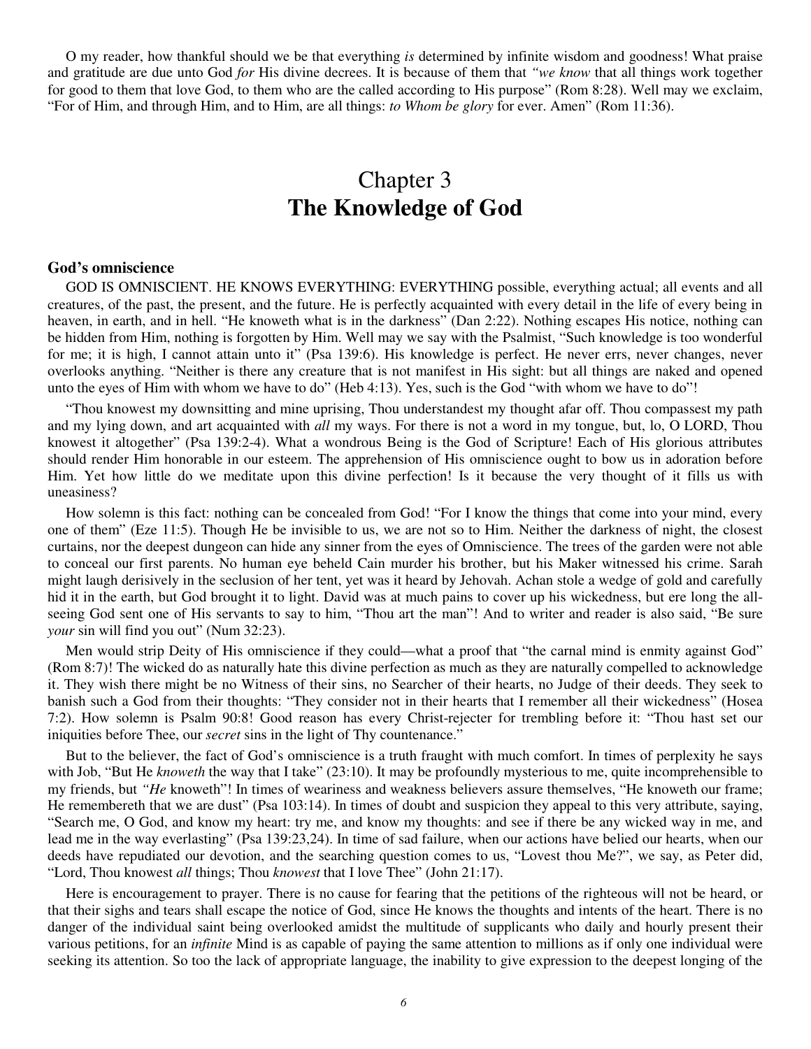O my reader, how thankful should we be that everything *is* determined by infinite wisdom and goodness! What praise and gratitude are due unto God *for* His divine decrees. It is because of them that *"we know* that all things work together for good to them that love God, to them who are the called according to His purpose" (Rom 8:28). Well may we exclaim, "For of Him, and through Him, and to Him, are all things: *to Whom be glory* for ever. Amen" (Rom 11:36).

# Chapter 3
# The Knowledge of God

### God's omniscience

GOD IS OMNISCIENT. HE KNOWS EVERYTHING: EVERYTHING possible, everything actual; all events and all creatures, of the past, the present, and the future. He is perfectly acquainted with every detail in the life of every being in heaven, in earth, and in hell. "He knoweth what is in the darkness" (Dan 2:22). Nothing escapes His notice, nothing can be hidden from Him, nothing is forgotten by Him. Well may we say with the Psalmist, "Such knowledge is too wonderful for me; it is high, I cannot attain unto it" (Psa 139:6). His knowledge is perfect. He never errs, never changes, never overlooks anything. "Neither is there any creature that is not manifest in His sight: but all things are naked and opened unto the eyes of Him with whom we have to do" (Heb 4:13). Yes, such is the God "with whom we have to do"!

"Thou knowest my downsitting and mine uprising, Thou understandest my thought afar off. Thou compassest my path and my lying down, and art acquainted with *all* my ways. For there is not a word in my tongue, but, lo, O LORD, Thou knowest it altogether" (Psa 139:2-4). What a wondrous Being is the God of Scripture! Each of His glorious attributes should render Him honorable in our esteem. The apprehension of His omniscience ought to bow us in adoration before Him. Yet how little do we meditate upon this divine perfection! Is it because the very thought of it fills us with uneasiness?

How solemn is this fact: nothing can be concealed from God! "For I know the things that come into your mind, every one of them" (Eze 11:5). Though He be invisible to us, we are not so to Him. Neither the darkness of night, the closest curtains, nor the deepest dungeon can hide any sinner from the eyes of Omniscience. The trees of the garden were not able to conceal our first parents. No human eye beheld Cain murder his brother, but his Maker witnessed his crime. Sarah might laugh derisively in the seclusion of her tent, yet was it heard by Jehovah. Achan stole a wedge of gold and carefully hid it in the earth, but God brought it to light. David was at much pains to cover up his wickedness, but ere long the all-seeing God sent one of His servants to say to him, "Thou art the man"! And to writer and reader is also said, "Be sure *your* sin will find you out" (Num 32:23).

Men would strip Deity of His omniscience if they could—what a proof that "the carnal mind is enmity against God" (Rom 8:7)! The wicked do as naturally hate this divine perfection as much as they are naturally compelled to acknowledge it. They wish there might be no Witness of their sins, no Searcher of their hearts, no Judge of their deeds. They seek to banish such a God from their thoughts: "They consider not in their hearts that I remember all their wickedness" (Hosea 7:2). How solemn is Psalm 90:8! Good reason has every Christ-rejecter for trembling before it: "Thou hast set our iniquities before Thee, our *secret* sins in the light of Thy countenance."

But to the believer, the fact of God's omniscience is a truth fraught with much comfort. In times of perplexity he says with Job, "But He *knoweth* the way that I take" (23:10). It may be profoundly mysterious to me, quite incomprehensible to my friends, but *"He* knoweth"! In times of weariness and weakness believers assure themselves, "He knoweth our frame; He remembereth that we are dust" (Psa 103:14). In times of doubt and suspicion they appeal to this very attribute, saying, "Search me, O God, and know my heart: try me, and know my thoughts: and see if there be any wicked way in me, and lead me in the way everlasting" (Psa 139:23,24). In time of sad failure, when our actions have belied our hearts, when our deeds have repudiated our devotion, and the searching question comes to us, "Lovest thou Me?", we say, as Peter did, "Lord, Thou knowest *all* things; Thou *knowest* that I love Thee" (John 21:17).

Here is encouragement to prayer. There is no cause for fearing that the petitions of the righteous will not be heard, or that their sighs and tears shall escape the notice of God, since He knows the thoughts and intents of the heart. There is no danger of the individual saint being overlooked amidst the multitude of supplicants who daily and hourly present their various petitions, for an *infinite* Mind is as capable of paying the same attention to millions as if only one individual were seeking its attention. So too the lack of appropriate language, the inability to give expression to the deepest longing of the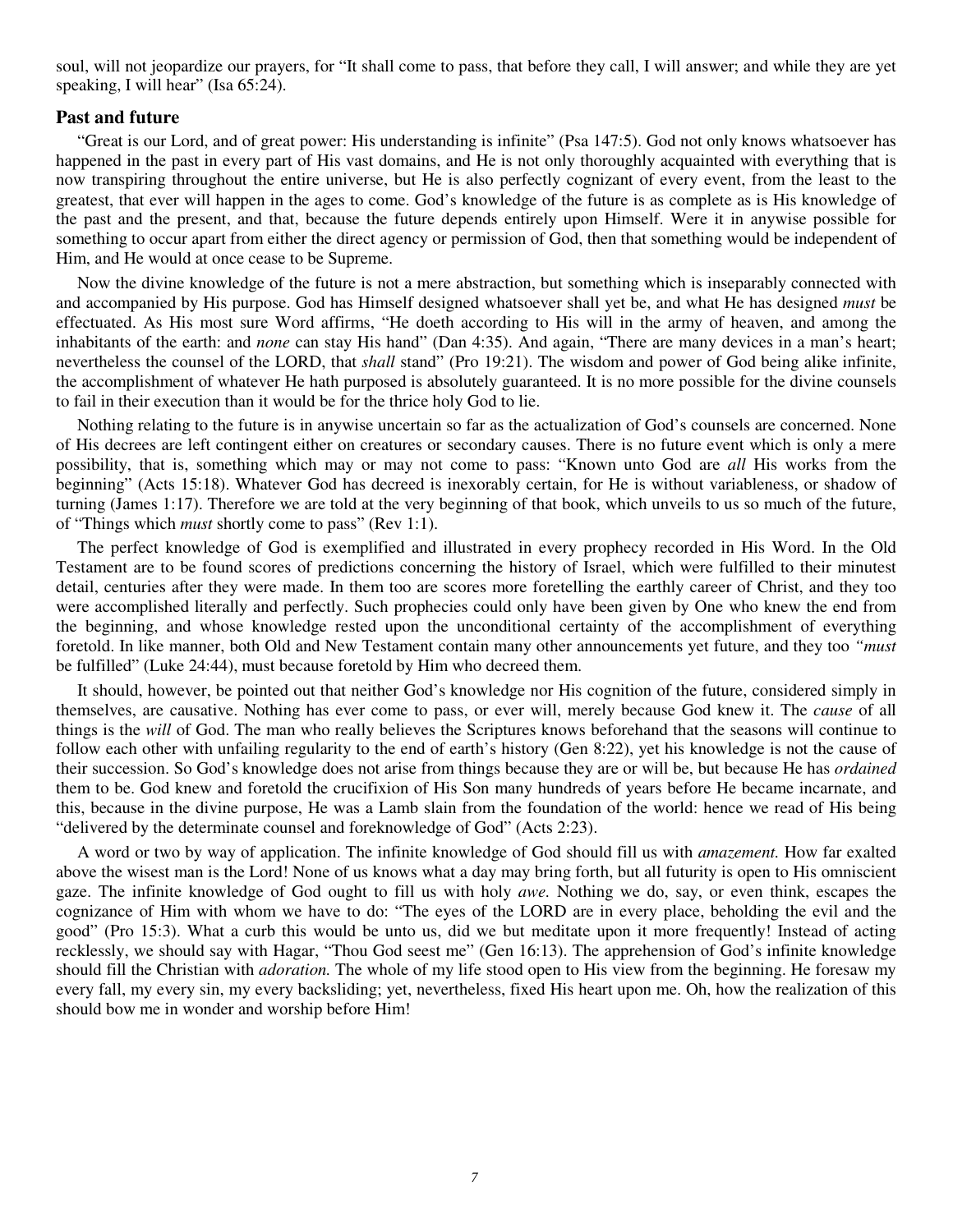soul, will not jeopardize our prayers, for "It shall come to pass, that before they call, I will answer; and while they are yet speaking, I will hear" (Isa 65:24).

### Past and future

"Great is our Lord, and of great power: His understanding is infinite" (Psa 147:5). God not only knows whatsoever has happened in the past in every part of His vast domains, and He is not only thoroughly acquainted with everything that is now transpiring throughout the entire universe, but He is also perfectly cognizant of every event, from the least to the greatest, that ever will happen in the ages to come. God's knowledge of the future is as complete as is His knowledge of the past and the present, and that, because the future depends entirely upon Himself. Were it in anywise possible for something to occur apart from either the direct agency or permission of God, then that something would be independent of Him, and He would at once cease to be Supreme.

Now the divine knowledge of the future is not a mere abstraction, but something which is inseparably connected with and accompanied by His purpose. God has Himself designed whatsoever shall yet be, and what He has designed *must* be effectuated. As His most sure Word affirms, "He doeth according to His will in the army of heaven, and among the inhabitants of the earth: and *none* can stay His hand" (Dan 4:35). And again, "There are many devices in a man's heart; nevertheless the counsel of the LORD, that *shall* stand" (Pro 19:21). The wisdom and power of God being alike infinite, the accomplishment of whatever He hath purposed is absolutely guaranteed. It is no more possible for the divine counsels to fail in their execution than it would be for the thrice holy God to lie.

Nothing relating to the future is in anywise uncertain so far as the actualization of God's counsels are concerned. None of His decrees are left contingent either on creatures or secondary causes. There is no future event which is only a mere possibility, that is, something which may or may not come to pass: "Known unto God are *all* His works from the beginning" (Acts 15:18). Whatever God has decreed is inexorably certain, for He is without variableness, or shadow of turning (James 1:17). Therefore we are told at the very beginning of that book, which unveils to us so much of the future, of "Things which *must* shortly come to pass" (Rev 1:1).

The perfect knowledge of God is exemplified and illustrated in every prophecy recorded in His Word. In the Old Testament are to be found scores of predictions concerning the history of Israel, which were fulfilled to their minutest detail, centuries after they were made. In them too are scores more foretelling the earthly career of Christ, and they too were accomplished literally and perfectly. Such prophecies could only have been given by One who knew the end from the beginning, and whose knowledge rested upon the unconditional certainty of the accomplishment of everything foretold. In like manner, both Old and New Testament contain many other announcements yet future, and they too *"must* be fulfilled" (Luke 24:44), must because foretold by Him who decreed them.

It should, however, be pointed out that neither God's knowledge nor His cognition of the future, considered simply in themselves, are causative. Nothing has ever come to pass, or ever will, merely because God knew it. The *cause* of all things is the *will* of God. The man who really believes the Scriptures knows beforehand that the seasons will continue to follow each other with unfailing regularity to the end of earth's history (Gen 8:22), yet his knowledge is not the cause of their succession. So God's knowledge does not arise from things because they are or will be, but because He has *ordained* them to be. God knew and foretold the crucifixion of His Son many hundreds of years before He became incarnate, and this, because in the divine purpose, He was a Lamb slain from the foundation of the world: hence we read of His being "delivered by the determinate counsel and foreknowledge of God" (Acts 2:23).

A word or two by way of application. The infinite knowledge of God should fill us with *amazement.* How far exalted above the wisest man is the Lord! None of us knows what a day may bring forth, but all futurity is open to His omniscient gaze. The infinite knowledge of God ought to fill us with holy *awe.* Nothing we do, say, or even think, escapes the cognizance of Him with whom we have to do: "The eyes of the LORD are in every place, beholding the evil and the good" (Pro 15:3). What a curb this would be unto us, did we but meditate upon it more frequently! Instead of acting recklessly, we should say with Hagar, "Thou God seest me" (Gen 16:13). The apprehension of God's infinite knowledge should fill the Christian with *adoration.* The whole of my life stood open to His view from the beginning. He foresaw my every fall, my every sin, my every backsliding; yet, nevertheless, fixed His heart upon me. Oh, how the realization of this should bow me in wonder and worship before Him!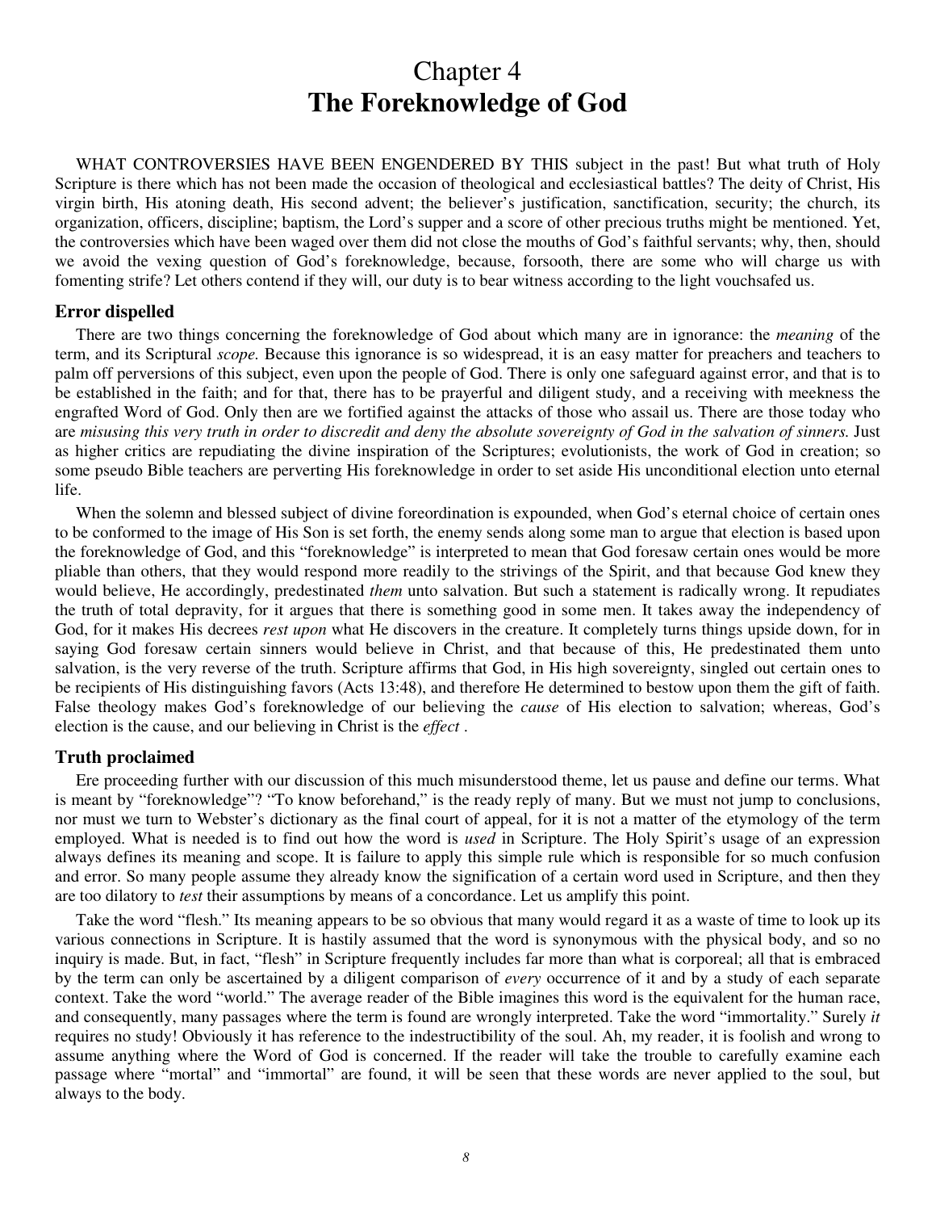# Chapter 4
# The Foreknowledge of God

WHAT CONTROVERSIES HAVE BEEN ENGENDERED BY THIS subject in the past! But what truth of Holy Scripture is there which has not been made the occasion of theological and ecclesiastical battles? The deity of Christ, His virgin birth, His atoning death, His second advent; the believer's justification, sanctification, security; the church, its organization, officers, discipline; baptism, the Lord's supper and a score of other precious truths might be mentioned. Yet, the controversies which have been waged over them did not close the mouths of God's faithful servants; why, then, should we avoid the vexing question of God's foreknowledge, because, forsooth, there are some who will charge us with fomenting strife? Let others contend if they will, our duty is to bear witness according to the light vouchsafed us.

## Error dispelled

There are two things concerning the foreknowledge of God about which many are in ignorance: the *meaning* of the term, and its Scriptural *scope.* Because this ignorance is so widespread, it is an easy matter for preachers and teachers to palm off perversions of this subject, even upon the people of God. There is only one safeguard against error, and that is to be established in the faith; and for that, there has to be prayerful and diligent study, and a receiving with meekness the engrafted Word of God. Only then are we fortified against the attacks of those who assail us. There are those today who are *misusing this very truth in order to discredit and deny the absolute sovereignty of God in the salvation of sinners.* Just as higher critics are repudiating the divine inspiration of the Scriptures; evolutionists, the work of God in creation; so some pseudo Bible teachers are perverting His foreknowledge in order to set aside His unconditional election unto eternal life.

When the solemn and blessed subject of divine foreordination is expounded, when God's eternal choice of certain ones to be conformed to the image of His Son is set forth, the enemy sends along some man to argue that election is based upon the foreknowledge of God, and this "foreknowledge" is interpreted to mean that God foresaw certain ones would be more pliable than others, that they would respond more readily to the strivings of the Spirit, and that because God knew they would believe, He accordingly, predestinated *them* unto salvation. But such a statement is radically wrong. It repudiates the truth of total depravity, for it argues that there is something good in some men. It takes away the independency of God, for it makes His decrees *rest upon* what He discovers in the creature. It completely turns things upside down, for in saying God foresaw certain sinners would believe in Christ, and that because of this, He predestinated them unto salvation, is the very reverse of the truth. Scripture affirms that God, in His high sovereignty, singled out certain ones to be recipients of His distinguishing favors (Acts 13:48), and therefore He determined to bestow upon them the gift of faith. False theology makes God's foreknowledge of our believing the *cause* of His election to salvation; whereas, God's election is the cause, and our believing in Christ is the *effect* .

## Truth proclaimed

Ere proceeding further with our discussion of this much misunderstood theme, let us pause and define our terms. What is meant by "foreknowledge"? "To know beforehand," is the ready reply of many. But we must not jump to conclusions, nor must we turn to Webster's dictionary as the final court of appeal, for it is not a matter of the etymology of the term employed. What is needed is to find out how the word is *used* in Scripture. The Holy Spirit's usage of an expression always defines its meaning and scope. It is failure to apply this simple rule which is responsible for so much confusion and error. So many people assume they already know the signification of a certain word used in Scripture, and then they are too dilatory to *test* their assumptions by means of a concordance. Let us amplify this point.

Take the word "flesh." Its meaning appears to be so obvious that many would regard it as a waste of time to look up its various connections in Scripture. It is hastily assumed that the word is synonymous with the physical body, and so no inquiry is made. But, in fact, "flesh" in Scripture frequently includes far more than what is corporeal; all that is embraced by the term can only be ascertained by a diligent comparison of *every* occurrence of it and by a study of each separate context. Take the word "world." The average reader of the Bible imagines this word is the equivalent for the human race, and consequently, many passages where the term is found are wrongly interpreted. Take the word "immortality." Surely *it* requires no study! Obviously it has reference to the indestructibility of the soul. Ah, my reader, it is foolish and wrong to assume anything where the Word of God is concerned. If the reader will take the trouble to carefully examine each passage where "mortal" and "immortal" are found, it will be seen that these words are never applied to the soul, but always to the body.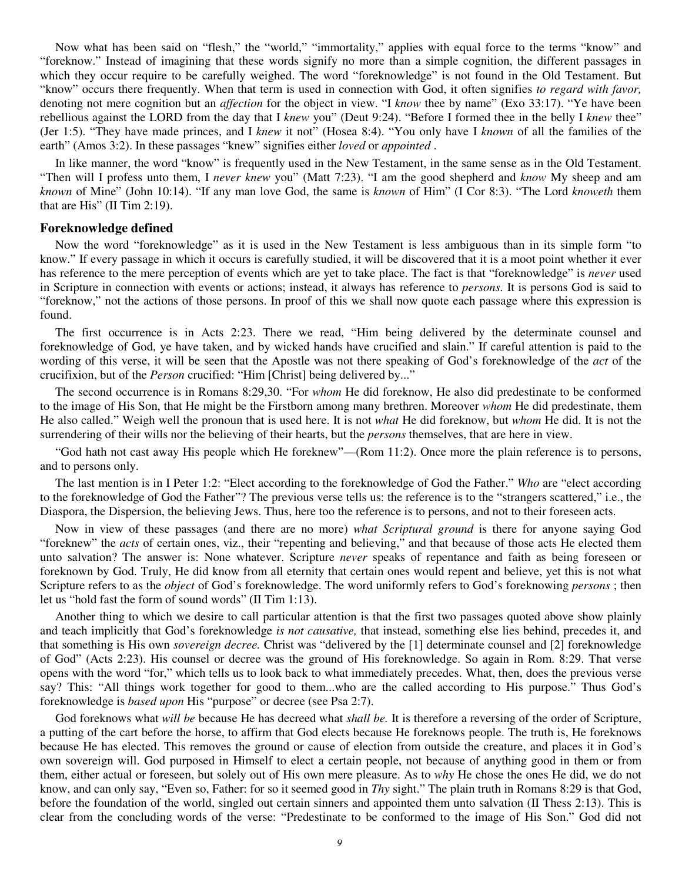Now what has been said on "flesh," the "world," "immortality," applies with equal force to the terms "know" and "foreknow." Instead of imagining that these words signify no more than a simple cognition, the different passages in which they occur require to be carefully weighed. The word "foreknowledge" is not found in the Old Testament. But "know" occurs there frequently. When that term is used in connection with God, it often signifies *to regard with favor,* denoting not mere cognition but an *affection* for the object in view. "I *know* thee by name" (Exo 33:17). "Ye have been rebellious against the LORD from the day that I *knew* you" (Deut 9:24). "Before I formed thee in the belly I *knew* thee" (Jer 1:5). "They have made princes, and I *knew* it not" (Hosea 8:4). "You only have I *known* of all the families of the earth" (Amos 3:2). In these passages "knew" signifies either *loved* or *appointed* .

In like manner, the word "know" is frequently used in the New Testament, in the same sense as in the Old Testament. "Then will I profess unto them, I *never knew* you" (Matt 7:23). "I am the good shepherd and *know* My sheep and am *known* of Mine" (John 10:14). "If any man love God, the same is *known* of Him" (I Cor 8:3). "The Lord *knoweth* them that are His" (II Tim 2:19).

### Foreknowledge defined

Now the word "foreknowledge" as it is used in the New Testament is less ambiguous than in its simple form "to know." If every passage in which it occurs is carefully studied, it will be discovered that it is a moot point whether it ever has reference to the mere perception of events which are yet to take place. The fact is that "foreknowledge" is *never* used in Scripture in connection with events or actions; instead, it always has reference to *persons.* It is persons God is said to "foreknow," not the actions of those persons. In proof of this we shall now quote each passage where this expression is found.

The first occurrence is in Acts 2:23. There we read, "Him being delivered by the determinate counsel and foreknowledge of God, ye have taken, and by wicked hands have crucified and slain." If careful attention is paid to the wording of this verse, it will be seen that the Apostle was not there speaking of God's foreknowledge of the *act* of the crucifixion, but of the *Person* crucified: "Him [Christ] being delivered by..."

The second occurrence is in Romans 8:29,30. "For *whom* He did foreknow, He also did predestinate to be conformed to the image of His Son, that He might be the Firstborn among many brethren. Moreover *whom* He did predestinate, them He also called." Weigh well the pronoun that is used here. It is not *what* He did foreknow, but *whom* He did. It is not the surrendering of their wills nor the believing of their hearts, but the *persons* themselves, that are here in view.

"God hath not cast away His people which He foreknew"—(Rom 11:2). Once more the plain reference is to persons, and to persons only.

The last mention is in I Peter 1:2: "Elect according to the foreknowledge of God the Father." *Who* are "elect according to the foreknowledge of God the Father"? The previous verse tells us: the reference is to the "strangers scattered," i.e., the Diaspora, the Dispersion, the believing Jews. Thus, here too the reference is to persons, and not to their foreseen acts.

Now in view of these passages (and there are no more) *what Scriptural ground* is there for anyone saying God "foreknew" the *acts* of certain ones, viz., their "repenting and believing," and that because of those acts He elected them unto salvation? The answer is: None whatever. Scripture *never* speaks of repentance and faith as being foreseen or foreknown by God. Truly, He did know from all eternity that certain ones would repent and believe, yet this is not what Scripture refers to as the *object* of God's foreknowledge. The word uniformly refers to God's foreknowing *persons* ; then let us "hold fast the form of sound words" (II Tim 1:13).

Another thing to which we desire to call particular attention is that the first two passages quoted above show plainly and teach implicitly that God's foreknowledge *is not causative,* that instead, something else lies behind, precedes it, and that something is His own *sovereign decree.* Christ was "delivered by the [1] determinate counsel and [2] foreknowledge of God" (Acts 2:23). His counsel or decree was the ground of His foreknowledge. So again in Rom. 8:29. That verse opens with the word "for," which tells us to look back to what immediately precedes. What, then, does the previous verse say? This: "All things work together for good to them...who are the called according to His purpose." Thus God's foreknowledge is *based upon* His "purpose" or decree (see Psa 2:7).

God foreknows what *will be* because He has decreed what *shall be.* It is therefore a reversing of the order of Scripture, a putting of the cart before the horse, to affirm that God elects because He foreknows people. The truth is, He foreknows because He has elected. This removes the ground or cause of election from outside the creature, and places it in God's own sovereign will. God purposed in Himself to elect a certain people, not because of anything good in them or from them, either actual or foreseen, but solely out of His own mere pleasure. As to *why* He chose the ones He did, we do not know, and can only say, "Even so, Father: for so it seemed good in *Thy* sight." The plain truth in Romans 8:29 is that God, before the foundation of the world, singled out certain sinners and appointed them unto salvation (II Thess 2:13). This is clear from the concluding words of the verse: "Predestinate to be conformed to the image of His Son." God did not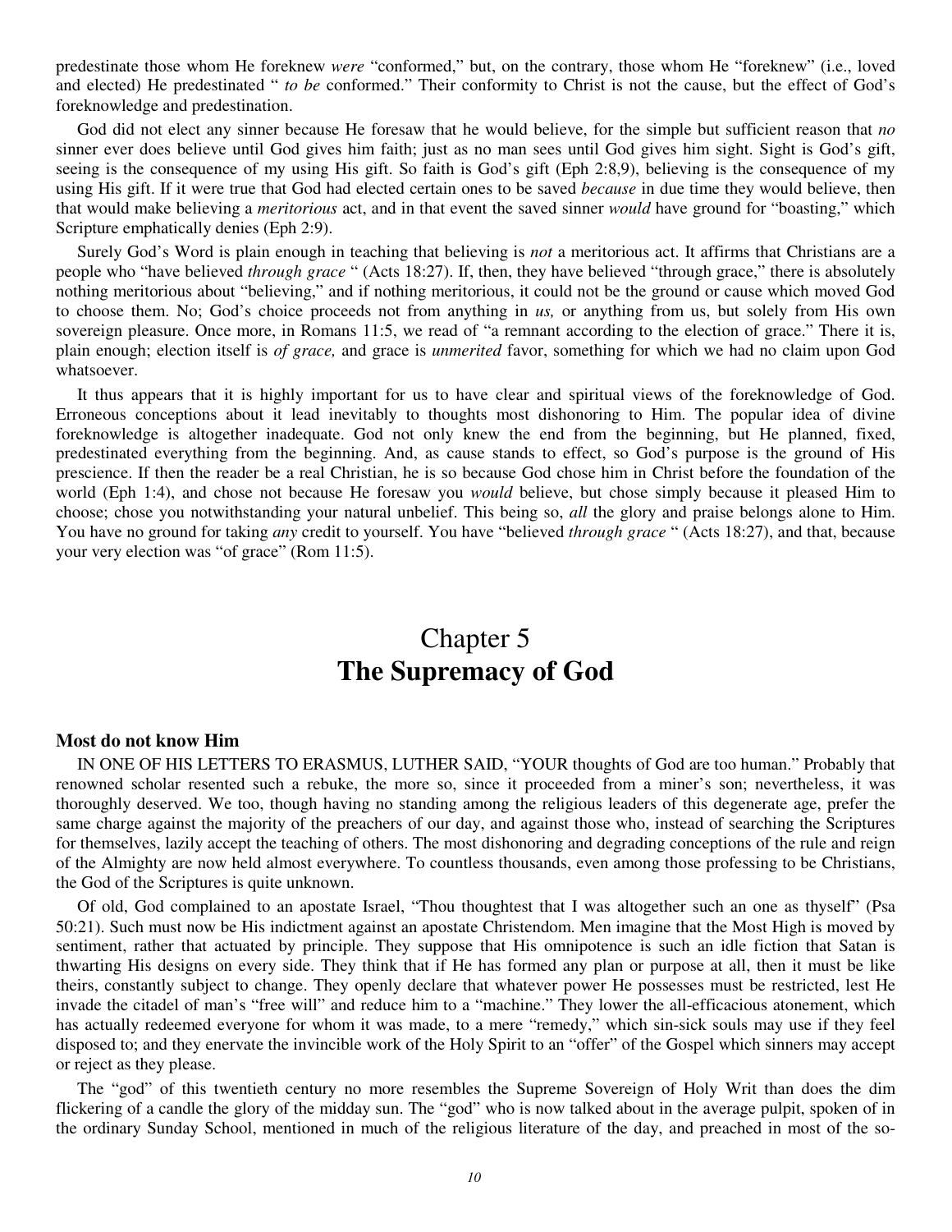predestinate those whom He foreknew *were* “conformed,” but, on the contrary, those whom He “foreknew” (i.e., loved and elected) He predestinated “ *to be* conformed.” Their conformity to Christ is not the cause, but the effect of God’s foreknowledge and predestination.

God did not elect any sinner because He foresaw that he would believe, for the simple but sufficient reason that *no* sinner ever does believe until God gives him faith; just as no man sees until God gives him sight. Sight is God’s gift, seeing is the consequence of my using His gift. So faith is God’s gift (Eph 2:8,9), believing is the consequence of my using His gift. If it were true that God had elected certain ones to be saved *because* in due time they would believe, then that would make believing a *meritorious* act, and in that event the saved sinner *would* have ground for “boasting,” which Scripture emphatically denies (Eph 2:9).

Surely God’s Word is plain enough in teaching that believing is *not* a meritorious act. It affirms that Christians are a people who “have believed *through grace* “ (Acts 18:27). If, then, they have believed “through grace,” there is absolutely nothing meritorious about “believing,” and if nothing meritorious, it could not be the ground or cause which moved God to choose them. No; God’s choice proceeds not from anything in *us,* or anything from us, but solely from His own sovereign pleasure. Once more, in Romans 11:5, we read of “a remnant according to the election of grace.” There it is, plain enough; election itself is *of grace,* and grace is *unmerited* favor, something for which we had no claim upon God whatsoever.

It thus appears that it is highly important for us to have clear and spiritual views of the foreknowledge of God. Erroneous conceptions about it lead inevitably to thoughts most dishonoring to Him. The popular idea of divine foreknowledge is altogether inadequate. God not only knew the end from the beginning, but He planned, fixed, predestinated everything from the beginning. And, as cause stands to effect, so God’s purpose is the ground of His prescience. If then the reader be a real Christian, he is so because God chose him in Christ before the foundation of the world (Eph 1:4), and chose not because He foresaw you *would* believe, but chose simply because it pleased Him to choose; chose you notwithstanding your natural unbelief. This being so, *all* the glory and praise belongs alone to Him. You have no ground for taking *any* credit to yourself. You have “believed *through grace* “ (Acts 18:27), and that, because your very election was “of grace” (Rom 11:5).

# Chapter 5
# **The Supremacy of God**

### **Most do not know Him**

IN ONE OF HIS LETTERS TO ERASMUS, LUTHER SAID, “YOUR thoughts of God are too human.” Probably that renowned scholar resented such a rebuke, the more so, since it proceeded from a miner’s son; nevertheless, it was thoroughly deserved. We too, though having no standing among the religious leaders of this degenerate age, prefer the same charge against the majority of the preachers of our day, and against those who, instead of searching the Scriptures for themselves, lazily accept the teaching of others. The most dishonoring and degrading conceptions of the rule and reign of the Almighty are now held almost everywhere. To countless thousands, even among those professing to be Christians, the God of the Scriptures is quite unknown.

Of old, God complained to an apostate Israel, “Thou thoughtest that I was altogether such an one as thyself” (Psa 50:21). Such must now be His indictment against an apostate Christendom. Men imagine that the Most High is moved by sentiment, rather that actuated by principle. They suppose that His omnipotence is such an idle fiction that Satan is thwarting His designs on every side. They think that if He has formed any plan or purpose at all, then it must be like theirs, constantly subject to change. They openly declare that whatever power He possesses must be restricted, lest He invade the citadel of man’s “free will” and reduce him to a “machine.” They lower the all-efficacious atonement, which has actually redeemed everyone for whom it was made, to a mere “remedy,” which sin-sick souls may use if they feel disposed to; and they enervate the invincible work of the Holy Spirit to an “offer” of the Gospel which sinners may accept or reject as they please.

The “god” of this twentieth century no more resembles the Supreme Sovereign of Holy Writ than does the dim flickering of a candle the glory of the midday sun. The “god” who is now talked about in the average pulpit, spoken of in the ordinary Sunday School, mentioned in much of the religious literature of the day, and preached in most of the so-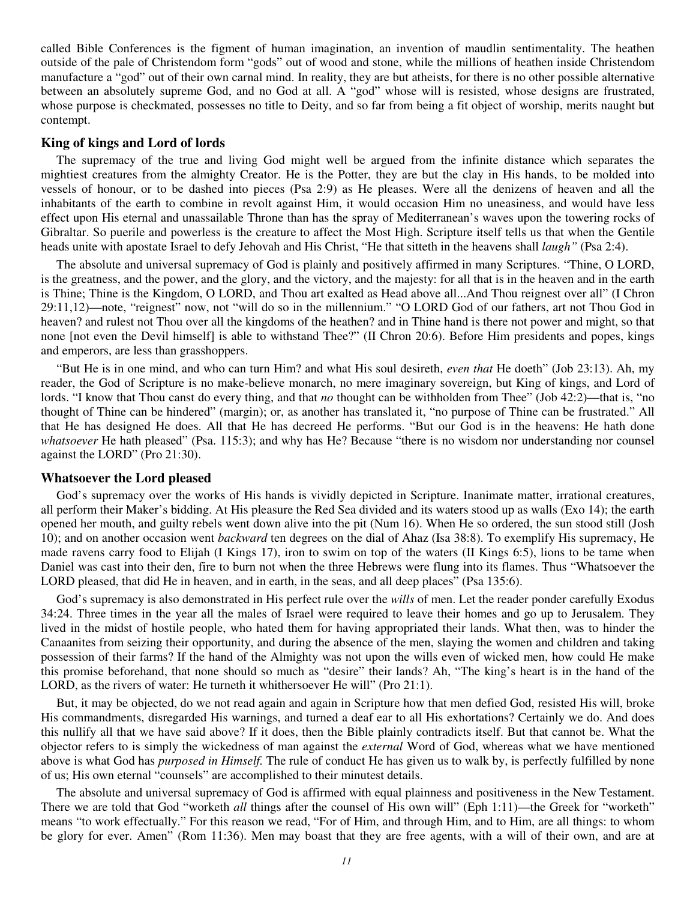called Bible Conferences is the figment of human imagination, an invention of maudlin sentimentality. The heathen outside of the pale of Christendom form "gods" out of wood and stone, while the millions of heathen inside Christendom manufacture a "god" out of their own carnal mind. In reality, they are but atheists, for there is no other possible alternative between an absolutely supreme God, and no God at all. A "god" whose will is resisted, whose designs are frustrated, whose purpose is checkmated, possesses no title to Deity, and so far from being a fit object of worship, merits naught but contempt.

### King of kings and Lord of lords

The supremacy of the true and living God might well be argued from the infinite distance which separates the mightiest creatures from the almighty Creator. He is the Potter, they are but the clay in His hands, to be molded into vessels of honour, or to be dashed into pieces (Psa 2:9) as He pleases. Were all the denizens of heaven and all the inhabitants of the earth to combine in revolt against Him, it would occasion Him no uneasiness, and would have less effect upon His eternal and unassailable Throne than has the spray of Mediterranean's waves upon the towering rocks of Gibraltar. So puerile and powerless is the creature to affect the Most High. Scripture itself tells us that when the Gentile heads unite with apostate Israel to defy Jehovah and His Christ, "He that sitteth in the heavens shall *laugh"* (Psa 2:4).

The absolute and universal supremacy of God is plainly and positively affirmed in many Scriptures. "Thine, O LORD, is the greatness, and the power, and the glory, and the victory, and the majesty: for all that is in the heaven and in the earth is Thine; Thine is the Kingdom, O LORD, and Thou art exalted as Head above all...And Thou reignest over all" (I Chron 29:11,12)—note, "reignest" now, not "will do so in the millennium." "O LORD God of our fathers, art not Thou God in heaven? and rulest not Thou over all the kingdoms of the heathen? and in Thine hand is there not power and might, so that none [not even the Devil himself] is able to withstand Thee?" (II Chron 20:6). Before Him presidents and popes, kings and emperors, are less than grasshoppers.

"But He is in one mind, and who can turn Him? and what His soul desireth, *even that* He doeth" (Job 23:13). Ah, my reader, the God of Scripture is no make-believe monarch, no mere imaginary sovereign, but King of kings, and Lord of lords. "I know that Thou canst do every thing, and that *no* thought can be withholden from Thee" (Job 42:2)—that is, "no thought of Thine can be hindered" (margin); or, as another has translated it, "no purpose of Thine can be frustrated." All that He has designed He does. All that He has decreed He performs. "But our God is in the heavens: He hath done *whatsoever* He hath pleased" (Psa. 115:3); and why has He? Because "there is no wisdom nor understanding nor counsel against the LORD" (Pro 21:30).

### Whatsoever the Lord pleased

God's supremacy over the works of His hands is vividly depicted in Scripture. Inanimate matter, irrational creatures, all perform their Maker's bidding. At His pleasure the Red Sea divided and its waters stood up as walls (Exo 14); the earth opened her mouth, and guilty rebels went down alive into the pit (Num 16). When He so ordered, the sun stood still (Josh 10); and on another occasion went *backward* ten degrees on the dial of Ahaz (Isa 38:8). To exemplify His supremacy, He made ravens carry food to Elijah (I Kings 17), iron to swim on top of the waters (II Kings 6:5), lions to be tame when Daniel was cast into their den, fire to burn not when the three Hebrews were flung into its flames. Thus "Whatsoever the LORD pleased, that did He in heaven, and in earth, in the seas, and all deep places" (Psa 135:6).

God's supremacy is also demonstrated in His perfect rule over the *wills* of men. Let the reader ponder carefully Exodus 34:24. Three times in the year all the males of Israel were required to leave their homes and go up to Jerusalem. They lived in the midst of hostile people, who hated them for having appropriated their lands. What then, was to hinder the Canaanites from seizing their opportunity, and during the absence of the men, slaying the women and children and taking possession of their farms? If the hand of the Almighty was not upon the wills even of wicked men, how could He make this promise beforehand, that none should so much as "desire" their lands? Ah, "The king's heart is in the hand of the LORD, as the rivers of water: He turneth it whithersoever He will" (Pro 21:1).

But, it may be objected, do we not read again and again in Scripture how that men defied God, resisted His will, broke His commandments, disregarded His warnings, and turned a deaf ear to all His exhortations? Certainly we do. And does this nullify all that we have said above? If it does, then the Bible plainly contradicts itself. But that cannot be. What the objector refers to is simply the wickedness of man against the *external* Word of God, whereas what we have mentioned above is what God has *purposed in Himself.* The rule of conduct He has given us to walk by, is perfectly fulfilled by none of us; His own eternal "counsels" are accomplished to their minutest details.

The absolute and universal supremacy of God is affirmed with equal plainness and positiveness in the New Testament. There we are told that God "worketh *all* things after the counsel of His own will" (Eph 1:11)—the Greek for "worketh" means "to work effectually." For this reason we read, "For of Him, and through Him, and to Him, are all things: to whom be glory for ever. Amen" (Rom 11:36). Men may boast that they are free agents, with a will of their own, and are at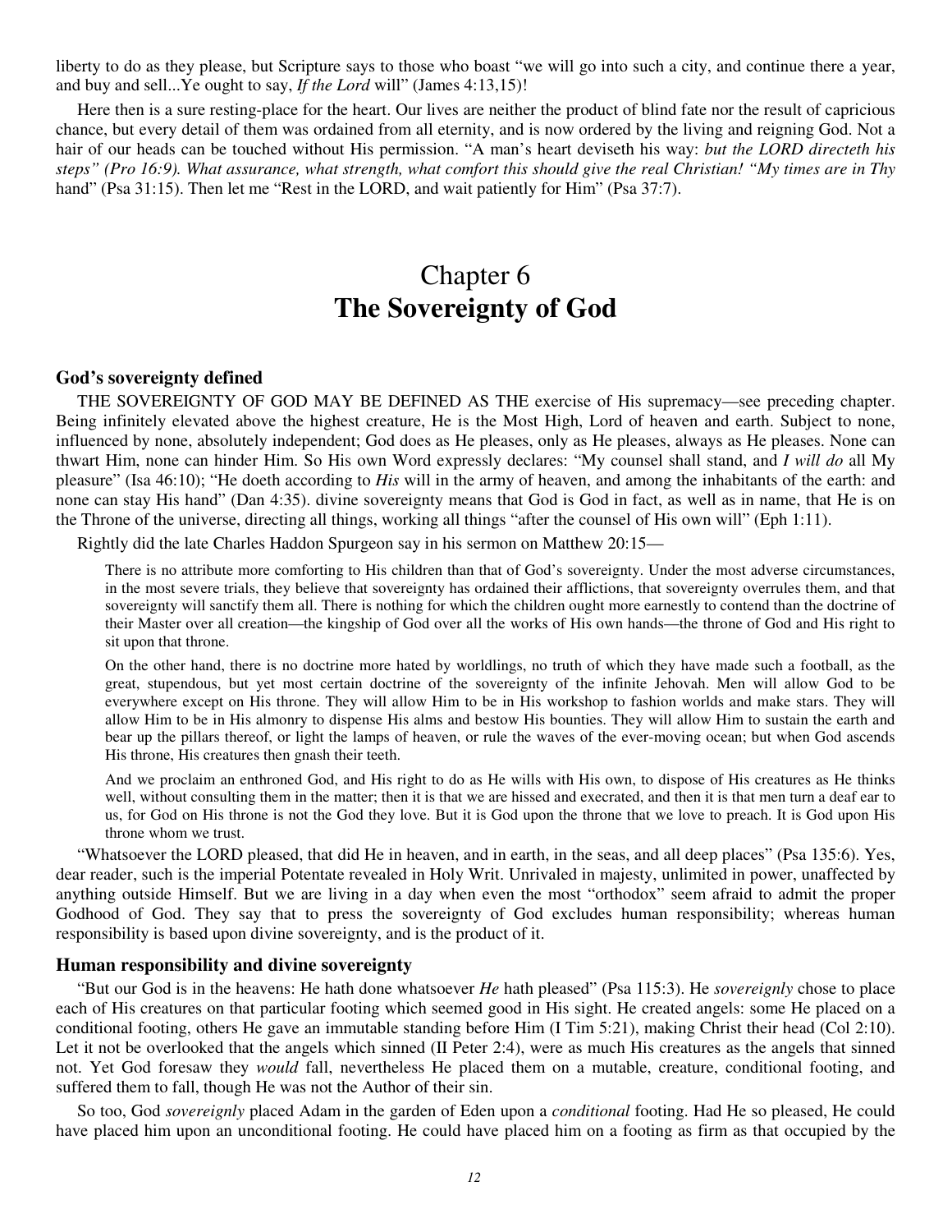liberty to do as they please, but Scripture says to those who boast "we will go into such a city, and continue there a year, and buy and sell...Ye ought to say, *If the Lord* will" (James 4:13,15)!

Here then is a sure resting-place for the heart. Our lives are neither the product of blind fate nor the result of capricious chance, but every detail of them was ordained from all eternity, and is now ordered by the living and reigning God. Not a hair of our heads can be touched without His permission. "A man's heart deviseth his way: *but the LORD directeth his steps" (Pro 16:9). What assurance, what strength, what comfort this should give the real Christian! "My times are in Thy* hand" (Psa 31:15). Then let me "Rest in the LORD, and wait patiently for Him" (Psa 37:7).

# Chapter 6
# **The Sovereignty of God**

### God's sovereignty defined

THE SOVEREIGNTY OF GOD MAY BE DEFINED AS THE exercise of His supremacy—see preceding chapter. Being infinitely elevated above the highest creature, He is the Most High, Lord of heaven and earth. Subject to none, influenced by none, absolutely independent; God does as He pleases, only as He pleases, always as He pleases. None can thwart Him, none can hinder Him. So His own Word expressly declares: "My counsel shall stand, and *I will do* all My pleasure" (Isa 46:10); "He doeth according to *His* will in the army of heaven, and among the inhabitants of the earth: and none can stay His hand" (Dan 4:35). divine sovereignty means that God is God in fact, as well as in name, that He is on the Throne of the universe, directing all things, working all things "after the counsel of His own will" (Eph 1:11).

Rightly did the late Charles Haddon Spurgeon say in his sermon on Matthew 20:15—

> There is no attribute more comforting to His children than that of God's sovereignty. Under the most adverse circumstances, in the most severe trials, they believe that sovereignty has ordained their afflictions, that sovereignty overrules them, and that sovereignty will sanctify them all. There is nothing for which the children ought more earnestly to contend than the doctrine of their Master over all creation—the kingship of God over all the works of His own hands—the throne of God and His right to sit upon that throne.
>
> On the other hand, there is no doctrine more hated by worldlings, no truth of which they have made such a football, as the great, stupendous, but yet most certain doctrine of the sovereignty of the infinite Jehovah. Men will allow God to be everywhere except on His throne. They will allow Him to be in His workshop to fashion worlds and make stars. They will allow Him to be in His almonry to dispense His alms and bestow His bounties. They will allow Him to sustain the earth and bear up the pillars thereof, or light the lamps of heaven, or rule the waves of the ever-moving ocean; but when God ascends His throne, His creatures then gnash their teeth.
>
> And we proclaim an enthroned God, and His right to do as He wills with His own, to dispose of His creatures as He thinks well, without consulting them in the matter; then it is that we are hissed and execrated, and then it is that men turn a deaf ear to us, for God on His throne is not the God they love. But it is God upon the throne that we love to preach. It is God upon His throne whom we trust.

"Whatsoever the LORD pleased, that did He in heaven, and in earth, in the seas, and all deep places" (Psa 135:6). Yes, dear reader, such is the imperial Potentate revealed in Holy Writ. Unrivaled in majesty, unlimited in power, unaffected by anything outside Himself. But we are living in a day when even the most "orthodox" seem afraid to admit the proper Godhood of God. They say that to press the sovereignty of God excludes human responsibility; whereas human responsibility is based upon divine sovereignty, and is the product of it.

### Human responsibility and divine sovereignty

"But our God is in the heavens: He hath done whatsoever *He* hath pleased" (Psa 115:3). He *sovereignly* chose to place each of His creatures on that particular footing which seemed good in His sight. He created angels: some He placed on a conditional footing, others He gave an immutable standing before Him (I Tim 5:21), making Christ their head (Col 2:10). Let it not be overlooked that the angels which sinned (II Peter 2:4), were as much His creatures as the angels that sinned not. Yet God foresaw they *would* fall, nevertheless He placed them on a mutable, creature, conditional footing, and suffered them to fall, though He was not the Author of their sin.

So too, God *sovereignly* placed Adam in the garden of Eden upon a *conditional* footing. Had He so pleased, He could have placed him upon an unconditional footing. He could have placed him on a footing as firm as that occupied by the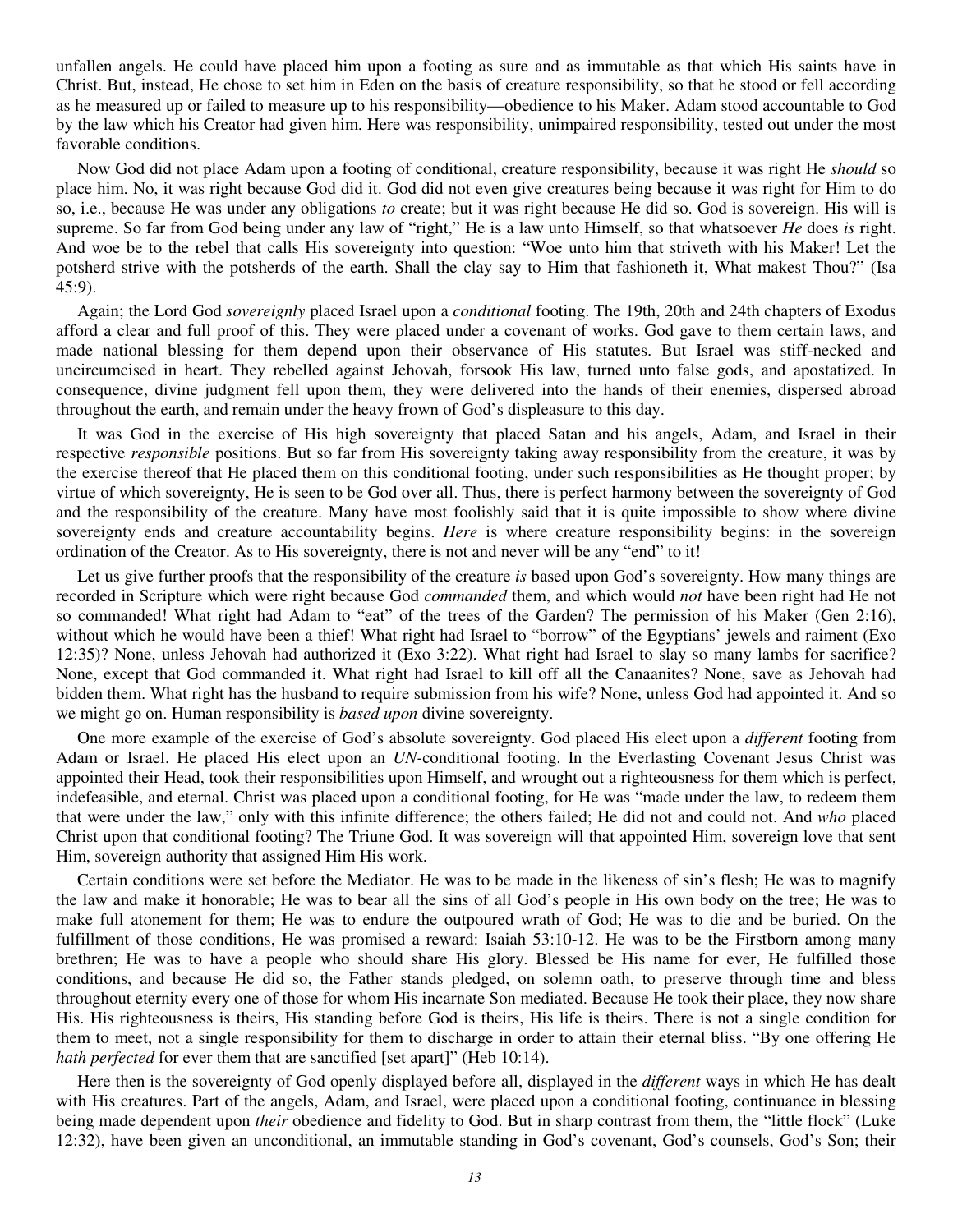unfallen angels. He could have placed him upon a footing as sure and as immutable as that which His saints have in Christ. But, instead, He chose to set him in Eden on the basis of creature responsibility, so that he stood or fell according as he measured up or failed to measure up to his responsibility—obedience to his Maker. Adam stood accountable to God by the law which his Creator had given him. Here was responsibility, unimpaired responsibility, tested out under the most favorable conditions.

Now God did not place Adam upon a footing of conditional, creature responsibility, because it was right He *should* so place him. No, it was right because God did it. God did not even give creatures being because it was right for Him to do so, i.e., because He was under any obligations *to* create; but it was right because He did so. God is sovereign. His will is supreme. So far from God being under any law of "right," He is a law unto Himself, so that whatsoever *He* does *is* right. And woe be to the rebel that calls His sovereignty into question: "Woe unto him that striveth with his Maker! Let the potsherd strive with the potsherds of the earth. Shall the clay say to Him that fashioneth it, What makest Thou?" (Isa 45:9).

Again; the Lord God *sovereignly* placed Israel upon a *conditional* footing. The 19th, 20th and 24th chapters of Exodus afford a clear and full proof of this. They were placed under a covenant of works. God gave to them certain laws, and made national blessing for them depend upon their observance of His statutes. But Israel was stiff-necked and uncircumcised in heart. They rebelled against Jehovah, forsook His law, turned unto false gods, and apostatized. In consequence, divine judgment fell upon them, they were delivered into the hands of their enemies, dispersed abroad throughout the earth, and remain under the heavy frown of God's displeasure to this day.

It was God in the exercise of His high sovereignty that placed Satan and his angels, Adam, and Israel in their respective *responsible* positions. But so far from His sovereignty taking away responsibility from the creature, it was by the exercise thereof that He placed them on this conditional footing, under such responsibilities as He thought proper; by virtue of which sovereignty, He is seen to be God over all. Thus, there is perfect harmony between the sovereignty of God and the responsibility of the creature. Many have most foolishly said that it is quite impossible to show where divine sovereignty ends and creature accountability begins. *Here* is where creature responsibility begins: in the sovereign ordination of the Creator. As to His sovereignty, there is not and never will be any "end" to it!

Let us give further proofs that the responsibility of the creature *is* based upon God's sovereignty. How many things are recorded in Scripture which were right because God *commanded* them, and which would *not* have been right had He not so commanded! What right had Adam to "eat" of the trees of the Garden? The permission of his Maker (Gen 2:16), without which he would have been a thief! What right had Israel to "borrow" of the Egyptians' jewels and raiment (Exo 12:35)? None, unless Jehovah had authorized it (Exo 3:22). What right had Israel to slay so many lambs for sacrifice? None, except that God commanded it. What right had Israel to kill off all the Canaanites? None, save as Jehovah had bidden them. What right has the husband to require submission from his wife? None, unless God had appointed it. And so we might go on. Human responsibility is *based upon* divine sovereignty.

One more example of the exercise of God's absolute sovereignty. God placed His elect upon a *different* footing from Adam or Israel. He placed His elect upon an *UN*-conditional footing. In the Everlasting Covenant Jesus Christ was appointed their Head, took their responsibilities upon Himself, and wrought out a righteousness for them which is perfect, indefeasible, and eternal. Christ was placed upon a conditional footing, for He was "made under the law, to redeem them that were under the law," only with this infinite difference; the others failed; He did not and could not. And *who* placed Christ upon that conditional footing? The Triune God. It was sovereign will that appointed Him, sovereign love that sent Him, sovereign authority that assigned Him His work.

Certain conditions were set before the Mediator. He was to be made in the likeness of sin's flesh; He was to magnify the law and make it honorable; He was to bear all the sins of all God's people in His own body on the tree; He was to make full atonement for them; He was to endure the outpoured wrath of God; He was to die and be buried. On the fulfillment of those conditions, He was promised a reward: Isaiah 53:10-12. He was to be the Firstborn among many brethren; He was to have a people who should share His glory. Blessed be His name for ever, He fulfilled those conditions, and because He did so, the Father stands pledged, on solemn oath, to preserve through time and bless throughout eternity every one of those for whom His incarnate Son mediated. Because He took their place, they now share His. His righteousness is theirs, His standing before God is theirs, His life is theirs. There is not a single condition for them to meet, not a single responsibility for them to discharge in order to attain their eternal bliss. "By one offering He *hath perfected* for ever them that are sanctified [set apart]" (Heb 10:14).

Here then is the sovereignty of God openly displayed before all, displayed in the *different* ways in which He has dealt with His creatures. Part of the angels, Adam, and Israel, were placed upon a conditional footing, continuance in blessing being made dependent upon *their* obedience and fidelity to God. But in sharp contrast from them, the "little flock" (Luke 12:32), have been given an unconditional, an immutable standing in God's covenant, God's counsels, God's Son; their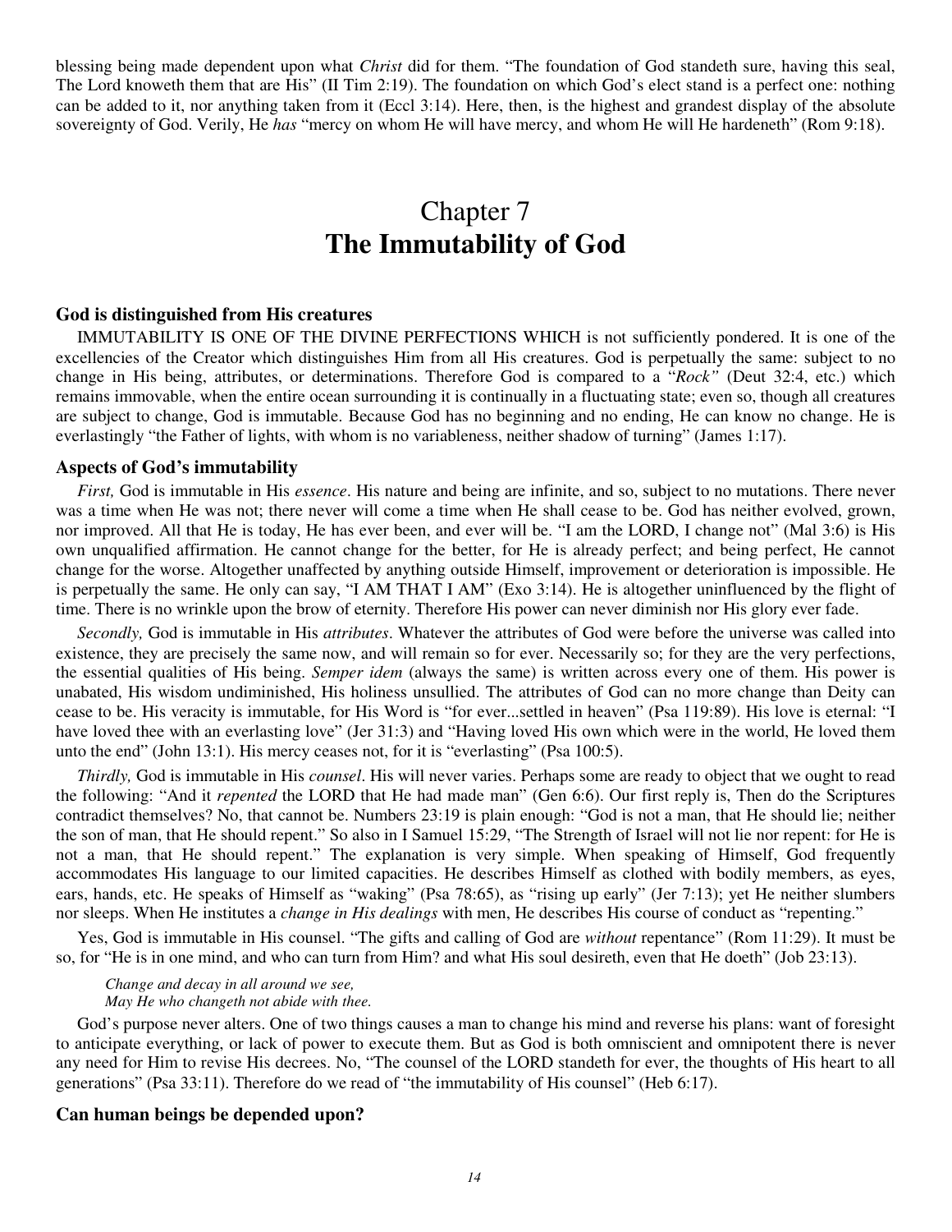blessing being made dependent upon what *Christ* did for them. "The foundation of God standeth sure, having this seal, The Lord knoweth them that are His" (II Tim 2:19). The foundation on which God's elect stand is a perfect one: nothing can be added to it, nor anything taken from it (Eccl 3:14). Here, then, is the highest and grandest display of the absolute sovereignty of God. Verily, He *has* "mercy on whom He will have mercy, and whom He will He hardeneth" (Rom 9:18).

# Chapter 7
# **The Immutability of God**

### God is distinguished from His creatures

IMMUTABILITY IS ONE OF THE DIVINE PERFECTIONS WHICH is not sufficiently pondered. It is one of the excellencies of the Creator which distinguishes Him from all His creatures. God is perpetually the same: subject to no change in His being, attributes, or determinations. Therefore God is compared to a "*Rock"* (Deut 32:4, etc.) which remains immovable, when the entire ocean surrounding it is continually in a fluctuating state; even so, though all creatures are subject to change, God is immutable. Because God has no beginning and no ending, He can know no change. He is everlastingly "the Father of lights, with whom is no variableness, neither shadow of turning" (James 1:17).

### Aspects of God's immutability

*First,* God is immutable in His *essence*. His nature and being are infinite, and so, subject to no mutations. There never was a time when He was not; there never will come a time when He shall cease to be. God has neither evolved, grown, nor improved. All that He is today, He has ever been, and ever will be. "I am the LORD, I change not" (Mal 3:6) is His own unqualified affirmation. He cannot change for the better, for He is already perfect; and being perfect, He cannot change for the worse. Altogether unaffected by anything outside Himself, improvement or deterioration is impossible. He is perpetually the same. He only can say, "I AM THAT I AM" (Exo 3:14). He is altogether uninfluenced by the flight of time. There is no wrinkle upon the brow of eternity. Therefore His power can never diminish nor His glory ever fade.

*Secondly,* God is immutable in His *attributes*. Whatever the attributes of God were before the universe was called into existence, they are precisely the same now, and will remain so for ever. Necessarily so; for they are the very perfections, the essential qualities of His being. *Semper idem* (always the same) is written across every one of them. His power is unabated, His wisdom undiminished, His holiness unsullied. The attributes of God can no more change than Deity can cease to be. His veracity is immutable, for His Word is "for ever...settled in heaven" (Psa 119:89). His love is eternal: "I have loved thee with an everlasting love" (Jer 31:3) and "Having loved His own which were in the world, He loved them unto the end" (John 13:1). His mercy ceases not, for it is "everlasting" (Psa 100:5).

*Thirdly,* God is immutable in His *counsel*. His will never varies. Perhaps some are ready to object that we ought to read the following: "And it *repented* the LORD that He had made man" (Gen 6:6). Our first reply is, Then do the Scriptures contradict themselves? No, that cannot be. Numbers 23:19 is plain enough: "God is not a man, that He should lie; neither the son of man, that He should repent." So also in I Samuel 15:29, "The Strength of Israel will not lie nor repent: for He is not a man, that He should repent." The explanation is very simple. When speaking of Himself, God frequently accommodates His language to our limited capacities. He describes Himself as clothed with bodily members, as eyes, ears, hands, etc. He speaks of Himself as "waking" (Psa 78:65), as "rising up early" (Jer 7:13); yet He neither slumbers nor sleeps. When He institutes a *change in His dealings* with men, He describes His course of conduct as "repenting."

Yes, God is immutable in His counsel. "The gifts and calling of God are *without* repentance" (Rom 11:29). It must be so, for "He is in one mind, and who can turn from Him? and what His soul desireth, even that He doeth" (Job 23:13).

*Change and decay in all around we see,*
*May He who changeth not abide with thee.*

God's purpose never alters. One of two things causes a man to change his mind and reverse his plans: want of foresight to anticipate everything, or lack of power to execute them. But as God is both omniscient and omnipotent there is never any need for Him to revise His decrees. No, "The counsel of the LORD standeth for ever, the thoughts of His heart to all generations" (Psa 33:11). Therefore do we read of "the immutability of His counsel" (Heb 6:17).

### Can human beings be depended upon?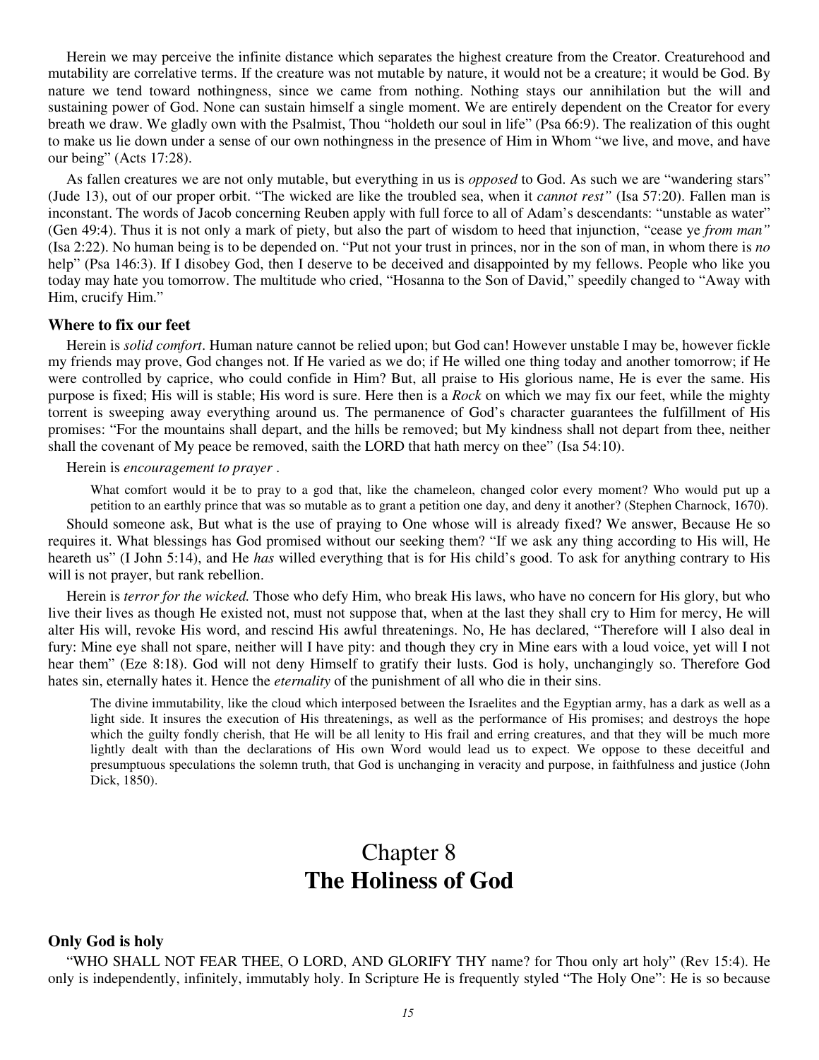Herein we may perceive the infinite distance which separates the highest creature from the Creator. Creaturehood and mutability are correlative terms. If the creature was not mutable by nature, it would not be a creature; it would be God. By nature we tend toward nothingness, since we came from nothing. Nothing stays our annihilation but the will and sustaining power of God. None can sustain himself a single moment. We are entirely dependent on the Creator for every breath we draw. We gladly own with the Psalmist, Thou "holdeth our soul in life" (Psa 66:9). The realization of this ought to make us lie down under a sense of our own nothingness in the presence of Him in Whom "we live, and move, and have our being" (Acts 17:28).

As fallen creatures we are not only mutable, but everything in us is *opposed* to God. As such we are "wandering stars" (Jude 13), out of our proper orbit. "The wicked are like the troubled sea, when it *cannot rest"* (Isa 57:20). Fallen man is inconstant. The words of Jacob concerning Reuben apply with full force to all of Adam's descendants: "unstable as water" (Gen 49:4). Thus it is not only a mark of piety, but also the part of wisdom to heed that injunction, "cease ye *from man"* (Isa 2:22). No human being is to be depended on. "Put not your trust in princes, nor in the son of man, in whom there is *no* help" (Psa 146:3). If I disobey God, then I deserve to be deceived and disappointed by my fellows. People who like you today may hate you tomorrow. The multitude who cried, "Hosanna to the Son of David," speedily changed to "Away with Him, crucify Him."

### Where to fix our feet

Herein is *solid comfort*. Human nature cannot be relied upon; but God can! However unstable I may be, however fickle my friends may prove, God changes not. If He varied as we do; if He willed one thing today and another tomorrow; if He were controlled by caprice, who could confide in Him? But, all praise to His glorious name, He is ever the same. His purpose is fixed; His will is stable; His word is sure. Here then is a *Rock* on which we may fix our feet, while the mighty torrent is sweeping away everything around us. The permanence of God's character guarantees the fulfillment of His promises: "For the mountains shall depart, and the hills be removed; but My kindness shall not depart from thee, neither shall the covenant of My peace be removed, saith the LORD that hath mercy on thee" (Isa 54:10).

Herein is *encouragement to prayer* .

> What comfort would it be to pray to a god that, like the chameleon, changed color every moment? Who would put up a petition to an earthly prince that was so mutable as to grant a petition one day, and deny it another? (Stephen Charnock, 1670).

Should someone ask, But what is the use of praying to One whose will is already fixed? We answer, Because He so requires it. What blessings has God promised without our seeking them? "If we ask any thing according to His will, He heareth us" (I John 5:14), and He *has* willed everything that is for His child's good. To ask for anything contrary to His will is not prayer, but rank rebellion.

Herein is *terror for the wicked.* Those who defy Him, who break His laws, who have no concern for His glory, but who live their lives as though He existed not, must not suppose that, when at the last they shall cry to Him for mercy, He will alter His will, revoke His word, and rescind His awful threatenings. No, He has declared, "Therefore will I also deal in fury: Mine eye shall not spare, neither will I have pity: and though they cry in Mine ears with a loud voice, yet will I not hear them" (Eze 8:18). God will not deny Himself to gratify their lusts. God is holy, unchangingly so. Therefore God hates sin, eternally hates it. Hence the *eternality* of the punishment of all who die in their sins.

> The divine immutability, like the cloud which interposed between the Israelites and the Egyptian army, has a dark as well as a light side. It insures the execution of His threatenings, as well as the performance of His promises; and destroys the hope which the guilty fondly cherish, that He will be all lenity to His frail and erring creatures, and that they will be much more lightly dealt with than the declarations of His own Word would lead us to expect. We oppose to these deceitful and presumptuous speculations the solemn truth, that God is unchanging in veracity and purpose, in faithfulness and justice (John Dick, 1850).

# Chapter 8
# **The Holiness of God**

### Only God is holy

"WHO SHALL NOT FEAR THEE, O LORD, AND GLORIFY THY name? for Thou only art holy" (Rev 15:4). He only is independently, infinitely, immutably holy. In Scripture He is frequently styled "The Holy One": He is so because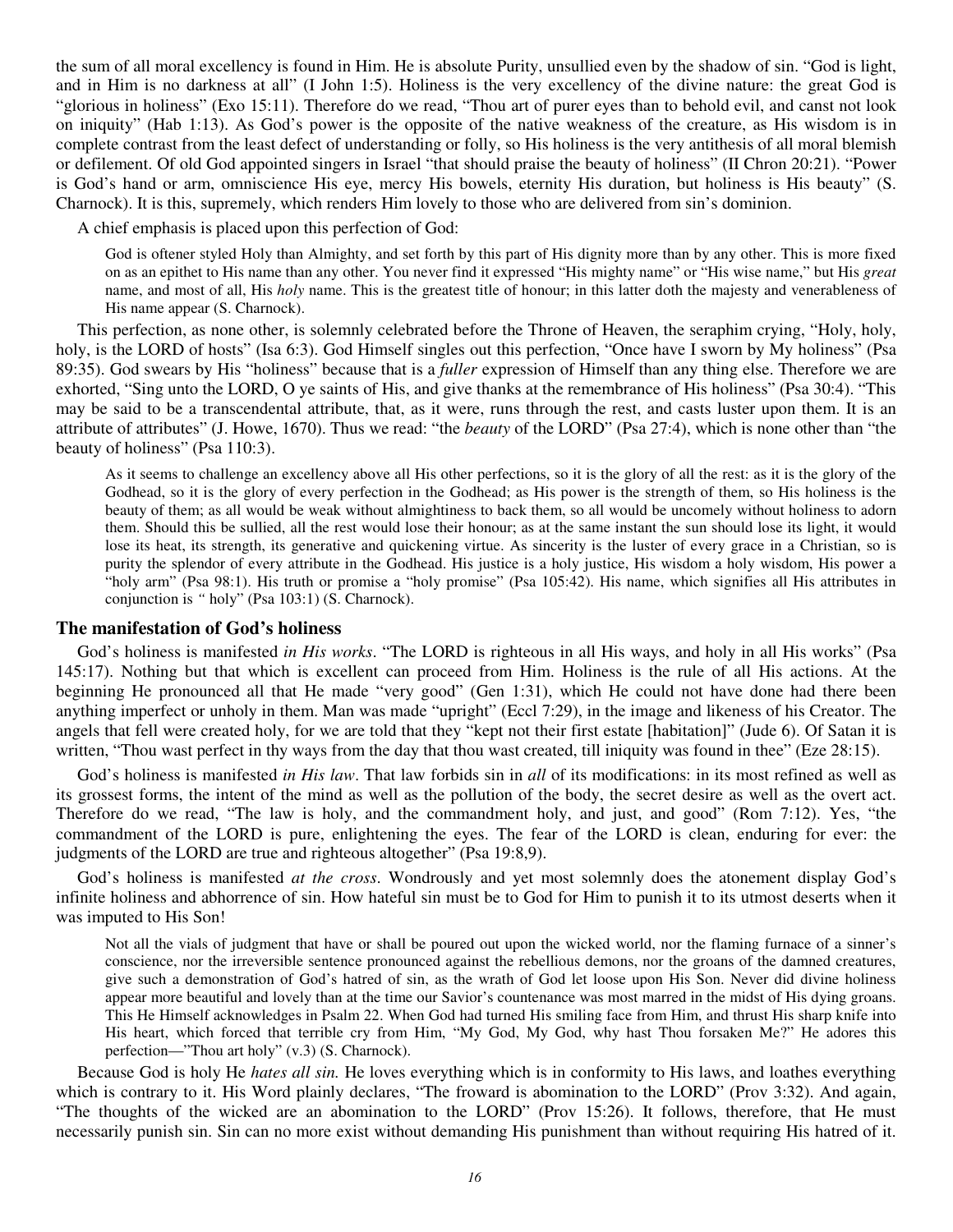the sum of all moral excellency is found in Him. He is absolute Purity, unsullied even by the shadow of sin. "God is light, and in Him is no darkness at all" (I John 1:5). Holiness is the very excellency of the divine nature: the great God is "glorious in holiness" (Exo 15:11). Therefore do we read, "Thou art of purer eyes than to behold evil, and canst not look on iniquity" (Hab 1:13). As God's power is the opposite of the native weakness of the creature, as His wisdom is in complete contrast from the least defect of understanding or folly, so His holiness is the very antithesis of all moral blemish or defilement. Of old God appointed singers in Israel "that should praise the beauty of holiness" (II Chron 20:21). "Power is God's hand or arm, omniscience His eye, mercy His bowels, eternity His duration, but holiness is His beauty" (S. Charnock). It is this, supremely, which renders Him lovely to those who are delivered from sin's dominion.

A chief emphasis is placed upon this perfection of God:

> God is oftener styled Holy than Almighty, and set forth by this part of His dignity more than by any other. This is more fixed on as an epithet to His name than any other. You never find it expressed "His mighty name" or "His wise name," but His *great* name, and most of all, His *holy* name. This is the greatest title of honour; in this latter doth the majesty and venerableness of His name appear (S. Charnock).

This perfection, as none other, is solemnly celebrated before the Throne of Heaven, the seraphim crying, "Holy, holy, holy, is the LORD of hosts" (Isa 6:3). God Himself singles out this perfection, "Once have I sworn by My holiness" (Psa 89:35). God swears by His "holiness" because that is a *fuller* expression of Himself than any thing else. Therefore we are exhorted, "Sing unto the LORD, O ye saints of His, and give thanks at the remembrance of His holiness" (Psa 30:4). "This may be said to be a transcendental attribute, that, as it were, runs through the rest, and casts luster upon them. It is an attribute of attributes" (J. Howe, 1670). Thus we read: "the *beauty* of the LORD" (Psa 27:4), which is none other than "the beauty of holiness" (Psa 110:3).

> As it seems to challenge an excellency above all His other perfections, so it is the glory of all the rest: as it is the glory of the Godhead, so it is the glory of every perfection in the Godhead; as His power is the strength of them, so His holiness is the beauty of them; as all would be weak without almightiness to back them, so all would be uncomely without holiness to adorn them. Should this be sullied, all the rest would lose their honour; as at the same instant the sun should lose its light, it would lose its heat, its strength, its generative and quickening virtue. As sincerity is the luster of every grace in a Christian, so is purity the splendor of every attribute in the Godhead. His justice is a holy justice, His wisdom a holy wisdom, His power a "holy arm" (Psa 98:1). His truth or promise a "holy promise" (Psa 105:42). His name, which signifies all His attributes in conjunction is " holy" (Psa 103:1) (S. Charnock).

### The manifestation of God's holiness

God's holiness is manifested *in His works*. "The LORD is righteous in all His ways, and holy in all His works" (Psa 145:17). Nothing but that which is excellent can proceed from Him. Holiness is the rule of all His actions. At the beginning He pronounced all that He made "very good" (Gen 1:31), which He could not have done had there been anything imperfect or unholy in them. Man was made "upright" (Eccl 7:29), in the image and likeness of his Creator. The angels that fell were created holy, for we are told that they "kept not their first estate [habitation]" (Jude 6). Of Satan it is written, "Thou wast perfect in thy ways from the day that thou wast created, till iniquity was found in thee" (Eze 28:15).

God's holiness is manifested *in His law*. That law forbids sin in *all* of its modifications: in its most refined as well as its grossest forms, the intent of the mind as well as the pollution of the body, the secret desire as well as the overt act. Therefore do we read, "The law is holy, and the commandment holy, and just, and good" (Rom 7:12). Yes, "the commandment of the LORD is pure, enlightening the eyes. The fear of the LORD is clean, enduring for ever: the judgments of the LORD are true and righteous altogether" (Psa 19:8,9).

God's holiness is manifested *at the cross*. Wondrously and yet most solemnly does the atonement display God's infinite holiness and abhorrence of sin. How hateful sin must be to God for Him to punish it to its utmost deserts when it was imputed to His Son!

> Not all the vials of judgment that have or shall be poured out upon the wicked world, nor the flaming furnace of a sinner's conscience, nor the irreversible sentence pronounced against the rebellious demons, nor the groans of the damned creatures, give such a demonstration of God's hatred of sin, as the wrath of God let loose upon His Son. Never did divine holiness appear more beautiful and lovely than at the time our Savior's countenance was most marred in the midst of His dying groans. This He Himself acknowledges in Psalm 22. When God had turned His smiling face from Him, and thrust His sharp knife into His heart, which forced that terrible cry from Him, "My God, My God, why hast Thou forsaken Me?" He adores this perfection—"Thou art holy" (v.3) (S. Charnock).

Because God is holy He *hates all sin.* He loves everything which is in conformity to His laws, and loathes everything which is contrary to it. His Word plainly declares, "The froward is abomination to the LORD" (Prov 3:32). And again, "The thoughts of the wicked are an abomination to the LORD" (Prov 15:26). It follows, therefore, that He must necessarily punish sin. Sin can no more exist without demanding His punishment than without requiring His hatred of it.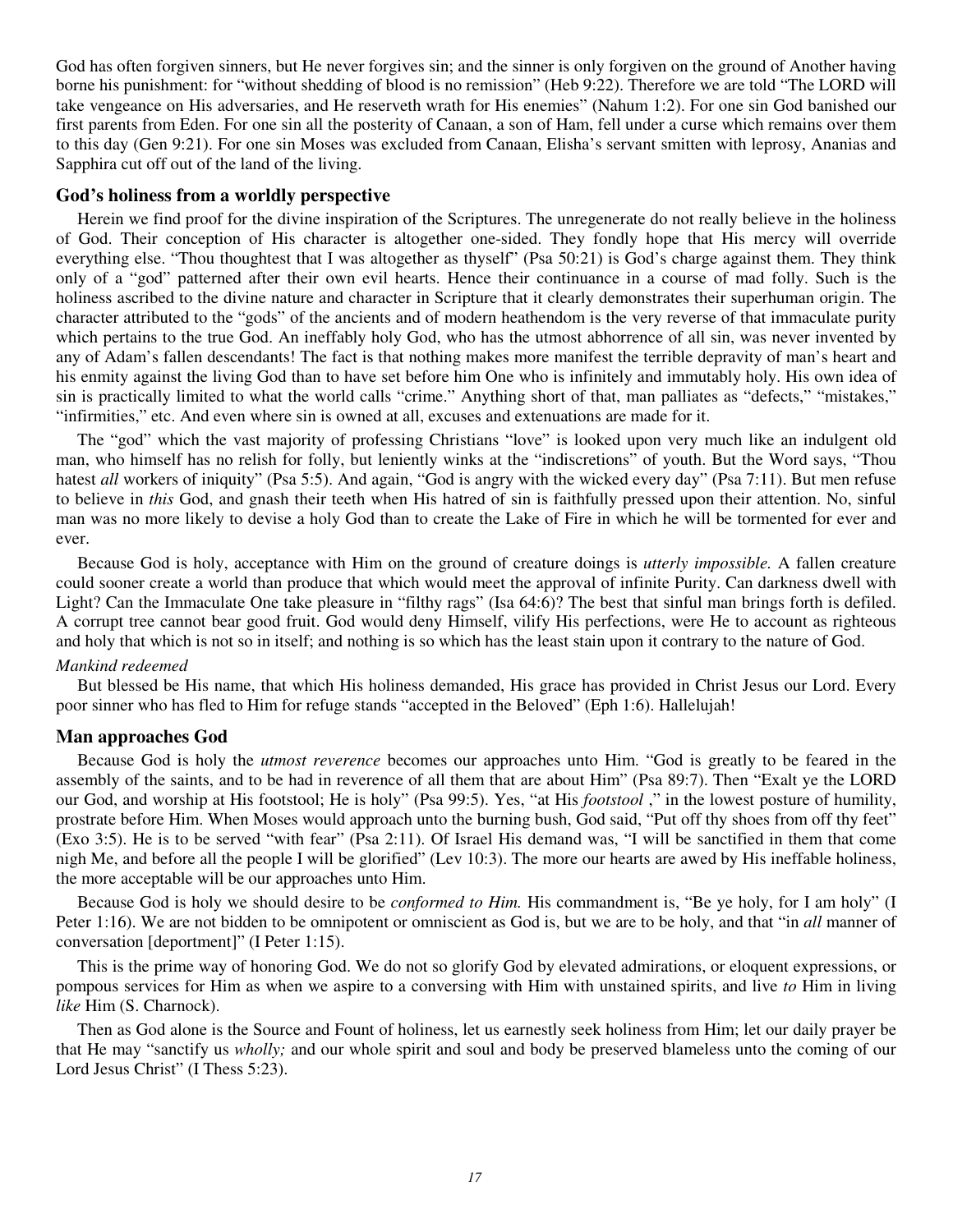God has often forgiven sinners, but He never forgives sin; and the sinner is only forgiven on the ground of Another having borne his punishment: for "without shedding of blood is no remission" (Heb 9:22). Therefore we are told "The LORD will take vengeance on His adversaries, and He reserveth wrath for His enemies" (Nahum 1:2). For one sin God banished our first parents from Eden. For one sin all the posterity of Canaan, a son of Ham, fell under a curse which remains over them to this day (Gen 9:21). For one sin Moses was excluded from Canaan, Elisha's servant smitten with leprosy, Ananias and Sapphira cut off out of the land of the living.

### God's holiness from a worldly perspective

Herein we find proof for the divine inspiration of the Scriptures. The unregenerate do not really believe in the holiness of God. Their conception of His character is altogether one-sided. They fondly hope that His mercy will override everything else. "Thou thoughtest that I was altogether as thyself" (Psa 50:21) is God's charge against them. They think only of a "god" patterned after their own evil hearts. Hence their continuance in a course of mad folly. Such is the holiness ascribed to the divine nature and character in Scripture that it clearly demonstrates their superhuman origin. The character attributed to the "gods" of the ancients and of modern heathendom is the very reverse of that immaculate purity which pertains to the true God. An ineffably holy God, who has the utmost abhorrence of all sin, was never invented by any of Adam's fallen descendants! The fact is that nothing makes more manifest the terrible depravity of man's heart and his enmity against the living God than to have set before him One who is infinitely and immutably holy. His own idea of sin is practically limited to what the world calls "crime." Anything short of that, man palliates as "defects," "mistakes," "infirmities," etc. And even where sin is owned at all, excuses and extenuations are made for it.

The "god" which the vast majority of professing Christians "love" is looked upon very much like an indulgent old man, who himself has no relish for folly, but leniently winks at the "indiscretions" of youth. But the Word says, "Thou hatest *all* workers of iniquity" (Psa 5:5). And again, "God is angry with the wicked every day" (Psa 7:11). But men refuse to believe in *this* God, and gnash their teeth when His hatred of sin is faithfully pressed upon their attention. No, sinful man was no more likely to devise a holy God than to create the Lake of Fire in which he will be tormented for ever and ever.

Because God is holy, acceptance with Him on the ground of creature doings is *utterly impossible.* A fallen creature could sooner create a world than produce that which would meet the approval of infinite Purity. Can darkness dwell with Light? Can the Immaculate One take pleasure in "filthy rags" (Isa 64:6)? The best that sinful man brings forth is defiled. A corrupt tree cannot bear good fruit. God would deny Himself, vilify His perfections, were He to account as righteous and holy that which is not so in itself; and nothing is so which has the least stain upon it contrary to the nature of God.

#### *Mankind redeemed*

But blessed be His name, that which His holiness demanded, His grace has provided in Christ Jesus our Lord. Every poor sinner who has fled to Him for refuge stands "accepted in the Beloved" (Eph 1:6). Hallelujah!

### Man approaches God

Because God is holy the *utmost reverence* becomes our approaches unto Him. "God is greatly to be feared in the assembly of the saints, and to be had in reverence of all them that are about Him" (Psa 89:7). Then "Exalt ye the LORD our God, and worship at His footstool; He is holy" (Psa 99:5). Yes, "at His *footstool* ," in the lowest posture of humility, prostrate before Him. When Moses would approach unto the burning bush, God said, "Put off thy shoes from off thy feet" (Exo 3:5). He is to be served "with fear" (Psa 2:11). Of Israel His demand was, "I will be sanctified in them that come nigh Me, and before all the people I will be glorified" (Lev 10:3). The more our hearts are awed by His ineffable holiness, the more acceptable will be our approaches unto Him.

Because God is holy we should desire to be *conformed to Him.* His commandment is, "Be ye holy, for I am holy" (I Peter 1:16). We are not bidden to be omnipotent or omniscient as God is, but we are to be holy, and that "in *all* manner of conversation [deportment]" (I Peter 1:15).

This is the prime way of honoring God. We do not so glorify God by elevated admirations, or eloquent expressions, or pompous services for Him as when we aspire to a conversing with Him with unstained spirits, and live *to* Him in living *like* Him (S. Charnock).

Then as God alone is the Source and Fount of holiness, let us earnestly seek holiness from Him; let our daily prayer be that He may "sanctify us *wholly;* and our whole spirit and soul and body be preserved blameless unto the coming of our Lord Jesus Christ" (I Thess 5:23).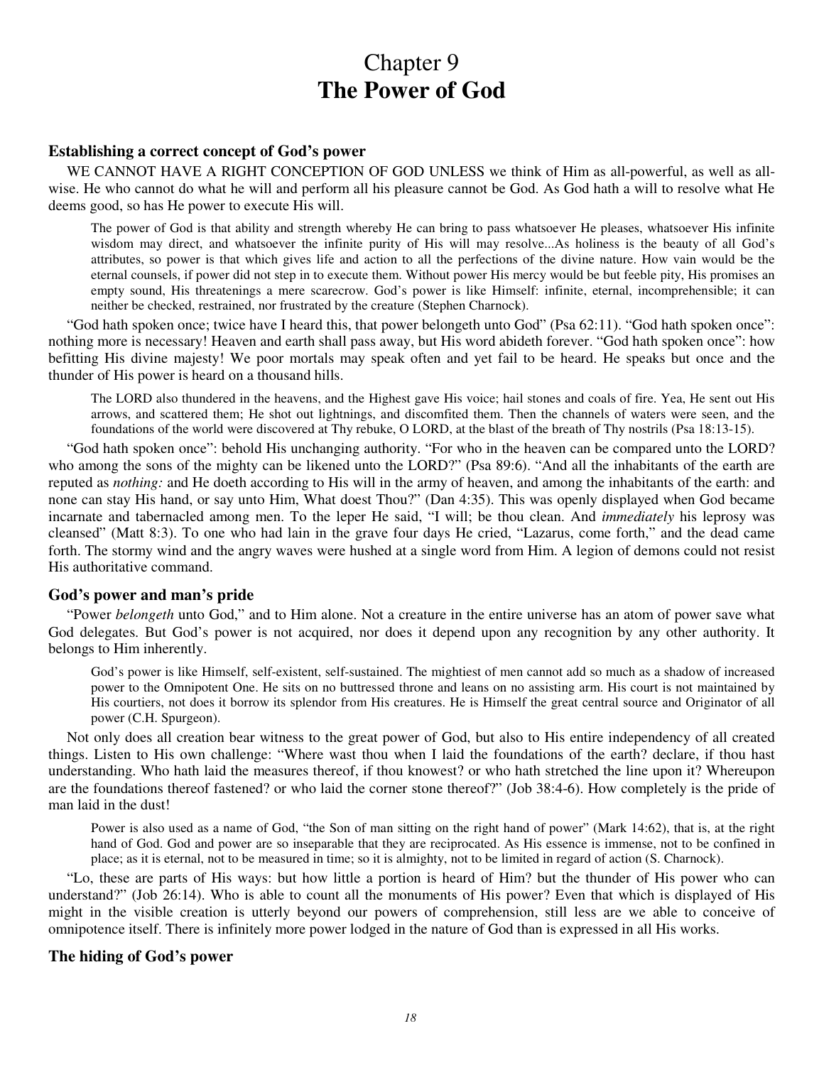# Chapter 9
# The Power of God

### Establishing a correct concept of God's power

WE CANNOT HAVE A RIGHT CONCEPTION OF GOD UNLESS we think of Him as all-powerful, as well as all-wise. He who cannot do what he will and perform all his pleasure cannot be God. As God hath a will to resolve what He deems good, so has He power to execute His will.

> The power of God is that ability and strength whereby He can bring to pass whatsoever He pleases, whatsoever His infinite wisdom may direct, and whatsoever the infinite purity of His will may resolve...As holiness is the beauty of all God's attributes, so power is that which gives life and action to all the perfections of the divine nature. How vain would be the eternal counsels, if power did not step in to execute them. Without power His mercy would be but feeble pity, His promises an empty sound, His threatenings a mere scarecrow. God's power is like Himself: infinite, eternal, incomprehensible; it can neither be checked, restrained, nor frustrated by the creature (Stephen Charnock).

"God hath spoken once; twice have I heard this, that power belongeth unto God" (Psa 62:11). "God hath spoken once": nothing more is necessary! Heaven and earth shall pass away, but His word abideth forever. "God hath spoken once": how befitting His divine majesty! We poor mortals may speak often and yet fail to be heard. He speaks but once and the thunder of His power is heard on a thousand hills.

> The LORD also thundered in the heavens, and the Highest gave His voice; hail stones and coals of fire. Yea, He sent out His arrows, and scattered them; He shot out lightnings, and discomfited them. Then the channels of waters were seen, and the foundations of the world were discovered at Thy rebuke, O LORD, at the blast of the breath of Thy nostrils (Psa 18:13-15).

"God hath spoken once": behold His unchanging authority. "For who in the heaven can be compared unto the LORD? who among the sons of the mighty can be likened unto the LORD?" (Psa 89:6). "And all the inhabitants of the earth are reputed as *nothing:* and He doeth according to His will in the army of heaven, and among the inhabitants of the earth: and none can stay His hand, or say unto Him, What doest Thou?" (Dan 4:35). This was openly displayed when God became incarnate and tabernacled among men. To the leper He said, "I will; be thou clean. And *immediately* his leprosy was cleansed" (Matt 8:3). To one who had lain in the grave four days He cried, "Lazarus, come forth," and the dead came forth. The stormy wind and the angry waves were hushed at a single word from Him. A legion of demons could not resist His authoritative command.

### God's power and man's pride

"Power *belongeth* unto God," and to Him alone. Not a creature in the entire universe has an atom of power save what God delegates. But God's power is not acquired, nor does it depend upon any recognition by any other authority. It belongs to Him inherently.

> God's power is like Himself, self-existent, self-sustained. The mightiest of men cannot add so much as a shadow of increased power to the Omnipotent One. He sits on no buttressed throne and leans on no assisting arm. His court is not maintained by His courtiers, not does it borrow its splendor from His creatures. He is Himself the great central source and Originator of all power (C.H. Spurgeon).

Not only does all creation bear witness to the great power of God, but also to His entire independency of all created things. Listen to His own challenge: "Where wast thou when I laid the foundations of the earth? declare, if thou hast understanding. Who hath laid the measures thereof, if thou knowest? or who hath stretched the line upon it? Whereupon are the foundations thereof fastened? or who laid the corner stone thereof?" (Job 38:4-6). How completely is the pride of man laid in the dust!

> Power is also used as a name of God, "the Son of man sitting on the right hand of power" (Mark 14:62), that is, at the right hand of God. God and power are so inseparable that they are reciprocated. As His essence is immense, not to be confined in place; as it is eternal, not to be measured in time; so it is almighty, not to be limited in regard of action (S. Charnock).

"Lo, these are parts of His ways: but how little a portion is heard of Him? but the thunder of His power who can understand?" (Job 26:14). Who is able to count all the monuments of His power? Even that which is displayed of His might in the visible creation is utterly beyond our powers of comprehension, still less are we able to conceive of omnipotence itself. There is infinitely more power lodged in the nature of God than is expressed in all His works.

### The hiding of God's power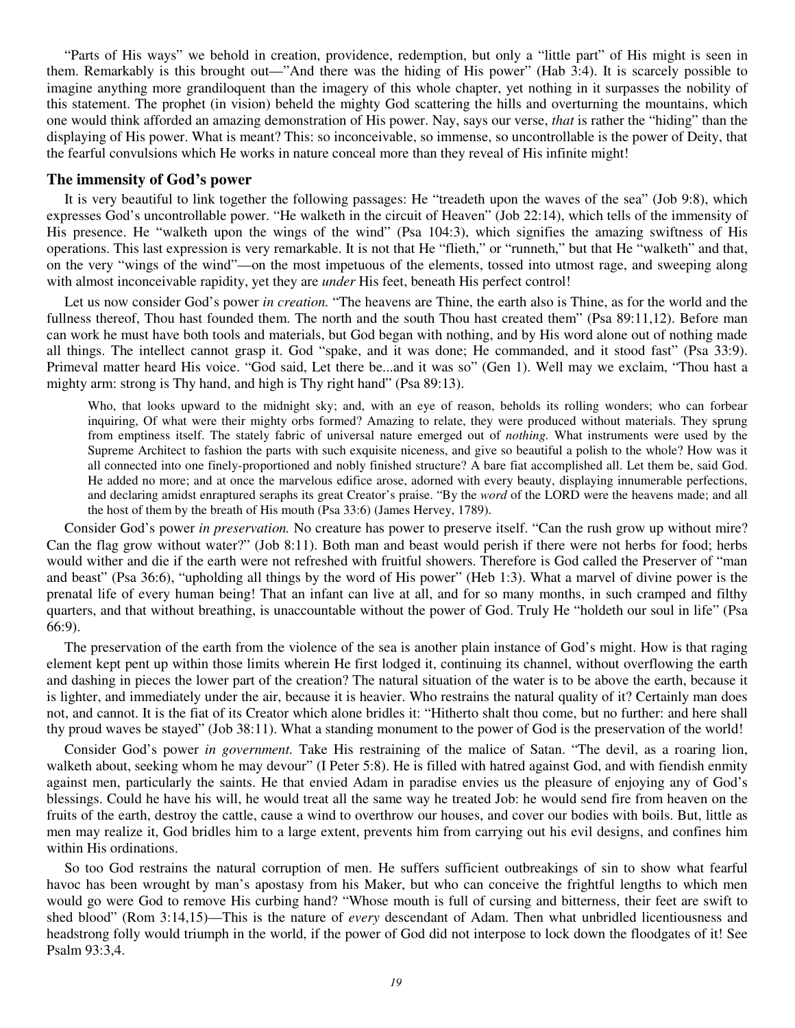"Parts of His ways" we behold in creation, providence, redemption, but only a "little part" of His might is seen in them. Remarkably is this brought out—"And there was the hiding of His power" (Hab 3:4). It is scarcely possible to imagine anything more grandiloquent than the imagery of this whole chapter, yet nothing in it surpasses the nobility of this statement. The prophet (in vision) beheld the mighty God scattering the hills and overturning the mountains, which one would think afforded an amazing demonstration of His power. Nay, says our verse, *that* is rather the "hiding" than the displaying of His power. What is meant? This: so inconceivable, so immense, so uncontrollable is the power of Deity, that the fearful convulsions which He works in nature conceal more than they reveal of His infinite might!

### The immensity of God's power

It is very beautiful to link together the following passages: He "treadeth upon the waves of the sea" (Job 9:8), which expresses God's uncontrollable power. "He walketh in the circuit of Heaven" (Job 22:14), which tells of the immensity of His presence. He "walketh upon the wings of the wind" (Psa 104:3), which signifies the amazing swiftness of His operations. This last expression is very remarkable. It is not that He "flieth," or "runneth," but that He "walketh" and that, on the very "wings of the wind"—on the most impetuous of the elements, tossed into utmost rage, and sweeping along with almost inconceivable rapidity, yet they are *under* His feet, beneath His perfect control!

Let us now consider God's power *in creation.* "The heavens are Thine, the earth also is Thine, as for the world and the fullness thereof, Thou hast founded them. The north and the south Thou hast created them" (Psa 89:11,12). Before man can work he must have both tools and materials, but God began with nothing, and by His word alone out of nothing made all things. The intellect cannot grasp it. God "spake, and it was done; He commanded, and it stood fast" (Psa 33:9). Primeval matter heard His voice. "God said, Let there be...and it was so" (Gen 1). Well may we exclaim, "Thou hast a mighty arm: strong is Thy hand, and high is Thy right hand" (Psa 89:13).

> Who, that looks upward to the midnight sky; and, with an eye of reason, beholds its rolling wonders; who can forbear inquiring, Of what were their mighty orbs formed? Amazing to relate, they were produced without materials. They sprung from emptiness itself. The stately fabric of universal nature emerged out of *nothing.* What instruments were used by the Supreme Architect to fashion the parts with such exquisite niceness, and give so beautiful a polish to the whole? How was it all connected into one finely-proportioned and nobly finished structure? A bare fiat accomplished all. Let them be, said God. He added no more; and at once the marvelous edifice arose, adorned with every beauty, displaying innumerable perfections, and declaring amidst enraptured seraphs its great Creator's praise. "By the *word* of the LORD were the heavens made; and all the host of them by the breath of His mouth (Psa 33:6) (James Hervey, 1789).

Consider God's power *in preservation.* No creature has power to preserve itself. "Can the rush grow up without mire? Can the flag grow without water?" (Job 8:11). Both man and beast would perish if there were not herbs for food; herbs would wither and die if the earth were not refreshed with fruitful showers. Therefore is God called the Preserver of "man and beast" (Psa 36:6), "upholding all things by the word of His power" (Heb 1:3). What a marvel of divine power is the prenatal life of every human being! That an infant can live at all, and for so many months, in such cramped and filthy quarters, and that without breathing, is unaccountable without the power of God. Truly He "holdeth our soul in life" (Psa 66:9).

The preservation of the earth from the violence of the sea is another plain instance of God's might. How is that raging element kept pent up within those limits wherein He first lodged it, continuing its channel, without overflowing the earth and dashing in pieces the lower part of the creation? The natural situation of the water is to be above the earth, because it is lighter, and immediately under the air, because it is heavier. Who restrains the natural quality of it? Certainly man does not, and cannot. It is the fiat of its Creator which alone bridles it: "Hitherto shalt thou come, but no further: and here shall thy proud waves be stayed" (Job 38:11). What a standing monument to the power of God is the preservation of the world!

Consider God's power *in government.* Take His restraining of the malice of Satan. "The devil, as a roaring lion, walketh about, seeking whom he may devour" (I Peter 5:8). He is filled with hatred against God, and with fiendish enmity against men, particularly the saints. He that envied Adam in paradise envies us the pleasure of enjoying any of God's blessings. Could he have his will, he would treat all the same way he treated Job: he would send fire from heaven on the fruits of the earth, destroy the cattle, cause a wind to overthrow our houses, and cover our bodies with boils. But, little as men may realize it, God bridles him to a large extent, prevents him from carrying out his evil designs, and confines him within His ordinations.

So too God restrains the natural corruption of men. He suffers sufficient outbreakings of sin to show what fearful havoc has been wrought by man's apostasy from his Maker, but who can conceive the frightful lengths to which men would go were God to remove His curbing hand? "Whose mouth is full of cursing and bitterness, their feet are swift to shed blood" (Rom 3:14,15)—This is the nature of *every* descendant of Adam. Then what unbridled licentiousness and headstrong folly would triumph in the world, if the power of God did not interpose to lock down the floodgates of it! See Psalm 93:3,4.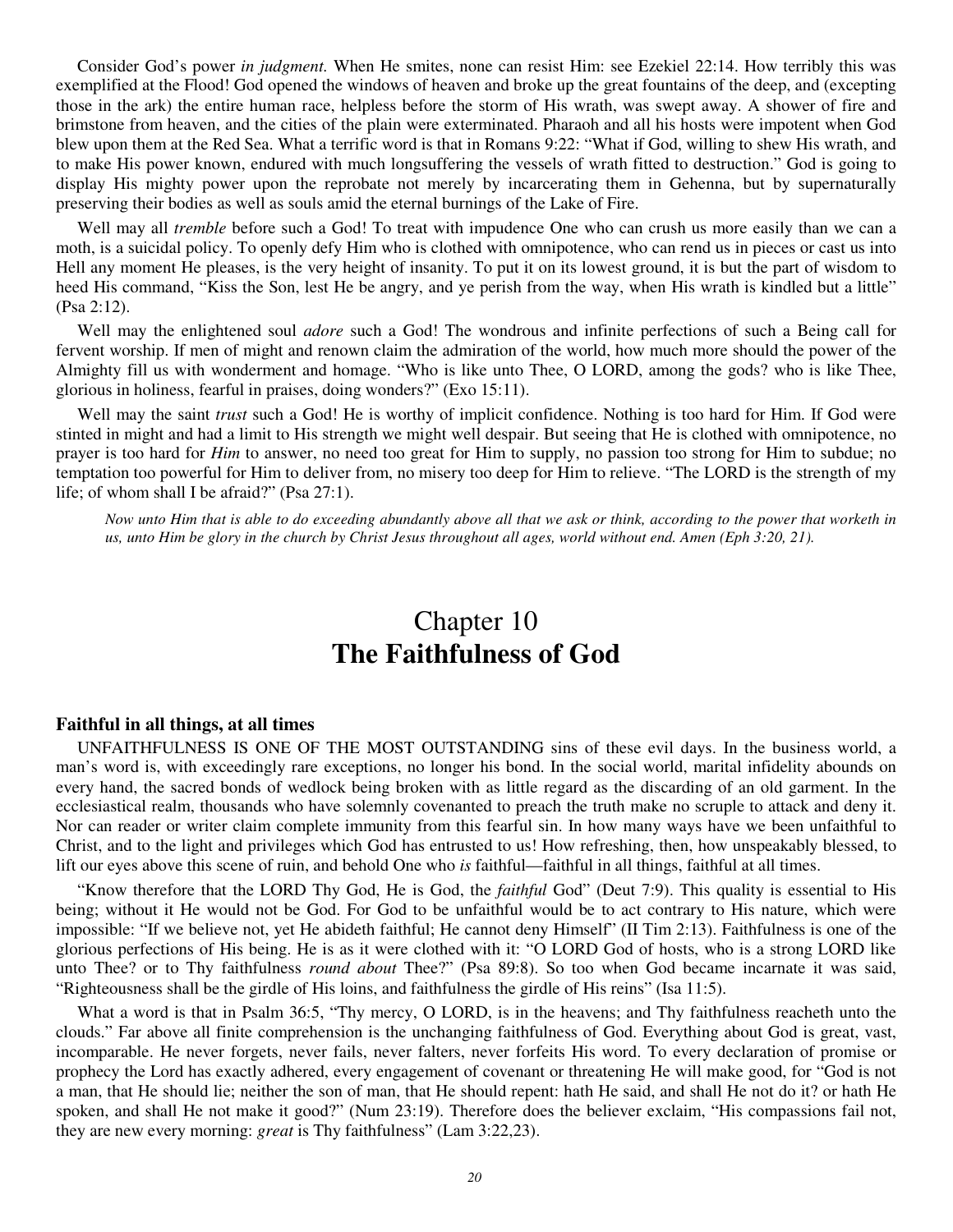Consider God's power *in judgment.* When He smites, none can resist Him: see Ezekiel 22:14. How terribly this was exemplified at the Flood! God opened the windows of heaven and broke up the great fountains of the deep, and (excepting those in the ark) the entire human race, helpless before the storm of His wrath, was swept away. A shower of fire and brimstone from heaven, and the cities of the plain were exterminated. Pharaoh and all his hosts were impotent when God blew upon them at the Red Sea. What a terrific word is that in Romans 9:22: "What if God, willing to shew His wrath, and to make His power known, endured with much longsuffering the vessels of wrath fitted to destruction." God is going to display His mighty power upon the reprobate not merely by incarcerating them in Gehenna, but by supernaturally preserving their bodies as well as souls amid the eternal burnings of the Lake of Fire.

Well may all *tremble* before such a God! To treat with impudence One who can crush us more easily than we can a moth, is a suicidal policy. To openly defy Him who is clothed with omnipotence, who can rend us in pieces or cast us into Hell any moment He pleases, is the very height of insanity. To put it on its lowest ground, it is but the part of wisdom to heed His command, "Kiss the Son, lest He be angry, and ye perish from the way, when His wrath is kindled but a little" (Psa 2:12).

Well may the enlightened soul *adore* such a God! The wondrous and infinite perfections of such a Being call for fervent worship. If men of might and renown claim the admiration of the world, how much more should the power of the Almighty fill us with wonderment and homage. "Who is like unto Thee, O LORD, among the gods? who is like Thee, glorious in holiness, fearful in praises, doing wonders?" (Exo 15:11).

Well may the saint *trust* such a God! He is worthy of implicit confidence. Nothing is too hard for Him. If God were stinted in might and had a limit to His strength we might well despair. But seeing that He is clothed with omnipotence, no prayer is too hard for *Him* to answer, no need too great for Him to supply, no passion too strong for Him to subdue; no temptation too powerful for Him to deliver from, no misery too deep for Him to relieve. "The LORD is the strength of my life; of whom shall I be afraid?" (Psa 27:1).

> *Now unto Him that is able to do exceeding abundantly above all that we ask or think, according to the power that worketh in us, unto Him be glory in the church by Christ Jesus throughout all ages, world without end. Amen (Eph 3:20, 21).*

# Chapter 10
# **The Faithfulness of God**

### Faithful in all things, at all times

UNFAITHFULNESS IS ONE OF THE MOST OUTSTANDING sins of these evil days. In the business world, a man's word is, with exceedingly rare exceptions, no longer his bond. In the social world, marital infidelity abounds on every hand, the sacred bonds of wedlock being broken with as little regard as the discarding of an old garment. In the ecclesiastical realm, thousands who have solemnly covenanted to preach the truth make no scruple to attack and deny it. Nor can reader or writer claim complete immunity from this fearful sin. In how many ways have we been unfaithful to Christ, and to the light and privileges which God has entrusted to us! How refreshing, then, how unspeakably blessed, to lift our eyes above this scene of ruin, and behold One who *is* faithful—faithful in all things, faithful at all times.

"Know therefore that the LORD Thy God, He is God, the *faithful* God" (Deut 7:9). This quality is essential to His being; without it He would not be God. For God to be unfaithful would be to act contrary to His nature, which were impossible: "If we believe not, yet He abideth faithful; He cannot deny Himself" (II Tim 2:13). Faithfulness is one of the glorious perfections of His being. He is as it were clothed with it: "O LORD God of hosts, who is a strong LORD like unto Thee? or to Thy faithfulness *round about* Thee?" (Psa 89:8). So too when God became incarnate it was said, "Righteousness shall be the girdle of His loins, and faithfulness the girdle of His reins" (Isa 11:5).

What a word is that in Psalm 36:5, "Thy mercy, O LORD, is in the heavens; and Thy faithfulness reacheth unto the clouds." Far above all finite comprehension is the unchanging faithfulness of God. Everything about God is great, vast, incomparable. He never forgets, never fails, never falters, never forfeits His word. To every declaration of promise or prophecy the Lord has exactly adhered, every engagement of covenant or threatening He will make good, for "God is not a man, that He should lie; neither the son of man, that He should repent: hath He said, and shall He not do it? or hath He spoken, and shall He not make it good?" (Num 23:19). Therefore does the believer exclaim, "His compassions fail not, they are new every morning: *great* is Thy faithfulness" (Lam 3:22,23).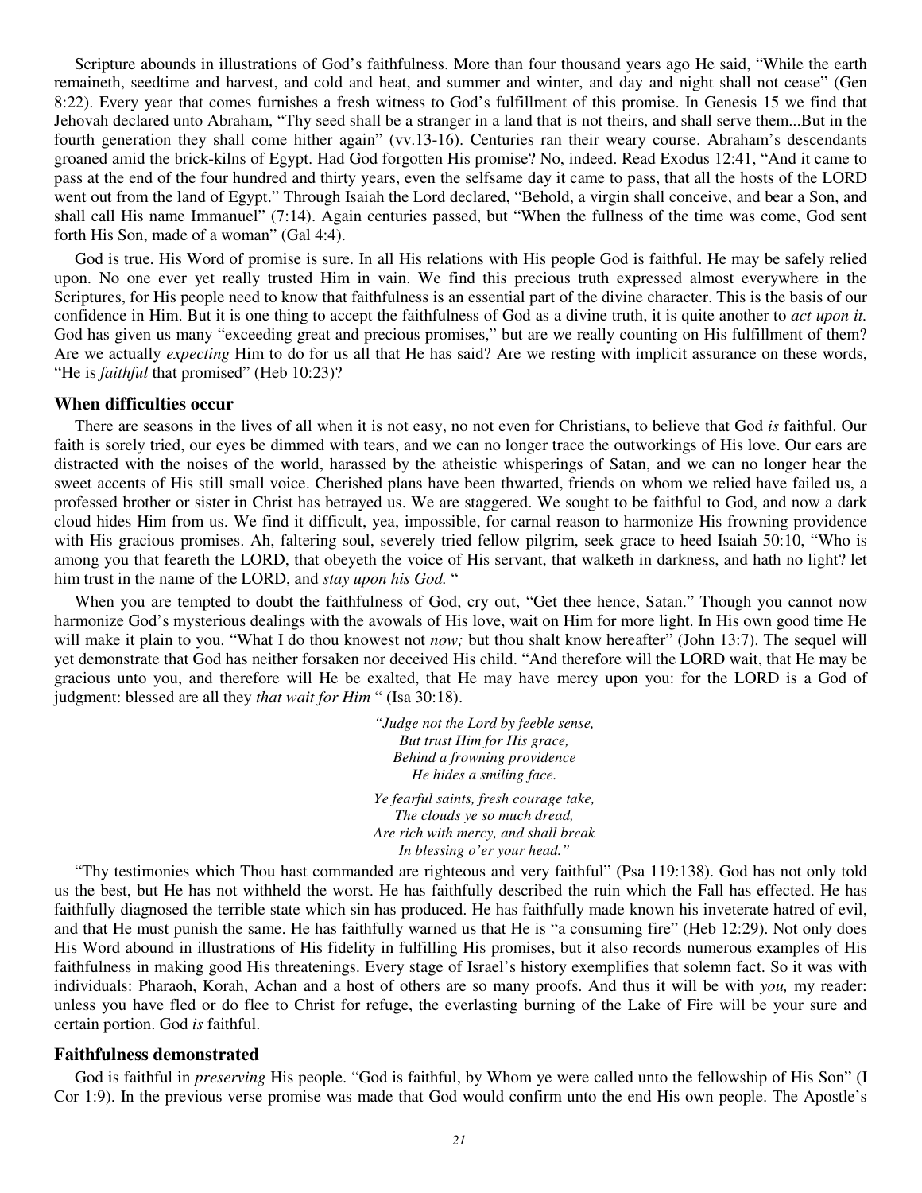Scripture abounds in illustrations of God's faithfulness. More than four thousand years ago He said, "While the earth remaineth, seedtime and harvest, and cold and heat, and summer and winter, and day and night shall not cease" (Gen 8:22). Every year that comes furnishes a fresh witness to God's fulfillment of this promise. In Genesis 15 we find that Jehovah declared unto Abraham, "Thy seed shall be a stranger in a land that is not theirs, and shall serve them...But in the fourth generation they shall come hither again" (vv.13-16). Centuries ran their weary course. Abraham's descendants groaned amid the brick-kilns of Egypt. Had God forgotten His promise? No, indeed. Read Exodus 12:41, "And it came to pass at the end of the four hundred and thirty years, even the selfsame day it came to pass, that all the hosts of the LORD went out from the land of Egypt." Through Isaiah the Lord declared, "Behold, a virgin shall conceive, and bear a Son, and shall call His name Immanuel" (7:14). Again centuries passed, but "When the fullness of the time was come, God sent forth His Son, made of a woman" (Gal 4:4).

God is true. His Word of promise is sure. In all His relations with His people God is faithful. He may be safely relied upon. No one ever yet really trusted Him in vain. We find this precious truth expressed almost everywhere in the Scriptures, for His people need to know that faithfulness is an essential part of the divine character. This is the basis of our confidence in Him. But it is one thing to accept the faithfulness of God as a divine truth, it is quite another to *act upon it.* God has given us many "exceeding great and precious promises," but are we really counting on His fulfillment of them? Are we actually *expecting* Him to do for us all that He has said? Are we resting with implicit assurance on these words, "He is *faithful* that promised" (Heb 10:23)?

### When difficulties occur

There are seasons in the lives of all when it is not easy, no not even for Christians, to believe that God *is* faithful. Our faith is sorely tried, our eyes be dimmed with tears, and we can no longer trace the outworkings of His love. Our ears are distracted with the noises of the world, harassed by the atheistic whisperings of Satan, and we can no longer hear the sweet accents of His still small voice. Cherished plans have been thwarted, friends on whom we relied have failed us, a professed brother or sister in Christ has betrayed us. We are staggered. We sought to be faithful to God, and now a dark cloud hides Him from us. We find it difficult, yea, impossible, for carnal reason to harmonize His frowning providence with His gracious promises. Ah, faltering soul, severely tried fellow pilgrim, seek grace to heed Isaiah 50:10, "Who is among you that feareth the LORD, that obeyeth the voice of His servant, that walketh in darkness, and hath no light? let him trust in the name of the LORD, and *stay upon his God.* "

When you are tempted to doubt the faithfulness of God, cry out, "Get thee hence, Satan." Though you cannot now harmonize God's mysterious dealings with the avowals of His love, wait on Him for more light. In His own good time He will make it plain to you. "What I do thou knowest not *now;* but thou shalt know hereafter" (John 13:7). The sequel will yet demonstrate that God has neither forsaken nor deceived His child. "And therefore will the LORD wait, that He may be gracious unto you, and therefore will He be exalted, that He may have mercy upon you: for the LORD is a God of judgment: blessed are all they *that wait for Him* " (Isa 30:18).

*"Judge not the Lord by feeble sense,*
*But trust Him for His grace,*
*Behind a frowning providence*
*He hides a smiling face.*

*Ye fearful saints, fresh courage take,*
*The clouds ye so much dread,*
*Are rich with mercy, and shall break*
*In blessing o'er your head."*

"Thy testimonies which Thou hast commanded are righteous and very faithful" (Psa 119:138). God has not only told us the best, but He has not withheld the worst. He has faithfully described the ruin which the Fall has effected. He has faithfully diagnosed the terrible state which sin has produced. He has faithfully made known his inveterate hatred of evil, and that He must punish the same. He has faithfully warned us that He is "a consuming fire" (Heb 12:29). Not only does His Word abound in illustrations of His fidelity in fulfilling His promises, but it also records numerous examples of His faithfulness in making good His threatenings. Every stage of Israel's history exemplifies that solemn fact. So it was with individuals: Pharaoh, Korah, Achan and a host of others are so many proofs. And thus it will be with *you,* my reader: unless you have fled or do flee to Christ for refuge, the everlasting burning of the Lake of Fire will be your sure and certain portion. God *is* faithful.

### Faithfulness demonstrated

God is faithful in *preserving* His people. "God is faithful, by Whom ye were called unto the fellowship of His Son" (I Cor 1:9). In the previous verse promise was made that God would confirm unto the end His own people. The Apostle's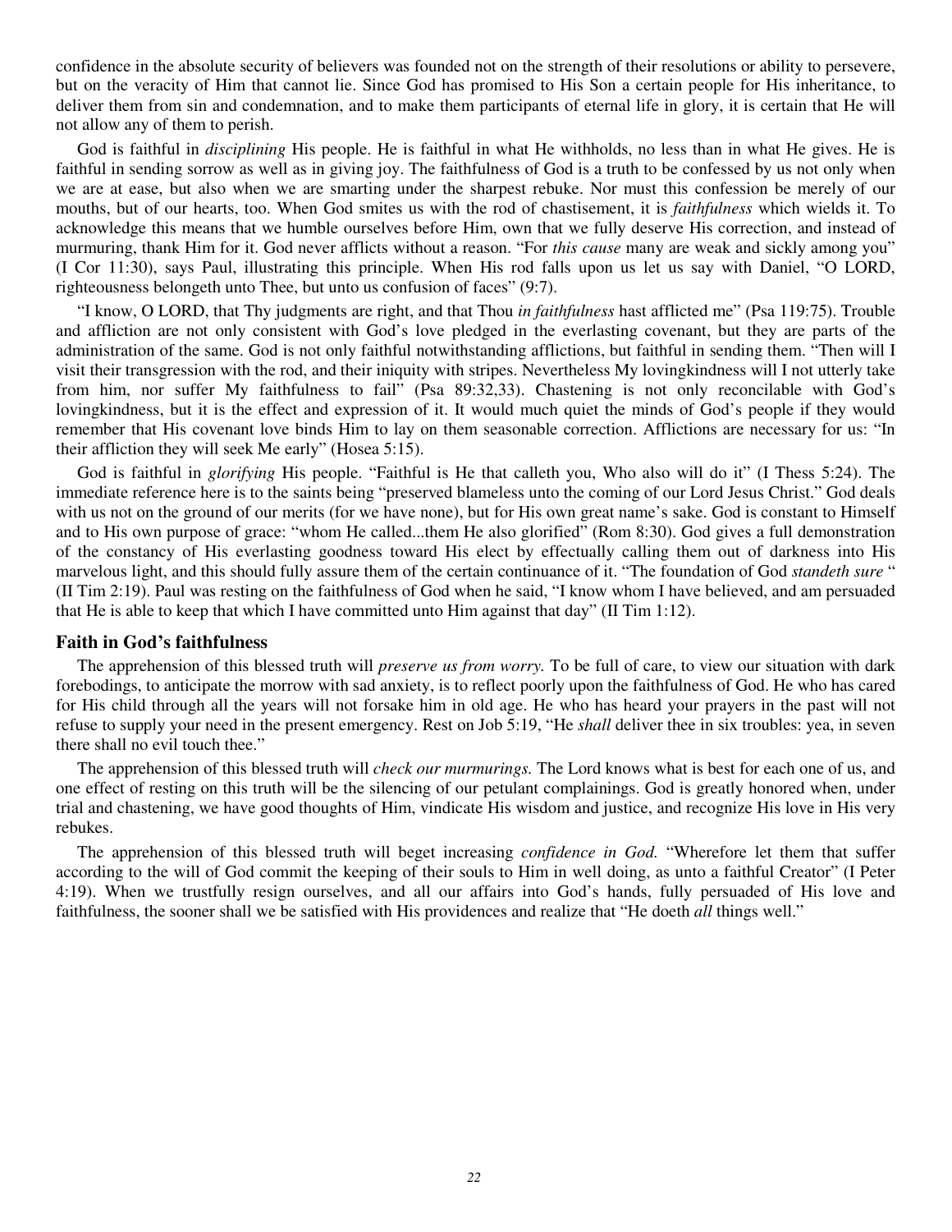confidence in the absolute security of believers was founded not on the strength of their resolutions or ability to persevere, but on the veracity of Him that cannot lie. Since God has promised to His Son a certain people for His inheritance, to deliver them from sin and condemnation, and to make them participants of eternal life in glory, it is certain that He will not allow any of them to perish.

God is faithful in *disciplining* His people. He is faithful in what He withholds, no less than in what He gives. He is faithful in sending sorrow as well as in giving joy. The faithfulness of God is a truth to be confessed by us not only when we are at ease, but also when we are smarting under the sharpest rebuke. Nor must this confession be merely of our mouths, but of our hearts, too. When God smites us with the rod of chastisement, it is *faithfulness* which wields it. To acknowledge this means that we humble ourselves before Him, own that we fully deserve His correction, and instead of murmuring, thank Him for it. God never afflicts without a reason. "For *this cause* many are weak and sickly among you" (I Cor 11:30), says Paul, illustrating this principle. When His rod falls upon us let us say with Daniel, "O LORD, righteousness belongeth unto Thee, but unto us confusion of faces" (9:7).

"I know, O LORD, that Thy judgments are right, and that Thou *in faithfulness* hast afflicted me" (Psa 119:75). Trouble and affliction are not only consistent with God's love pledged in the everlasting covenant, but they are parts of the administration of the same. God is not only faithful notwithstanding afflictions, but faithful in sending them. "Then will I visit their transgression with the rod, and their iniquity with stripes. Nevertheless My lovingkindness will I not utterly take from him, nor suffer My faithfulness to fail" (Psa 89:32,33). Chastening is not only reconcilable with God's lovingkindness, but it is the effect and expression of it. It would much quiet the minds of God's people if they would remember that His covenant love binds Him to lay on them seasonable correction. Afflictions are necessary for us: "In their affliction they will seek Me early" (Hosea 5:15).

God is faithful in *glorifying* His people. "Faithful is He that calleth you, Who also will do it" (I Thess 5:24). The immediate reference here is to the saints being "preserved blameless unto the coming of our Lord Jesus Christ." God deals with us not on the ground of our merits (for we have none), but for His own great name's sake. God is constant to Himself and to His own purpose of grace: "whom He called...them He also glorified" (Rom 8:30). God gives a full demonstration of the constancy of His everlasting goodness toward His elect by effectually calling them out of darkness into His marvelous light, and this should fully assure them of the certain continuance of it. "The foundation of God *standeth sure* " (II Tim 2:19). Paul was resting on the faithfulness of God when he said, "I know whom I have believed, and am persuaded that He is able to keep that which I have committed unto Him against that day" (II Tim 1:12).

### Faith in God's faithfulness

The apprehension of this blessed truth will *preserve us from worry.* To be full of care, to view our situation with dark forebodings, to anticipate the morrow with sad anxiety, is to reflect poorly upon the faithfulness of God. He who has cared for His child through all the years will not forsake him in old age. He who has heard your prayers in the past will not refuse to supply your need in the present emergency. Rest on Job 5:19, "He *shall* deliver thee in six troubles: yea, in seven there shall no evil touch thee."

The apprehension of this blessed truth will *check our murmurings.* The Lord knows what is best for each one of us, and one effect of resting on this truth will be the silencing of our petulant complainings. God is greatly honored when, under trial and chastening, we have good thoughts of Him, vindicate His wisdom and justice, and recognize His love in His very rebukes.

The apprehension of this blessed truth will beget increasing *confidence in God.* "Wherefore let them that suffer according to the will of God commit the keeping of their souls to Him in well doing, as unto a faithful Creator" (I Peter 4:19). When we trustfully resign ourselves, and all our affairs into God's hands, fully persuaded of His love and faithfulness, the sooner shall we be satisfied with His providences and realize that "He doeth *all* things well."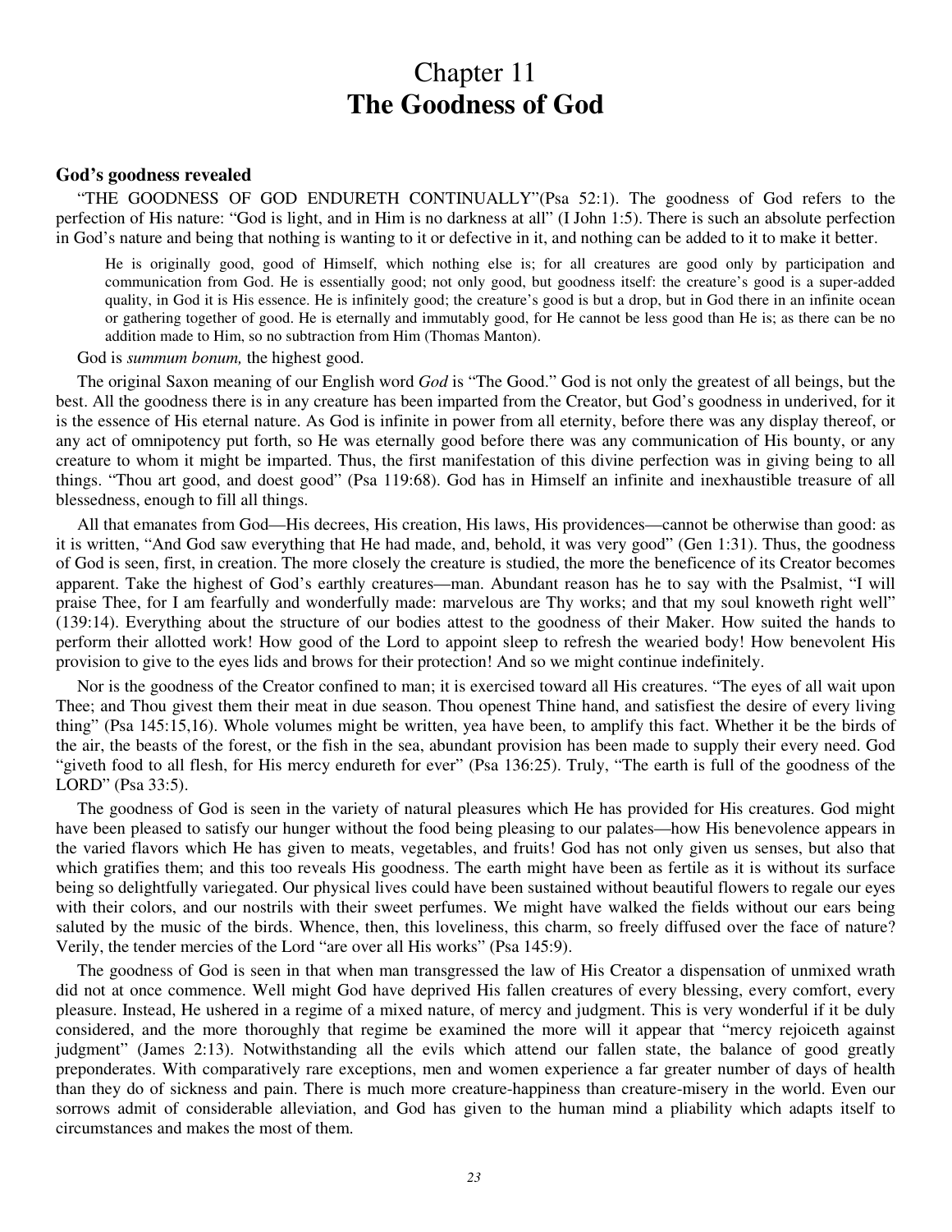# Chapter 11
# The Goodness of God

### God's goodness revealed

"THE GOODNESS OF GOD ENDURETH CONTINUALLY"(Psa 52:1). The goodness of God refers to the perfection of His nature: "God is light, and in Him is no darkness at all" (I John 1:5). There is such an absolute perfection in God's nature and being that nothing is wanting to it or defective in it, and nothing can be added to it to make it better.

> He is originally good, good of Himself, which nothing else is; for all creatures are good only by participation and communication from God. He is essentially good; not only good, but goodness itself: the creature's good is a super-added quality, in God it is His essence. He is infinitely good; the creature's good is but a drop, but in God there in an infinite ocean or gathering together of good. He is eternally and immutably good, for He cannot be less good than He is; as there can be no addition made to Him, so no subtraction from Him (Thomas Manton).

God is *summum bonum,* the highest good.

The original Saxon meaning of our English word *God* is "The Good." God is not only the greatest of all beings, but the best. All the goodness there is in any creature has been imparted from the Creator, but God's goodness in underived, for it is the essence of His eternal nature. As God is infinite in power from all eternity, before there was any display thereof, or any act of omnipotency put forth, so He was eternally good before there was any communication of His bounty, or any creature to whom it might be imparted. Thus, the first manifestation of this divine perfection was in giving being to all things. "Thou art good, and doest good" (Psa 119:68). God has in Himself an infinite and inexhaustible treasure of all blessedness, enough to fill all things.

All that emanates from God—His decrees, His creation, His laws, His providences—cannot be otherwise than good: as it is written, "And God saw everything that He had made, and, behold, it was very good" (Gen 1:31). Thus, the goodness of God is seen, first, in creation. The more closely the creature is studied, the more the beneficence of its Creator becomes apparent. Take the highest of God's earthly creatures—man. Abundant reason has he to say with the Psalmist, "I will praise Thee, for I am fearfully and wonderfully made: marvelous are Thy works; and that my soul knoweth right well" (139:14). Everything about the structure of our bodies attest to the goodness of their Maker. How suited the hands to perform their allotted work! How good of the Lord to appoint sleep to refresh the wearied body! How benevolent His provision to give to the eyes lids and brows for their protection! And so we might continue indefinitely.

Nor is the goodness of the Creator confined to man; it is exercised toward all His creatures. "The eyes of all wait upon Thee; and Thou givest them their meat in due season. Thou openest Thine hand, and satisfiest the desire of every living thing" (Psa 145:15,16). Whole volumes might be written, yea have been, to amplify this fact. Whether it be the birds of the air, the beasts of the forest, or the fish in the sea, abundant provision has been made to supply their every need. God "giveth food to all flesh, for His mercy endureth for ever" (Psa 136:25). Truly, "The earth is full of the goodness of the LORD" (Psa 33:5).

The goodness of God is seen in the variety of natural pleasures which He has provided for His creatures. God might have been pleased to satisfy our hunger without the food being pleasing to our palates—how His benevolence appears in the varied flavors which He has given to meats, vegetables, and fruits! God has not only given us senses, but also that which gratifies them; and this too reveals His goodness. The earth might have been as fertile as it is without its surface being so delightfully variegated. Our physical lives could have been sustained without beautiful flowers to regale our eyes with their colors, and our nostrils with their sweet perfumes. We might have walked the fields without our ears being saluted by the music of the birds. Whence, then, this loveliness, this charm, so freely diffused over the face of nature? Verily, the tender mercies of the Lord "are over all His works" (Psa 145:9).

The goodness of God is seen in that when man transgressed the law of His Creator a dispensation of unmixed wrath did not at once commence. Well might God have deprived His fallen creatures of every blessing, every comfort, every pleasure. Instead, He ushered in a regime of a mixed nature, of mercy and judgment. This is very wonderful if it be duly considered, and the more thoroughly that regime be examined the more will it appear that "mercy rejoiceth against judgment" (James 2:13). Notwithstanding all the evils which attend our fallen state, the balance of good greatly preponderates. With comparatively rare exceptions, men and women experience a far greater number of days of health than they do of sickness and pain. There is much more creature-happiness than creature-misery in the world. Even our sorrows admit of considerable alleviation, and God has given to the human mind a pliability which adapts itself to circumstances and makes the most of them.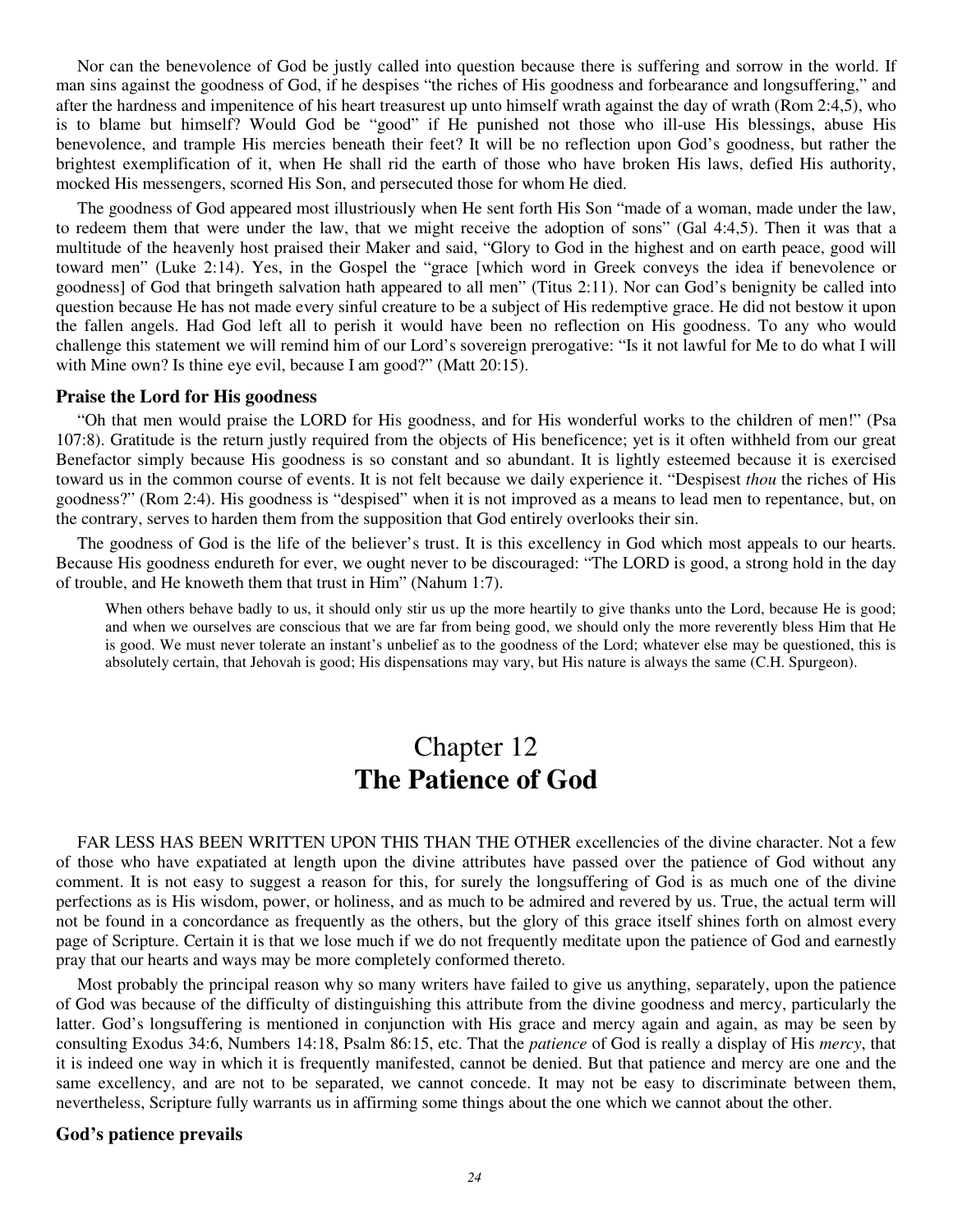Nor can the benevolence of God be justly called into question because there is suffering and sorrow in the world. If man sins against the goodness of God, if he despises "the riches of His goodness and forbearance and longsuffering," and after the hardness and impenitence of his heart treasurest up unto himself wrath against the day of wrath (Rom 2:4,5), who is to blame but himself? Would God be "good" if He punished not those who ill-use His blessings, abuse His benevolence, and trample His mercies beneath their feet? It will be no reflection upon God's goodness, but rather the brightest exemplification of it, when He shall rid the earth of those who have broken His laws, defied His authority, mocked His messengers, scorned His Son, and persecuted those for whom He died.

The goodness of God appeared most illustriously when He sent forth His Son "made of a woman, made under the law, to redeem them that were under the law, that we might receive the adoption of sons" (Gal 4:4,5). Then it was that a multitude of the heavenly host praised their Maker and said, "Glory to God in the highest and on earth peace, good will toward men" (Luke 2:14). Yes, in the Gospel the "grace [which word in Greek conveys the idea if benevolence or goodness] of God that bringeth salvation hath appeared to all men" (Titus 2:11). Nor can God's benignity be called into question because He has not made every sinful creature to be a subject of His redemptive grace. He did not bestow it upon the fallen angels. Had God left all to perish it would have been no reflection on His goodness. To any who would challenge this statement we will remind him of our Lord's sovereign prerogative: "Is it not lawful for Me to do what I will with Mine own? Is thine eye evil, because I am good?" (Matt 20:15).

### Praise the Lord for His goodness

"Oh that men would praise the LORD for His goodness, and for His wonderful works to the children of men!" (Psa 107:8). Gratitude is the return justly required from the objects of His beneficence; yet is it often withheld from our great Benefactor simply because His goodness is so constant and so abundant. It is lightly esteemed because it is exercised toward us in the common course of events. It is not felt because we daily experience it. "Despisest *thou* the riches of His goodness?" (Rom 2:4). His goodness is "despised" when it is not improved as a means to lead men to repentance, but, on the contrary, serves to harden them from the supposition that God entirely overlooks their sin.

The goodness of God is the life of the believer's trust. It is this excellency in God which most appeals to our hearts. Because His goodness endureth for ever, we ought never to be discouraged: "The LORD is good, a strong hold in the day of trouble, and He knoweth them that trust in Him" (Nahum 1:7).

> When others behave badly to us, it should only stir us up the more heartily to give thanks unto the Lord, because He is good; and when we ourselves are conscious that we are far from being good, we should only the more reverently bless Him that He is good. We must never tolerate an instant's unbelief as to the goodness of the Lord; whatever else may be questioned, this is absolutely certain, that Jehovah is good; His dispensations may vary, but His nature is always the same (C.H. Spurgeon).

# Chapter 12
# **The Patience of God**

FAR LESS HAS BEEN WRITTEN UPON THIS THAN THE OTHER excellencies of the divine character. Not a few of those who have expatiated at length upon the divine attributes have passed over the patience of God without any comment. It is not easy to suggest a reason for this, for surely the longsuffering of God is as much one of the divine perfections as is His wisdom, power, or holiness, and as much to be admired and revered by us. True, the actual term will not be found in a concordance as frequently as the others, but the glory of this grace itself shines forth on almost every page of Scripture. Certain it is that we lose much if we do not frequently meditate upon the patience of God and earnestly pray that our hearts and ways may be more completely conformed thereto.

Most probably the principal reason why so many writers have failed to give us anything, separately, upon the patience of God was because of the difficulty of distinguishing this attribute from the divine goodness and mercy, particularly the latter. God's longsuffering is mentioned in conjunction with His grace and mercy again and again, as may be seen by consulting Exodus 34:6, Numbers 14:18, Psalm 86:15, etc. That the *patience* of God is really a display of His *mercy*, that it is indeed one way in which it is frequently manifested, cannot be denied. But that patience and mercy are one and the same excellency, and are not to be separated, we cannot concede. It may not be easy to discriminate between them, nevertheless, Scripture fully warrants us in affirming some things about the one which we cannot about the other.

### God's patience prevails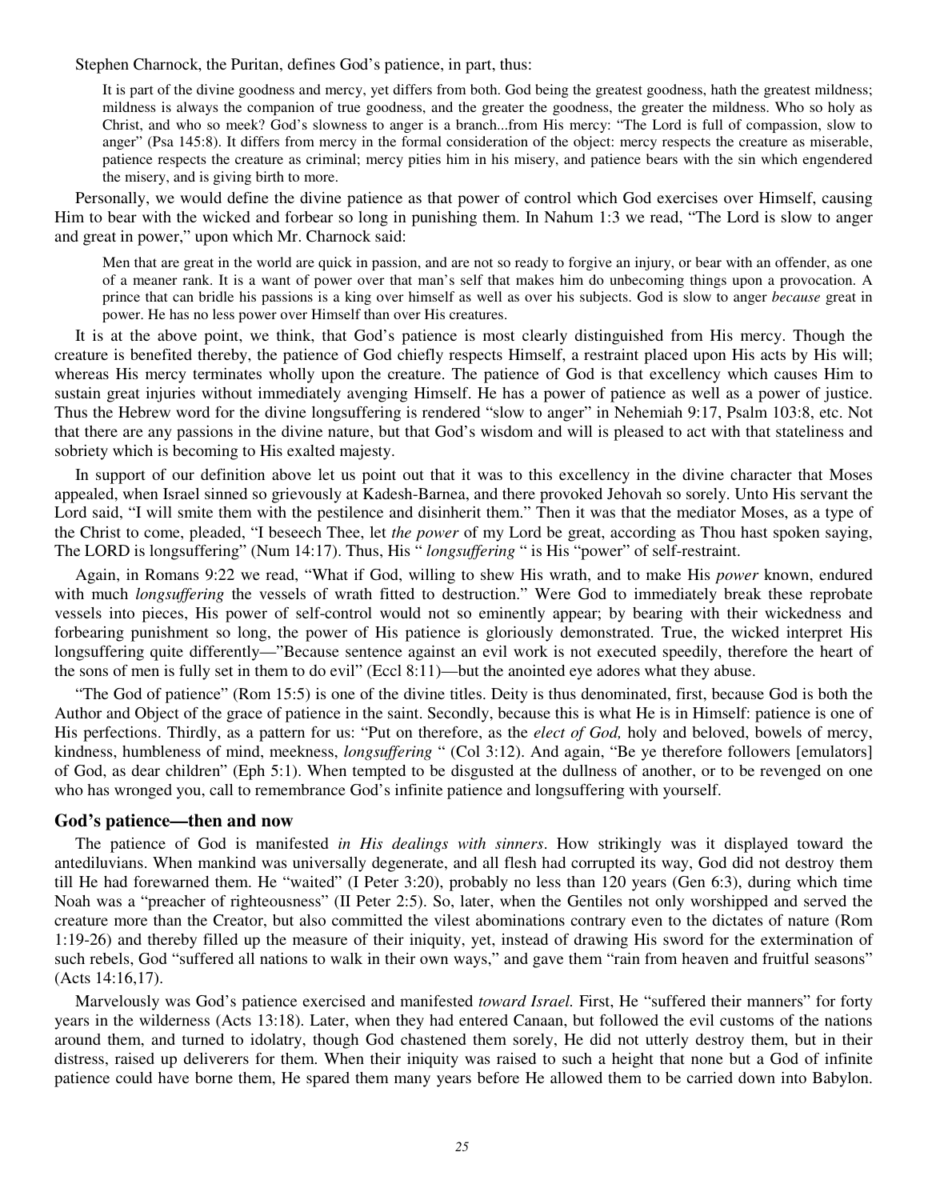Stephen Charnock, the Puritan, defines God's patience, in part, thus:

> It is part of the divine goodness and mercy, yet differs from both. God being the greatest goodness, hath the greatest mildness; mildness is always the companion of true goodness, and the greater the goodness, the greater the mildness. Who so holy as Christ, and who so meek? God's slowness to anger is a branch...from His mercy: "The Lord is full of compassion, slow to anger" (Psa 145:8). It differs from mercy in the formal consideration of the object: mercy respects the creature as miserable, patience respects the creature as criminal; mercy pities him in his misery, and patience bears with the sin which engendered the misery, and is giving birth to more.

Personally, we would define the divine patience as that power of control which God exercises over Himself, causing Him to bear with the wicked and forbear so long in punishing them. In Nahum 1:3 we read, "The Lord is slow to anger and great in power," upon which Mr. Charnock said:

> Men that are great in the world are quick in passion, and are not so ready to forgive an injury, or bear with an offender, as one of a meaner rank. It is a want of power over that man's self that makes him do unbecoming things upon a provocation. A prince that can bridle his passions is a king over himself as well as over his subjects. God is slow to anger *because* great in power. He has no less power over Himself than over His creatures.

It is at the above point, we think, that God's patience is most clearly distinguished from His mercy. Though the creature is benefited thereby, the patience of God chiefly respects Himself, a restraint placed upon His acts by His will; whereas His mercy terminates wholly upon the creature. The patience of God is that excellency which causes Him to sustain great injuries without immediately avenging Himself. He has a power of patience as well as a power of justice. Thus the Hebrew word for the divine longsuffering is rendered "slow to anger" in Nehemiah 9:17, Psalm 103:8, etc. Not that there are any passions in the divine nature, but that God's wisdom and will is pleased to act with that stateliness and sobriety which is becoming to His exalted majesty.

In support of our definition above let us point out that it was to this excellency in the divine character that Moses appealed, when Israel sinned so grievously at Kadesh-Barnea, and there provoked Jehovah so sorely. Unto His servant the Lord said, "I will smite them with the pestilence and disinherit them." Then it was that the mediator Moses, as a type of the Christ to come, pleaded, "I beseech Thee, let *the power* of my Lord be great, according as Thou hast spoken saying, The LORD is longsuffering" (Num 14:17). Thus, His " *longsuffering* " is His "power" of self-restraint.

Again, in Romans 9:22 we read, "What if God, willing to shew His wrath, and to make His *power* known, endured with much *longsuffering* the vessels of wrath fitted to destruction." Were God to immediately break these reprobate vessels into pieces, His power of self-control would not so eminently appear; by bearing with their wickedness and forbearing punishment so long, the power of His patience is gloriously demonstrated. True, the wicked interpret His longsuffering quite differently—"Because sentence against an evil work is not executed speedily, therefore the heart of the sons of men is fully set in them to do evil" (Eccl 8:11)—but the anointed eye adores what they abuse.

"The God of patience" (Rom 15:5) is one of the divine titles. Deity is thus denominated, first, because God is both the Author and Object of the grace of patience in the saint. Secondly, because this is what He is in Himself: patience is one of His perfections. Thirdly, as a pattern for us: "Put on therefore, as the *elect of God,* holy and beloved, bowels of mercy, kindness, humbleness of mind, meekness, *longsuffering* " (Col 3:12). And again, "Be ye therefore followers [emulators] of God, as dear children" (Eph 5:1). When tempted to be disgusted at the dullness of another, or to be revenged on one who has wronged you, call to remembrance God's infinite patience and longsuffering with yourself.

## God's patience—then and now

The patience of God is manifested *in His dealings with sinners*. How strikingly was it displayed toward the antediluvians. When mankind was universally degenerate, and all flesh had corrupted its way, God did not destroy them till He had forewarned them. He "waited" (I Peter 3:20), probably no less than 120 years (Gen 6:3), during which time Noah was a "preacher of righteousness" (II Peter 2:5). So, later, when the Gentiles not only worshipped and served the creature more than the Creator, but also committed the vilest abominations contrary even to the dictates of nature (Rom 1:19-26) and thereby filled up the measure of their iniquity, yet, instead of drawing His sword for the extermination of such rebels, God "suffered all nations to walk in their own ways," and gave them "rain from heaven and fruitful seasons" (Acts 14:16,17).

Marvelously was God's patience exercised and manifested *toward Israel.* First, He "suffered their manners" for forty years in the wilderness (Acts 13:18). Later, when they had entered Canaan, but followed the evil customs of the nations around them, and turned to idolatry, though God chastened them sorely, He did not utterly destroy them, but in their distress, raised up deliverers for them. When their iniquity was raised to such a height that none but a God of infinite patience could have borne them, He spared them many years before He allowed them to be carried down into Babylon.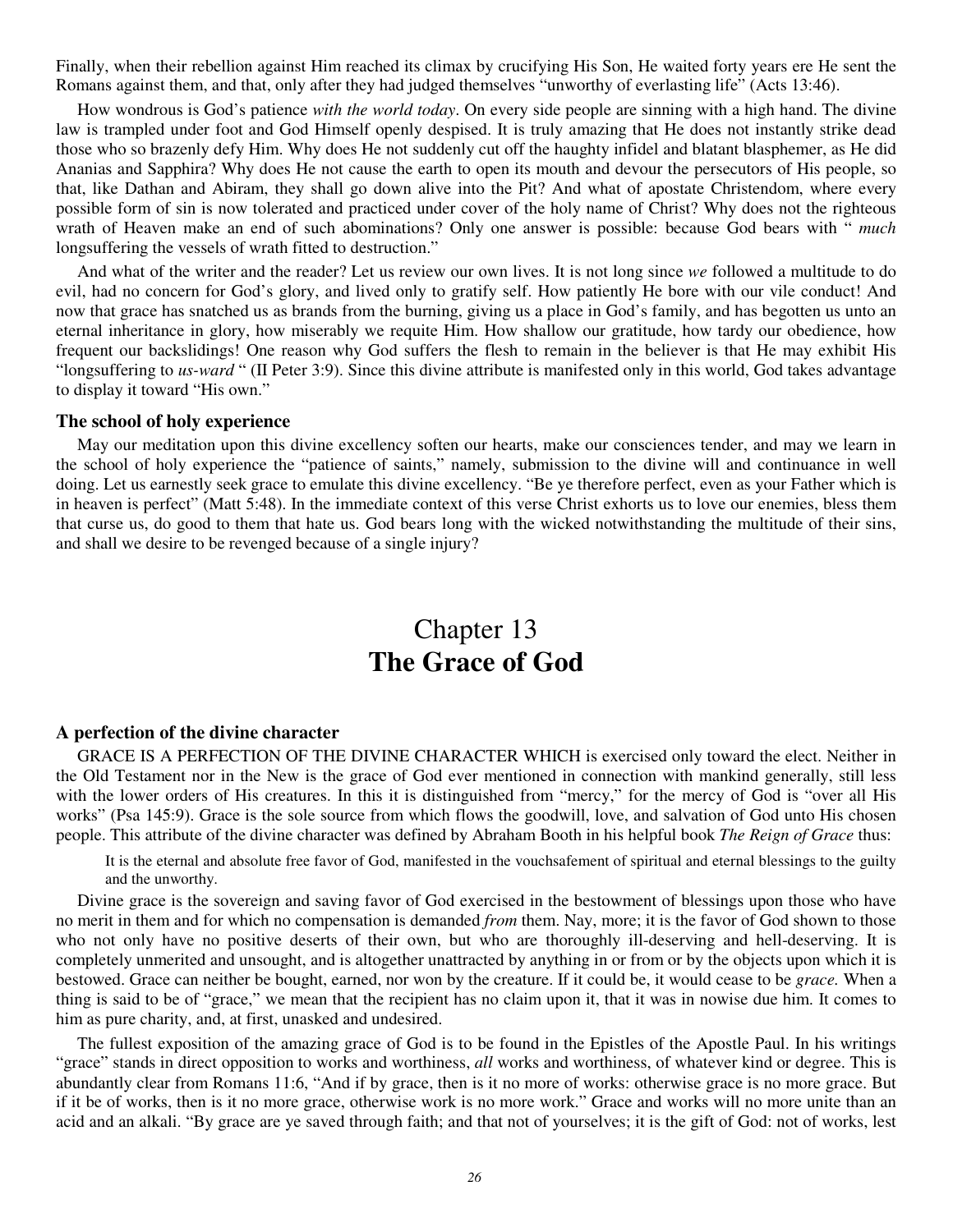Finally, when their rebellion against Him reached its climax by crucifying His Son, He waited forty years ere He sent the Romans against them, and that, only after they had judged themselves "unworthy of everlasting life" (Acts 13:46).

How wondrous is God's patience *with the world today*. On every side people are sinning with a high hand. The divine law is trampled under foot and God Himself openly despised. It is truly amazing that He does not instantly strike dead those who so brazenly defy Him. Why does He not suddenly cut off the haughty infidel and blatant blasphemer, as He did Ananias and Sapphira? Why does He not cause the earth to open its mouth and devour the persecutors of His people, so that, like Dathan and Abiram, they shall go down alive into the Pit? And what of apostate Christendom, where every possible form of sin is now tolerated and practiced under cover of the holy name of Christ? Why does not the righteous wrath of Heaven make an end of such abominations? Only one answer is possible: because God bears with " *much* longsuffering the vessels of wrath fitted to destruction."

And what of the writer and the reader? Let us review our own lives. It is not long since *we* followed a multitude to do evil, had no concern for God's glory, and lived only to gratify self. How patiently He bore with our vile conduct! And now that grace has snatched us as brands from the burning, giving us a place in God's family, and has begotten us unto an eternal inheritance in glory, how miserably we requite Him. How shallow our gratitude, how tardy our obedience, how frequent our backslidings! One reason why God suffers the flesh to remain in the believer is that He may exhibit His "longsuffering to *us-ward* " (II Peter 3:9). Since this divine attribute is manifested only in this world, God takes advantage to display it toward "His own."

### The school of holy experience

May our meditation upon this divine excellency soften our hearts, make our consciences tender, and may we learn in the school of holy experience the "patience of saints," namely, submission to the divine will and continuance in well doing. Let us earnestly seek grace to emulate this divine excellency. "Be ye therefore perfect, even as your Father which is in heaven is perfect" (Matt 5:48). In the immediate context of this verse Christ exhorts us to love our enemies, bless them that curse us, do good to them that hate us. God bears long with the wicked notwithstanding the multitude of their sins, and shall we desire to be revenged because of a single injury?

# Chapter 13
# **The Grace of God**

### A perfection of the divine character

GRACE IS A PERFECTION OF THE DIVINE CHARACTER WHICH is exercised only toward the elect. Neither in the Old Testament nor in the New is the grace of God ever mentioned in connection with mankind generally, still less with the lower orders of His creatures. In this it is distinguished from "mercy," for the mercy of God is "over all His works" (Psa 145:9). Grace is the sole source from which flows the goodwill, love, and salvation of God unto His chosen people. This attribute of the divine character was defined by Abraham Booth in his helpful book *The Reign of Grace* thus:

> It is the eternal and absolute free favor of God, manifested in the vouchsafement of spiritual and eternal blessings to the guilty and the unworthy.

Divine grace is the sovereign and saving favor of God exercised in the bestowment of blessings upon those who have no merit in them and for which no compensation is demanded *from* them. Nay, more; it is the favor of God shown to those who not only have no positive deserts of their own, but who are thoroughly ill-deserving and hell-deserving. It is completely unmerited and unsought, and is altogether unattracted by anything in or from or by the objects upon which it is bestowed. Grace can neither be bought, earned, nor won by the creature. If it could be, it would cease to be *grace*. When a thing is said to be of "grace," we mean that the recipient has no claim upon it, that it was in nowise due him. It comes to him as pure charity, and, at first, unasked and undesired.

The fullest exposition of the amazing grace of God is to be found in the Epistles of the Apostle Paul. In his writings "grace" stands in direct opposition to works and worthiness, *all* works and worthiness, of whatever kind or degree. This is abundantly clear from Romans 11:6, "And if by grace, then is it no more of works: otherwise grace is no more grace. But if it be of works, then is it no more grace, otherwise work is no more work." Grace and works will no more unite than an acid and an alkali. "By grace are ye saved through faith; and that not of yourselves; it is the gift of God: not of works, lest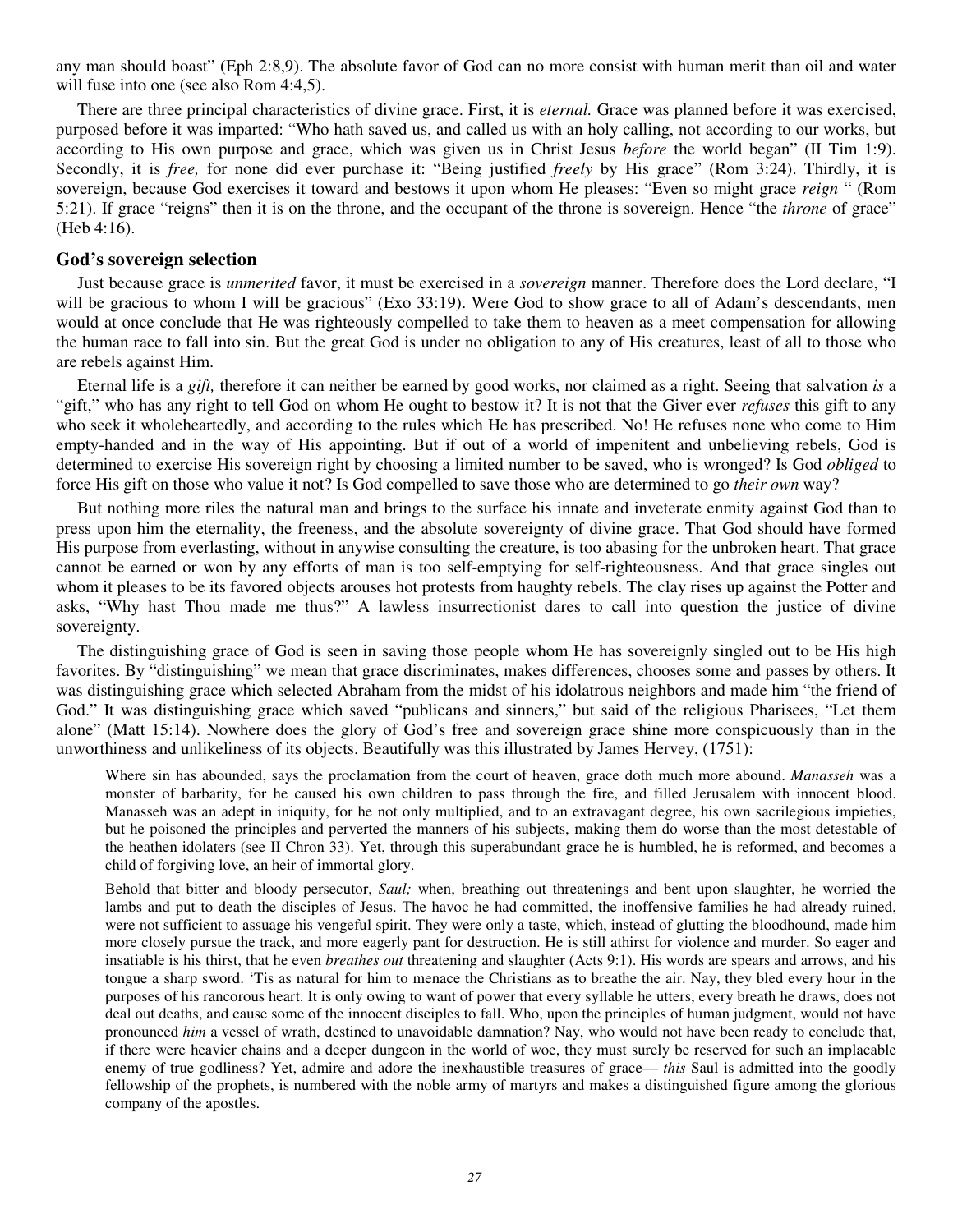any man should boast" (Eph 2:8,9). The absolute favor of God can no more consist with human merit than oil and water will fuse into one (see also Rom 4:4,5).

There are three principal characteristics of divine grace. First, it is *eternal.* Grace was planned before it was exercised, purposed before it was imparted: "Who hath saved us, and called us with an holy calling, not according to our works, but according to His own purpose and grace, which was given us in Christ Jesus *before* the world began" (II Tim 1:9). Secondly, it is *free,* for none did ever purchase it: "Being justified *freely* by His grace" (Rom 3:24). Thirdly, it is sovereign, because God exercises it toward and bestows it upon whom He pleases: "Even so might grace *reign* " (Rom 5:21). If grace "reigns" then it is on the throne, and the occupant of the throne is sovereign. Hence "the *throne* of grace" (Heb 4:16).

## God's sovereign selection

Just because grace is *unmerited* favor, it must be exercised in a *sovereign* manner. Therefore does the Lord declare, "I will be gracious to whom I will be gracious" (Exo 33:19). Were God to show grace to all of Adam's descendants, men would at once conclude that He was righteously compelled to take them to heaven as a meet compensation for allowing the human race to fall into sin. But the great God is under no obligation to any of His creatures, least of all to those who are rebels against Him.

Eternal life is a *gift,* therefore it can neither be earned by good works, nor claimed as a right. Seeing that salvation *is* a "gift," who has any right to tell God on whom He ought to bestow it? It is not that the Giver ever *refuses* this gift to any who seek it wholeheartedly, and according to the rules which He has prescribed. No! He refuses none who come to Him empty-handed and in the way of His appointing. But if out of a world of impenitent and unbelieving rebels, God is determined to exercise His sovereign right by choosing a limited number to be saved, who is wronged? Is God *obliged* to force His gift on those who value it not? Is God compelled to save those who are determined to go *their own* way?

But nothing more riles the natural man and brings to the surface his innate and inveterate enmity against God than to press upon him the eternality, the freeness, and the absolute sovereignty of divine grace. That God should have formed His purpose from everlasting, without in anywise consulting the creature, is too abasing for the unbroken heart. That grace cannot be earned or won by any efforts of man is too self-emptying for self-righteousness. And that grace singles out whom it pleases to be its favored objects arouses hot protests from haughty rebels. The clay rises up against the Potter and asks, "Why hast Thou made me thus?" A lawless insurrectionist dares to call into question the justice of divine sovereignty.

The distinguishing grace of God is seen in saving those people whom He has sovereignly singled out to be His high favorites. By "distinguishing" we mean that grace discriminates, makes differences, chooses some and passes by others. It was distinguishing grace which selected Abraham from the midst of his idolatrous neighbors and made him "the friend of God." It was distinguishing grace which saved "publicans and sinners," but said of the religious Pharisees, "Let them alone" (Matt 15:14). Nowhere does the glory of God's free and sovereign grace shine more conspicuously than in the unworthiness and unlikeliness of its objects. Beautifully was this illustrated by James Hervey, (1751):

> Where sin has abounded, says the proclamation from the court of heaven, grace doth much more abound. *Manasseh* was a monster of barbarity, for he caused his own children to pass through the fire, and filled Jerusalem with innocent blood. Manasseh was an adept in iniquity, for he not only multiplied, and to an extravagant degree, his own sacrilegious impieties, but he poisoned the principles and perverted the manners of his subjects, making them do worse than the most detestable of the heathen idolaters (see II Chron 33). Yet, through this superabundant grace he is humbled, he is reformed, and becomes a child of forgiving love, an heir of immortal glory.
>
> Behold that bitter and bloody persecutor, *Saul;* when, breathing out threatenings and bent upon slaughter, he worried the lambs and put to death the disciples of Jesus. The havoc he had committed, the inoffensive families he had already ruined, were not sufficient to assuage his vengeful spirit. They were only a taste, which, instead of glutting the bloodhound, made him more closely pursue the track, and more eagerly pant for destruction. He is still athirst for violence and murder. So eager and insatiable is his thirst, that he even *breathes out* threatening and slaughter (Acts 9:1). His words are spears and arrows, and his tongue a sharp sword. 'Tis as natural for him to menace the Christians as to breathe the air. Nay, they bled every hour in the purposes of his rancorous heart. It is only owing to want of power that every syllable he utters, every breath he draws, does not deal out deaths, and cause some of the innocent disciples to fall. Who, upon the principles of human judgment, would not have pronounced *him* a vessel of wrath, destined to unavoidable damnation? Nay, who would not have been ready to conclude that, if there were heavier chains and a deeper dungeon in the world of woe, they must surely be reserved for such an implacable enemy of true godliness? Yet, admire and adore the inexhaustible treasures of grace— *this* Saul is admitted into the goodly fellowship of the prophets, is numbered with the noble army of martyrs and makes a distinguished figure among the glorious company of the apostles.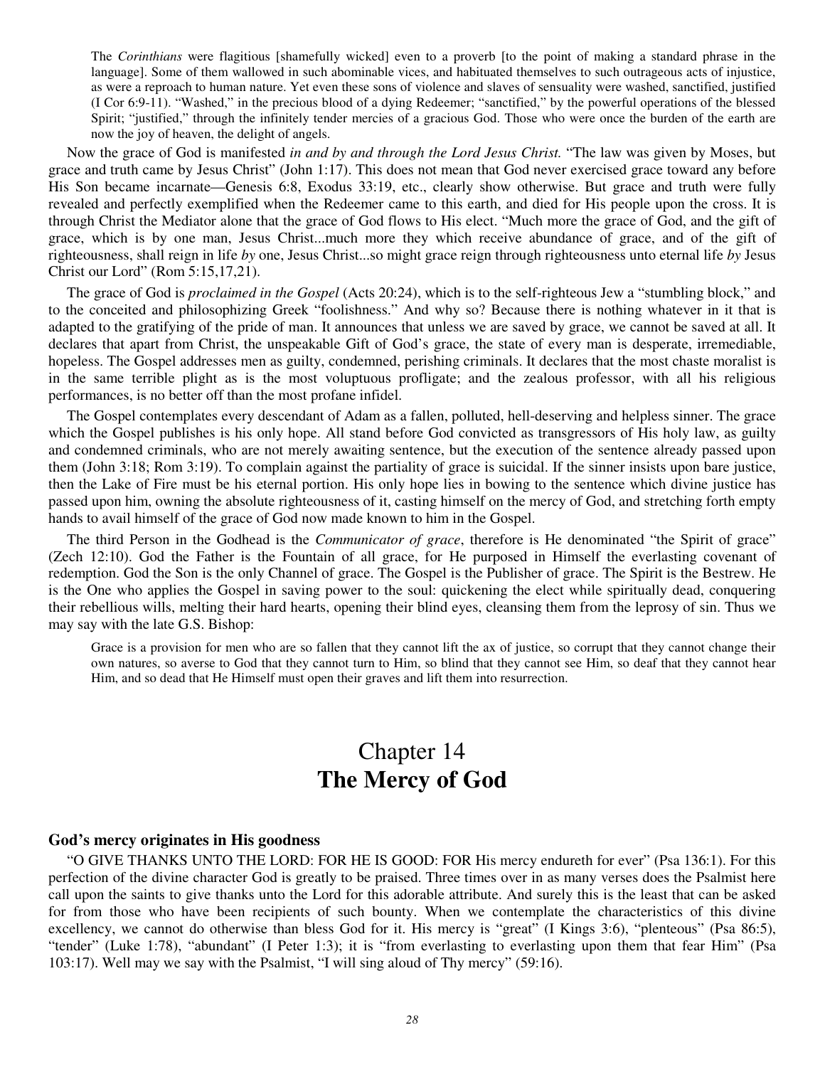> The *Corinthians* were flagitious [shamefully wicked] even to a proverb [to the point of making a standard phrase in the language]. Some of them wallowed in such abominable vices, and habituated themselves to such outrageous acts of injustice, as were a reproach to human nature. Yet even these sons of violence and slaves of sensuality were washed, sanctified, justified (I Cor 6:9-11). "Washed," in the precious blood of a dying Redeemer; "sanctified," by the powerful operations of the blessed Spirit; "justified," through the infinitely tender mercies of a gracious God. Those who were once the burden of the earth are now the joy of heaven, the delight of angels.

Now the grace of God is manifested *in and by and through the Lord Jesus Christ.* "The law was given by Moses, but grace and truth came by Jesus Christ" (John 1:17). This does not mean that God never exercised grace toward any before His Son became incarnate—Genesis 6:8, Exodus 33:19, etc., clearly show otherwise. But grace and truth were fully revealed and perfectly exemplified when the Redeemer came to this earth, and died for His people upon the cross. It is through Christ the Mediator alone that the grace of God flows to His elect. "Much more the grace of God, and the gift of grace, which is by one man, Jesus Christ...much more they which receive abundance of grace, and of the gift of righteousness, shall reign in life *by* one, Jesus Christ...so might grace reign through righteousness unto eternal life *by* Jesus Christ our Lord" (Rom 5:15,17,21).

The grace of God is *proclaimed in the Gospel* (Acts 20:24), which is to the self-righteous Jew a "stumbling block," and to the conceited and philosophizing Greek "foolishness." And why so? Because there is nothing whatever in it that is adapted to the gratifying of the pride of man. It announces that unless we are saved by grace, we cannot be saved at all. It declares that apart from Christ, the unspeakable Gift of God's grace, the state of every man is desperate, irremediable, hopeless. The Gospel addresses men as guilty, condemned, perishing criminals. It declares that the most chaste moralist is in the same terrible plight as is the most voluptuous profligate; and the zealous professor, with all his religious performances, is no better off than the most profane infidel.

The Gospel contemplates every descendant of Adam as a fallen, polluted, hell-deserving and helpless sinner. The grace which the Gospel publishes is his only hope. All stand before God convicted as transgressors of His holy law, as guilty and condemned criminals, who are not merely awaiting sentence, but the execution of the sentence already passed upon them (John 3:18; Rom 3:19). To complain against the partiality of grace is suicidal. If the sinner insists upon bare justice, then the Lake of Fire must be his eternal portion. His only hope lies in bowing to the sentence which divine justice has passed upon him, owning the absolute righteousness of it, casting himself on the mercy of God, and stretching forth empty hands to avail himself of the grace of God now made known to him in the Gospel.

The third Person in the Godhead is the *Communicator of grace*, therefore is He denominated "the Spirit of grace" (Zech 12:10). God the Father is the Fountain of all grace, for He purposed in Himself the everlasting covenant of redemption. God the Son is the only Channel of grace. The Gospel is the Publisher of grace. The Spirit is the Bestrew. He is the One who applies the Gospel in saving power to the soul: quickening the elect while spiritually dead, conquering their rebellious wills, melting their hard hearts, opening their blind eyes, cleansing them from the leprosy of sin. Thus we may say with the late G.S. Bishop:

> Grace is a provision for men who are so fallen that they cannot lift the ax of justice, so corrupt that they cannot change their own natures, so averse to God that they cannot turn to Him, so blind that they cannot see Him, so deaf that they cannot hear Him, and so dead that He Himself must open their graves and lift them into resurrection.

# Chapter 14
# The Mercy of God

### God's mercy originates in His goodness

"O GIVE THANKS UNTO THE LORD: FOR HE IS GOOD: FOR His mercy endureth for ever" (Psa 136:1). For this perfection of the divine character God is greatly to be praised. Three times over in as many verses does the Psalmist here call upon the saints to give thanks unto the Lord for this adorable attribute. And surely this is the least that can be asked for from those who have been recipients of such bounty. When we contemplate the characteristics of this divine excellency, we cannot do otherwise than bless God for it. His mercy is "great" (I Kings 3:6), "plenteous" (Psa 86:5), "tender" (Luke 1:78), "abundant" (I Peter 1:3); it is "from everlasting to everlasting upon them that fear Him" (Psa 103:17). Well may we say with the Psalmist, "I will sing aloud of Thy mercy" (59:16).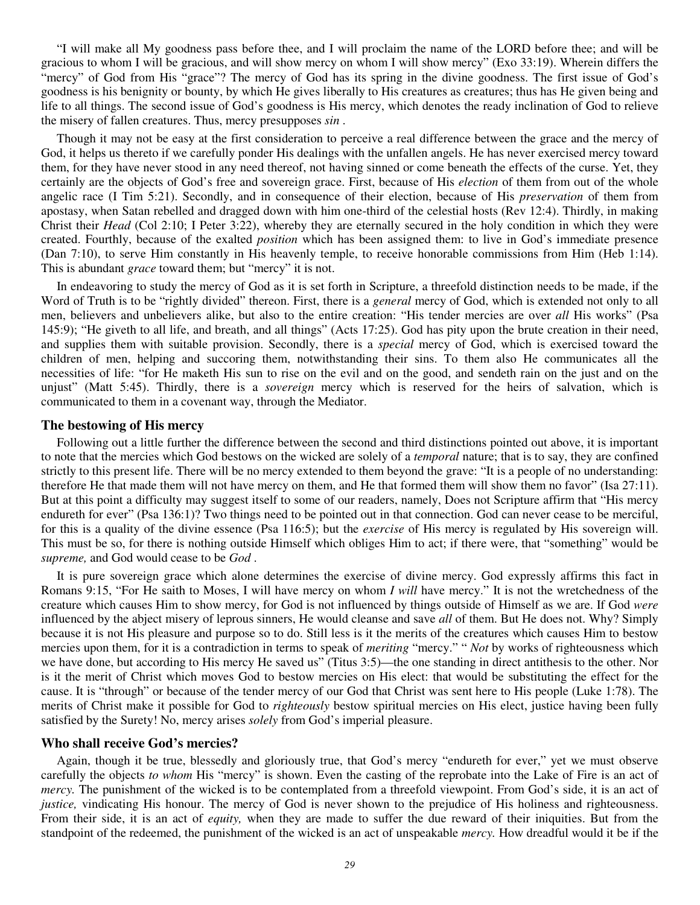"I will make all My goodness pass before thee, and I will proclaim the name of the LORD before thee; and will be gracious to whom I will be gracious, and will show mercy on whom I will show mercy" (Exo 33:19). Wherein differs the "mercy" of God from His "grace"? The mercy of God has its spring in the divine goodness. The first issue of God's goodness is his benignity or bounty, by which He gives liberally to His creatures as creatures; thus has He given being and life to all things. The second issue of God's goodness is His mercy, which denotes the ready inclination of God to relieve the misery of fallen creatures. Thus, mercy presupposes *sin* .

Though it may not be easy at the first consideration to perceive a real difference between the grace and the mercy of God, it helps us thereto if we carefully ponder His dealings with the unfallen angels. He has never exercised mercy toward them, for they have never stood in any need thereof, not having sinned or come beneath the effects of the curse. Yet, they certainly are the objects of God's free and sovereign grace. First, because of His *election* of them from out of the whole angelic race (I Tim 5:21). Secondly, and in consequence of their election, because of His *preservation* of them from apostasy, when Satan rebelled and dragged down with him one-third of the celestial hosts (Rev 12:4). Thirdly, in making Christ their *Head* (Col 2:10; I Peter 3:22), whereby they are eternally secured in the holy condition in which they were created. Fourthly, because of the exalted *position* which has been assigned them: to live in God's immediate presence (Dan 7:10), to serve Him constantly in His heavenly temple, to receive honorable commissions from Him (Heb 1:14). This is abundant *grace* toward them; but "mercy" it is not.

In endeavoring to study the mercy of God as it is set forth in Scripture, a threefold distinction needs to be made, if the Word of Truth is to be "rightly divided" thereon. First, there is a *general* mercy of God, which is extended not only to all men, believers and unbelievers alike, but also to the entire creation: "His tender mercies are over *all* His works" (Psa 145:9); "He giveth to all life, and breath, and all things" (Acts 17:25). God has pity upon the brute creation in their need, and supplies them with suitable provision. Secondly, there is a *special* mercy of God, which is exercised toward the children of men, helping and succoring them, notwithstanding their sins. To them also He communicates all the necessities of life: "for He maketh His sun to rise on the evil and on the good, and sendeth rain on the just and on the unjust" (Matt 5:45). Thirdly, there is a *sovereign* mercy which is reserved for the heirs of salvation, which is communicated to them in a covenant way, through the Mediator.

### The bestowing of His mercy

Following out a little further the difference between the second and third distinctions pointed out above, it is important to note that the mercies which God bestows on the wicked are solely of a *temporal* nature; that is to say, they are confined strictly to this present life. There will be no mercy extended to them beyond the grave: "It is a people of no understanding: therefore He that made them will not have mercy on them, and He that formed them will show them no favor" (Isa 27:11). But at this point a difficulty may suggest itself to some of our readers, namely, Does not Scripture affirm that "His mercy endureth for ever" (Psa 136:1)? Two things need to be pointed out in that connection. God can never cease to be merciful, for this is a quality of the divine essence (Psa 116:5); but the *exercise* of His mercy is regulated by His sovereign will. This must be so, for there is nothing outside Himself which obliges Him to act; if there were, that "something" would be *supreme,* and God would cease to be *God* .

It is pure sovereign grace which alone determines the exercise of divine mercy. God expressly affirms this fact in Romans 9:15, "For He saith to Moses, I will have mercy on whom *I will* have mercy." It is not the wretchedness of the creature which causes Him to show mercy, for God is not influenced by things outside of Himself as we are. If God *were* influenced by the abject misery of leprous sinners, He would cleanse and save *all* of them. But He does not. Why? Simply because it is not His pleasure and purpose so to do. Still less is it the merits of the creatures which causes Him to bestow mercies upon them, for it is a contradiction in terms to speak of *meriting* "mercy." " *Not* by works of righteousness which we have done, but according to His mercy He saved us" (Titus 3:5)—the one standing in direct antithesis to the other. Nor is it the merit of Christ which moves God to bestow mercies on His elect: that would be substituting the effect for the cause. It is "through" or because of the tender mercy of our God that Christ was sent here to His people (Luke 1:78). The merits of Christ make it possible for God to *righteously* bestow spiritual mercies on His elect, justice having been fully satisfied by the Surety! No, mercy arises *solely* from God's imperial pleasure.

### Who shall receive God's mercies?

Again, though it be true, blessedly and gloriously true, that God's mercy "endureth for ever," yet we must observe carefully the objects *to whom* His "mercy" is shown. Even the casting of the reprobate into the Lake of Fire is an act of *mercy.* The punishment of the wicked is to be contemplated from a threefold viewpoint. From God's side, it is an act of *justice,* vindicating His honour. The mercy of God is never shown to the prejudice of His holiness and righteousness. From their side, it is an act of *equity,* when they are made to suffer the due reward of their iniquities. But from the standpoint of the redeemed, the punishment of the wicked is an act of unspeakable *mercy.* How dreadful would it be if the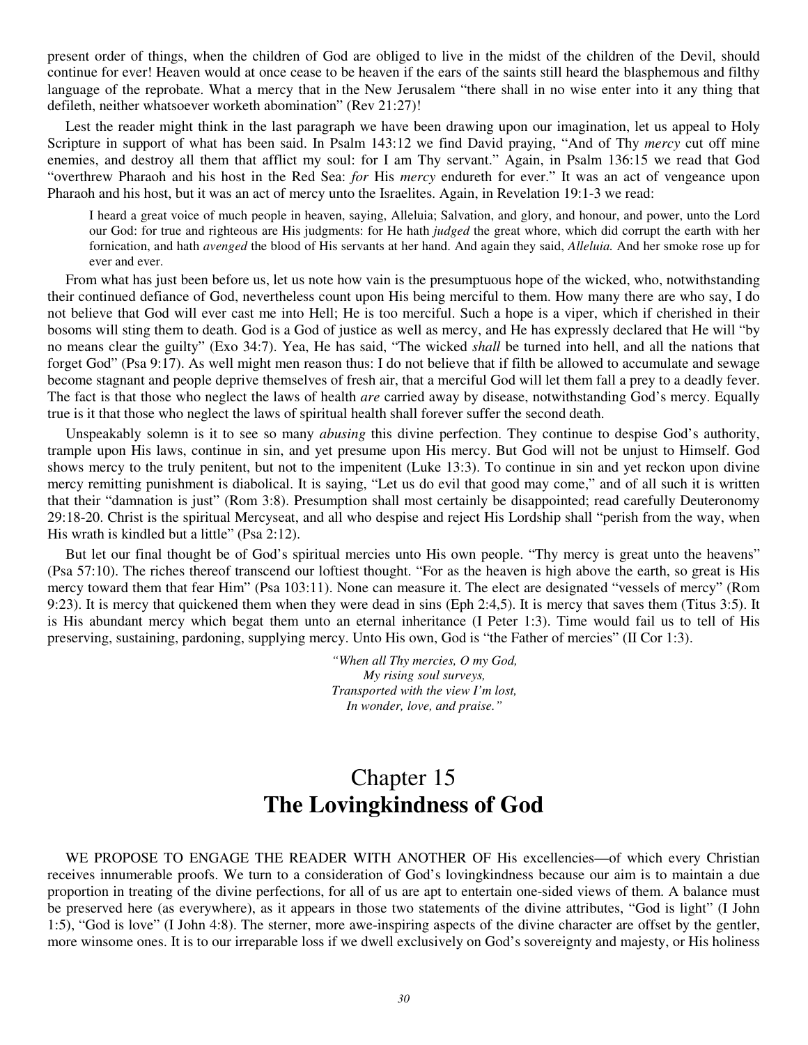present order of things, when the children of God are obliged to live in the midst of the children of the Devil, should continue for ever! Heaven would at once cease to be heaven if the ears of the saints still heard the blasphemous and filthy language of the reprobate. What a mercy that in the New Jerusalem "there shall in no wise enter into it any thing that defileth, neither whatsoever worketh abomination" (Rev 21:27)!

Lest the reader might think in the last paragraph we have been drawing upon our imagination, let us appeal to Holy Scripture in support of what has been said. In Psalm 143:12 we find David praying, "And of Thy *mercy* cut off mine enemies, and destroy all them that afflict my soul: for I am Thy servant." Again, in Psalm 136:15 we read that God "overthrew Pharaoh and his host in the Red Sea: *for* His *mercy* endureth for ever." It was an act of vengeance upon Pharaoh and his host, but it was an act of mercy unto the Israelites. Again, in Revelation 19:1-3 we read:

> I heard a great voice of much people in heaven, saying, Alleluia; Salvation, and glory, and honour, and power, unto the Lord our God: for true and righteous are His judgments: for He hath *judged* the great whore, which did corrupt the earth with her fornication, and hath *avenged* the blood of His servants at her hand. And again they said, *Alleluia.* And her smoke rose up for ever and ever.

From what has just been before us, let us note how vain is the presumptuous hope of the wicked, who, notwithstanding their continued defiance of God, nevertheless count upon His being merciful to them. How many there are who say, I do not believe that God will ever cast me into Hell; He is too merciful. Such a hope is a viper, which if cherished in their bosoms will sting them to death. God is a God of justice as well as mercy, and He has expressly declared that He will "by no means clear the guilty" (Exo 34:7). Yea, He has said, "The wicked *shall* be turned into hell, and all the nations that forget God" (Psa 9:17). As well might men reason thus: I do not believe that if filth be allowed to accumulate and sewage become stagnant and people deprive themselves of fresh air, that a merciful God will let them fall a prey to a deadly fever. The fact is that those who neglect the laws of health *are* carried away by disease, notwithstanding God's mercy. Equally true is it that those who neglect the laws of spiritual health shall forever suffer the second death.

Unspeakably solemn is it to see so many *abusing* this divine perfection. They continue to despise God's authority, trample upon His laws, continue in sin, and yet presume upon His mercy. But God will not be unjust to Himself. God shows mercy to the truly penitent, but not to the impenitent (Luke 13:3). To continue in sin and yet reckon upon divine mercy remitting punishment is diabolical. It is saying, "Let us do evil that good may come," and of all such it is written that their "damnation is just" (Rom 3:8). Presumption shall most certainly be disappointed; read carefully Deuteronomy 29:18-20. Christ is the spiritual Mercyseat, and all who despise and reject His Lordship shall "perish from the way, when His wrath is kindled but a little" (Psa 2:12).

But let our final thought be of God's spiritual mercies unto His own people. "Thy mercy is great unto the heavens" (Psa 57:10). The riches thereof transcend our loftiest thought. "For as the heaven is high above the earth, so great is His mercy toward them that fear Him" (Psa 103:11). None can measure it. The elect are designated "vessels of mercy" (Rom 9:23). It is mercy that quickened them when they were dead in sins (Eph 2:4,5). It is mercy that saves them (Titus 3:5). It is His abundant mercy which begat them unto an eternal inheritance (I Peter 1:3). Time would fail us to tell of His preserving, sustaining, pardoning, supplying mercy. Unto His own, God is "the Father of mercies" (II Cor 1:3).

*"When all Thy mercies, O my God,*  
*My rising soul surveys,*  
*Transported with the view I'm lost,*  
*In wonder, love, and praise."*

# Chapter 15
# **The Lovingkindness of God**

WE PROPOSE TO ENGAGE THE READER WITH ANOTHER OF His excellencies—of which every Christian receives innumerable proofs. We turn to a consideration of God's lovingkindness because our aim is to maintain a due proportion in treating of the divine perfections, for all of us are apt to entertain one-sided views of them. A balance must be preserved here (as everywhere), as it appears in those two statements of the divine attributes, "God is light" (I John 1:5), "God is love" (I John 4:8). The sterner, more awe-inspiring aspects of the divine character are offset by the gentler, more winsome ones. It is to our irreparable loss if we dwell exclusively on God's sovereignty and majesty, or His holiness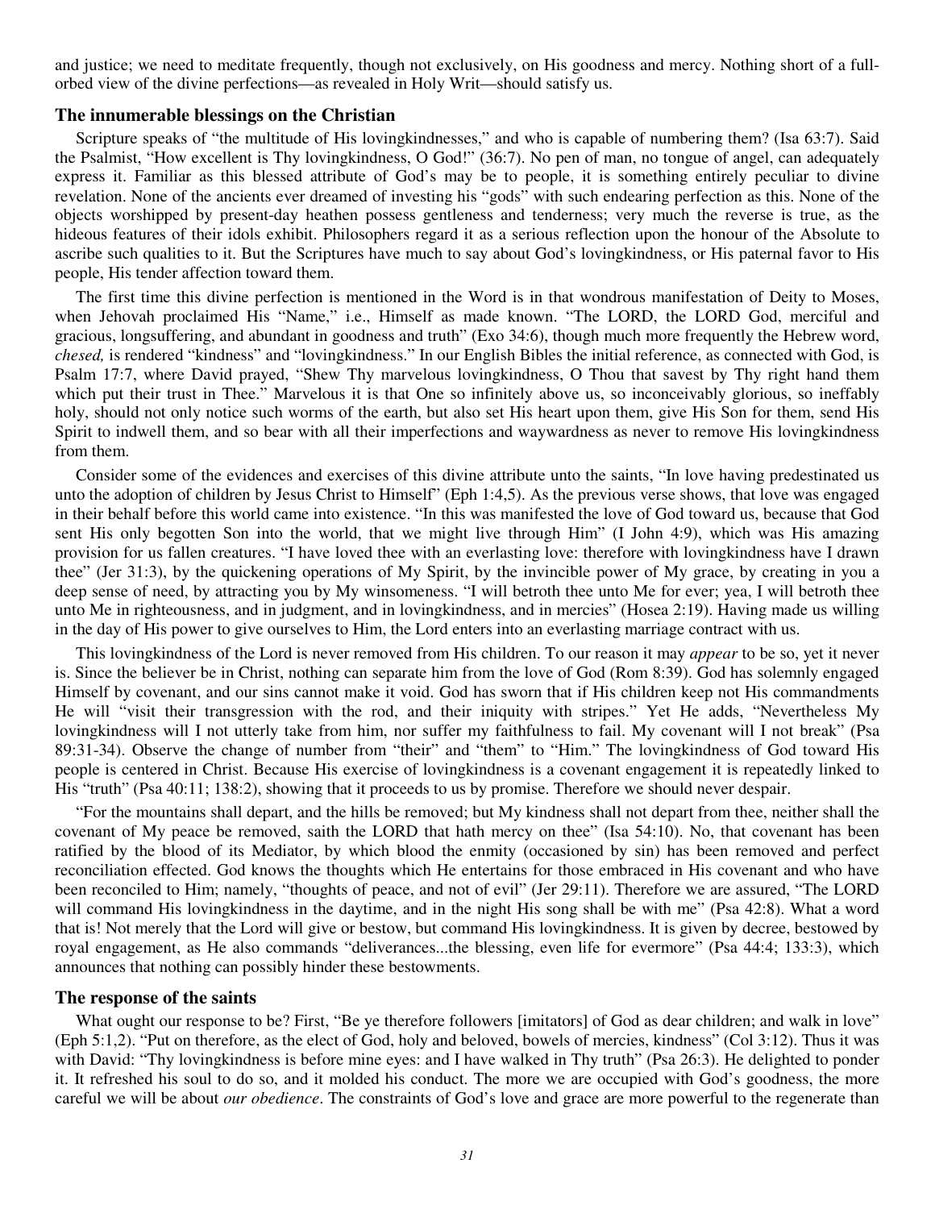and justice; we need to meditate frequently, though not exclusively, on His goodness and mercy. Nothing short of a full-orbed view of the divine perfections—as revealed in Holy Writ—should satisfy us.

### The innumerable blessings on the Christian

Scripture speaks of "the multitude of His lovingkindnesses," and who is capable of numbering them? (Isa 63:7). Said the Psalmist, "How excellent is Thy lovingkindness, O God!" (36:7). No pen of man, no tongue of angel, can adequately express it. Familiar as this blessed attribute of God's may be to people, it is something entirely peculiar to divine revelation. None of the ancients ever dreamed of investing his "gods" with such endearing perfection as this. None of the objects worshipped by present-day heathen possess gentleness and tenderness; very much the reverse is true, as the hideous features of their idols exhibit. Philosophers regard it as a serious reflection upon the honour of the Absolute to ascribe such qualities to it. But the Scriptures have much to say about God's lovingkindness, or His paternal favor to His people, His tender affection toward them.

The first time this divine perfection is mentioned in the Word is in that wondrous manifestation of Deity to Moses, when Jehovah proclaimed His "Name," i.e., Himself as made known. "The LORD, the LORD God, merciful and gracious, longsuffering, and abundant in goodness and truth" (Exo 34:6), though much more frequently the Hebrew word, *chesed,* is rendered "kindness" and "lovingkindness." In our English Bibles the initial reference, as connected with God, is Psalm 17:7, where David prayed, "Shew Thy marvelous lovingkindness, O Thou that savest by Thy right hand them which put their trust in Thee." Marvelous it is that One so infinitely above us, so inconceivably glorious, so ineffably holy, should not only notice such worms of the earth, but also set His heart upon them, give His Son for them, send His Spirit to indwell them, and so bear with all their imperfections and waywardness as never to remove His lovingkindness from them.

Consider some of the evidences and exercises of this divine attribute unto the saints, "In love having predestinated us unto the adoption of children by Jesus Christ to Himself" (Eph 1:4,5). As the previous verse shows, that love was engaged in their behalf before this world came into existence. "In this was manifested the love of God toward us, because that God sent His only begotten Son into the world, that we might live through Him" (I John 4:9), which was His amazing provision for us fallen creatures. "I have loved thee with an everlasting love: therefore with lovingkindness have I drawn thee" (Jer 31:3), by the quickening operations of My Spirit, by the invincible power of My grace, by creating in you a deep sense of need, by attracting you by My winsomeness. "I will betroth thee unto Me for ever; yea, I will betroth thee unto Me in righteousness, and in judgment, and in lovingkindness, and in mercies" (Hosea 2:19). Having made us willing in the day of His power to give ourselves to Him, the Lord enters into an everlasting marriage contract with us.

This lovingkindness of the Lord is never removed from His children. To our reason it may *appear* to be so, yet it never is. Since the believer be in Christ, nothing can separate him from the love of God (Rom 8:39). God has solemnly engaged Himself by covenant, and our sins cannot make it void. God has sworn that if His children keep not His commandments He will "visit their transgression with the rod, and their iniquity with stripes." Yet He adds, "Nevertheless My lovingkindness will I not utterly take from him, nor suffer my faithfulness to fail. My covenant will I not break" (Psa 89:31-34). Observe the change of number from "their" and "them" to "Him." The lovingkindness of God toward His people is centered in Christ. Because His exercise of lovingkindness is a covenant engagement it is repeatedly linked to His "truth" (Psa 40:11; 138:2), showing that it proceeds to us by promise. Therefore we should never despair.

"For the mountains shall depart, and the hills be removed; but My kindness shall not depart from thee, neither shall the covenant of My peace be removed, saith the LORD that hath mercy on thee" (Isa 54:10). No, that covenant has been ratified by the blood of its Mediator, by which blood the enmity (occasioned by sin) has been removed and perfect reconciliation effected. God knows the thoughts which He entertains for those embraced in His covenant and who have been reconciled to Him; namely, "thoughts of peace, and not of evil" (Jer 29:11). Therefore we are assured, "The LORD will command His lovingkindness in the daytime, and in the night His song shall be with me" (Psa 42:8). What a word that is! Not merely that the Lord will give or bestow, but command His lovingkindness. It is given by decree, bestowed by royal engagement, as He also commands "deliverances...the blessing, even life for evermore" (Psa 44:4; 133:3), which announces that nothing can possibly hinder these bestowments.

### The response of the saints

What ought our response to be? First, "Be ye therefore followers [imitators] of God as dear children; and walk in love" (Eph 5:1,2). "Put on therefore, as the elect of God, holy and beloved, bowels of mercies, kindness" (Col 3:12). Thus it was with David: "Thy lovingkindness is before mine eyes: and I have walked in Thy truth" (Psa 26:3). He delighted to ponder it. It refreshed his soul to do so, and it molded his conduct. The more we are occupied with God's goodness, the more careful we will be about *our obedience*. The constraints of God's love and grace are more powerful to the regenerate than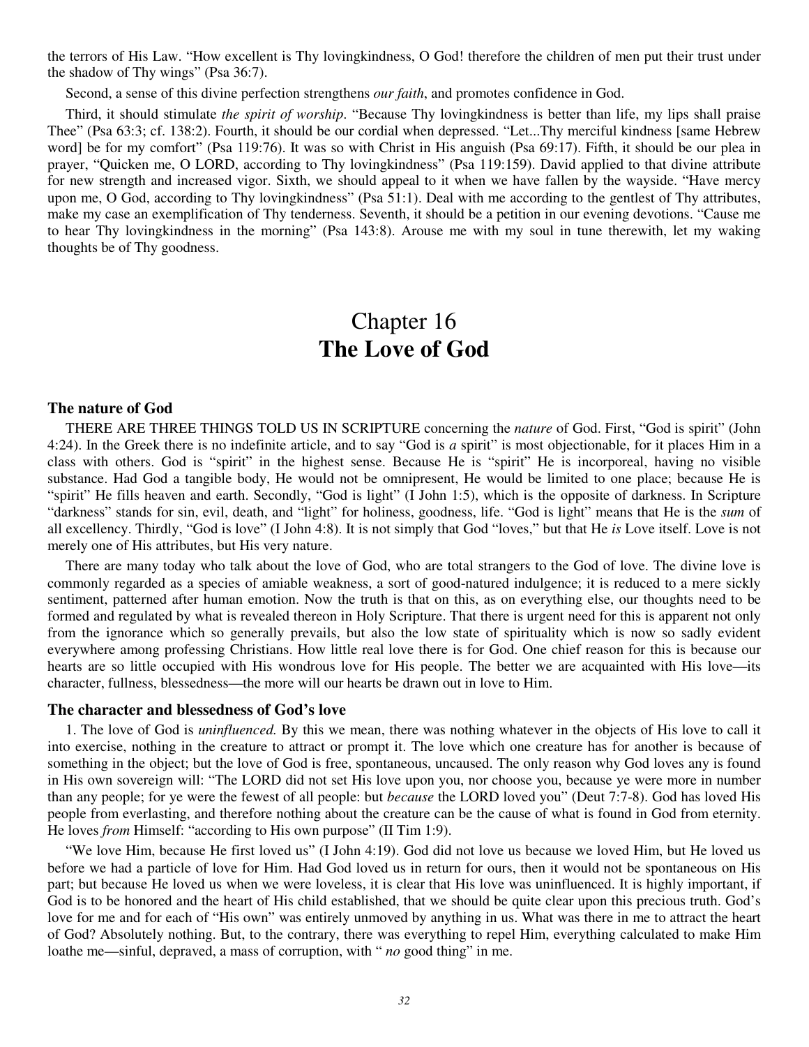the terrors of His Law. "How excellent is Thy lovingkindness, O God! therefore the children of men put their trust under the shadow of Thy wings" (Psa 36:7).

Second, a sense of this divine perfection strengthens *our faith*, and promotes confidence in God.

Third, it should stimulate *the spirit of worship*. "Because Thy lovingkindness is better than life, my lips shall praise Thee" (Psa 63:3; cf. 138:2). Fourth, it should be our cordial when depressed. "Let...Thy merciful kindness [same Hebrew word] be for my comfort" (Psa 119:76). It was so with Christ in His anguish (Psa 69:17). Fifth, it should be our plea in prayer, "Quicken me, O LORD, according to Thy lovingkindness" (Psa 119:159). David applied to that divine attribute for new strength and increased vigor. Sixth, we should appeal to it when we have fallen by the wayside. "Have mercy upon me, O God, according to Thy lovingkindness" (Psa 51:1). Deal with me according to the gentlest of Thy attributes, make my case an exemplification of Thy tenderness. Seventh, it should be a petition in our evening devotions. "Cause me to hear Thy lovingkindness in the morning" (Psa 143:8). Arouse me with my soul in tune therewith, let my waking thoughts be of Thy goodness.

# Chapter 16
# **The Love of God**

### The nature of God

THERE ARE THREE THINGS TOLD US IN SCRIPTURE concerning the *nature* of God. First, "God is spirit" (John 4:24). In the Greek there is no indefinite article, and to say "God is *a* spirit" is most objectionable, for it places Him in a class with others. God is "spirit" in the highest sense. Because He is "spirit" He is incorporeal, having no visible substance. Had God a tangible body, He would not be omnipresent, He would be limited to one place; because He is "spirit" He fills heaven and earth. Secondly, "God is light" (I John 1:5), which is the opposite of darkness. In Scripture "darkness" stands for sin, evil, death, and "light" for holiness, goodness, life. "God is light" means that He is the *sum* of all excellency. Thirdly, "God is love" (I John 4:8). It is not simply that God "loves," but that He *is* Love itself. Love is not merely one of His attributes, but His very nature.

There are many today who talk about the love of God, who are total strangers to the God of love. The divine love is commonly regarded as a species of amiable weakness, a sort of good-natured indulgence; it is reduced to a mere sickly sentiment, patterned after human emotion. Now the truth is that on this, as on everything else, our thoughts need to be formed and regulated by what is revealed thereon in Holy Scripture. That there is urgent need for this is apparent not only from the ignorance which so generally prevails, but also the low state of spirituality which is now so sadly evident everywhere among professing Christians. How little real love there is for God. One chief reason for this is because our hearts are so little occupied with His wondrous love for His people. The better we are acquainted with His love—its character, fullness, blessedness—the more will our hearts be drawn out in love to Him.

### The character and blessedness of God's love

1. The love of God is *uninfluenced.* By this we mean, there was nothing whatever in the objects of His love to call it into exercise, nothing in the creature to attract or prompt it. The love which one creature has for another is because of something in the object; but the love of God is free, spontaneous, uncaused. The only reason why God loves any is found in His own sovereign will: "The LORD did not set His love upon you, nor choose you, because ye were more in number than any people; for ye were the fewest of all people: but *because* the LORD loved you" (Deut 7:7-8). God has loved His people from everlasting, and therefore nothing about the creature can be the cause of what is found in God from eternity. He loves *from* Himself: "according to His own purpose" (II Tim 1:9).

"We love Him, because He first loved us" (I John 4:19). God did not love us because we loved Him, but He loved us before we had a particle of love for Him. Had God loved us in return for ours, then it would not be spontaneous on His part; but because He loved us when we were loveless, it is clear that His love was uninfluenced. It is highly important, if God is to be honored and the heart of His child established, that we should be quite clear upon this precious truth. God's love for me and for each of "His own" was entirely unmoved by anything in us. What was there in me to attract the heart of God? Absolutely nothing. But, to the contrary, there was everything to repel Him, everything calculated to make Him loathe me—sinful, depraved, a mass of corruption, with "*no* good thing" in me.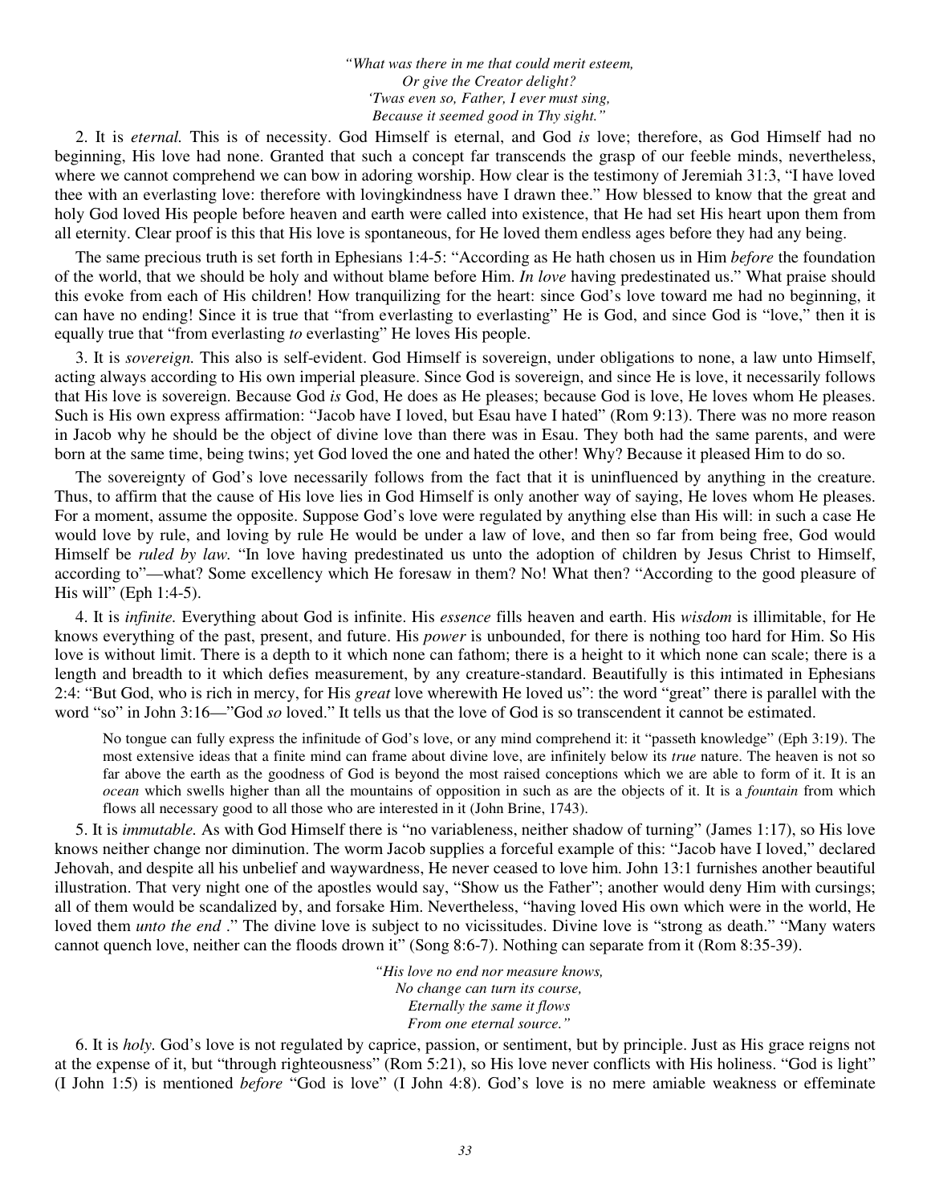*"What was there in me that could merit esteem,*
*Or give the Creator delight?*
*'Twas even so, Father, I ever must sing,*
*Because it seemed good in Thy sight."*

2. It is *eternal.* This is of necessity. God Himself is eternal, and God *is* love; therefore, as God Himself had no beginning, His love had none. Granted that such a concept far transcends the grasp of our feeble minds, nevertheless, where we cannot comprehend we can bow in adoring worship. How clear is the testimony of Jeremiah 31:3, "I have loved thee with an everlasting love: therefore with lovingkindness have I drawn thee." How blessed to know that the great and holy God loved His people before heaven and earth were called into existence, that He had set His heart upon them from all eternity. Clear proof is this that His love is spontaneous, for He loved them endless ages before they had any being.

The same precious truth is set forth in Ephesians 1:4-5: "According as He hath chosen us in Him *before* the foundation of the world, that we should be holy and without blame before Him. *In love* having predestinated us." What praise should this evoke from each of His children! How tranquilizing for the heart: since God's love toward me had no beginning, it can have no ending! Since it is true that "from everlasting to everlasting" He is God, and since God is "love," then it is equally true that "from everlasting *to* everlasting" He loves His people.

3. It is *sovereign.* This also is self-evident. God Himself is sovereign, under obligations to none, a law unto Himself, acting always according to His own imperial pleasure. Since God is sovereign, and since He is love, it necessarily follows that His love is sovereign. Because God *is* God, He does as He pleases; because God is love, He loves whom He pleases. Such is His own express affirmation: "Jacob have I loved, but Esau have I hated" (Rom 9:13). There was no more reason in Jacob why he should be the object of divine love than there was in Esau. They both had the same parents, and were born at the same time, being twins; yet God loved the one and hated the other! Why? Because it pleased Him to do so.

The sovereignty of God's love necessarily follows from the fact that it is uninfluenced by anything in the creature. Thus, to affirm that the cause of His love lies in God Himself is only another way of saying, He loves whom He pleases. For a moment, assume the opposite. Suppose God's love were regulated by anything else than His will: in such a case He would love by rule, and loving by rule He would be under a law of love, and then so far from being free, God would Himself be *ruled by law.* "In love having predestinated us unto the adoption of children by Jesus Christ to Himself, according to"—what? Some excellency which He foresaw in them? No! What then? "According to the good pleasure of His will" (Eph 1:4-5).

4. It is *infinite.* Everything about God is infinite. His *essence* fills heaven and earth. His *wisdom* is illimitable, for He knows everything of the past, present, and future. His *power* is unbounded, for there is nothing too hard for Him. So His love is without limit. There is a depth to it which none can fathom; there is a height to it which none can scale; there is a length and breadth to it which defies measurement, by any creature-standard. Beautifully is this intimated in Ephesians 2:4: "But God, who is rich in mercy, for His *great* love wherewith He loved us": the word "great" there is parallel with the word "so" in John 3:16—"God *so* loved." It tells us that the love of God is so transcendent it cannot be estimated.

> No tongue can fully express the infinitude of God's love, or any mind comprehend it: it "passeth knowledge" (Eph 3:19). The most extensive ideas that a finite mind can frame about divine love, are infinitely below its *true* nature. The heaven is not so far above the earth as the goodness of God is beyond the most raised conceptions which we are able to form of it. It is an *ocean* which swells higher than all the mountains of opposition in such as are the objects of it. It is a *fountain* from which flows all necessary good to all those who are interested in it (John Brine, 1743).

5. It is *immutable.* As with God Himself there is "no variableness, neither shadow of turning" (James 1:17), so His love knows neither change nor diminution. The worm Jacob supplies a forceful example of this: "Jacob have I loved," declared Jehovah, and despite all his unbelief and waywardness, He never ceased to love him. John 13:1 furnishes another beautiful illustration. That very night one of the apostles would say, "Show us the Father"; another would deny Him with cursings; all of them would be scandalized by, and forsake Him. Nevertheless, "having loved His own which were in the world, He loved them *unto the end* ." The divine love is subject to no vicissitudes. Divine love is "strong as death." "Many waters cannot quench love, neither can the floods drown it" (Song 8:6-7). Nothing can separate from it (Rom 8:35-39).

*"His love no end nor measure knows,*
*No change can turn its course,*
*Eternally the same it flows*
*From one eternal source."*

6. It is *holy.* God's love is not regulated by caprice, passion, or sentiment, but by principle. Just as His grace reigns not at the expense of it, but "through righteousness" (Rom 5:21), so His love never conflicts with His holiness. "God is light" (I John 1:5) is mentioned *before* "God is love" (I John 4:8). God's love is no mere amiable weakness or effeminate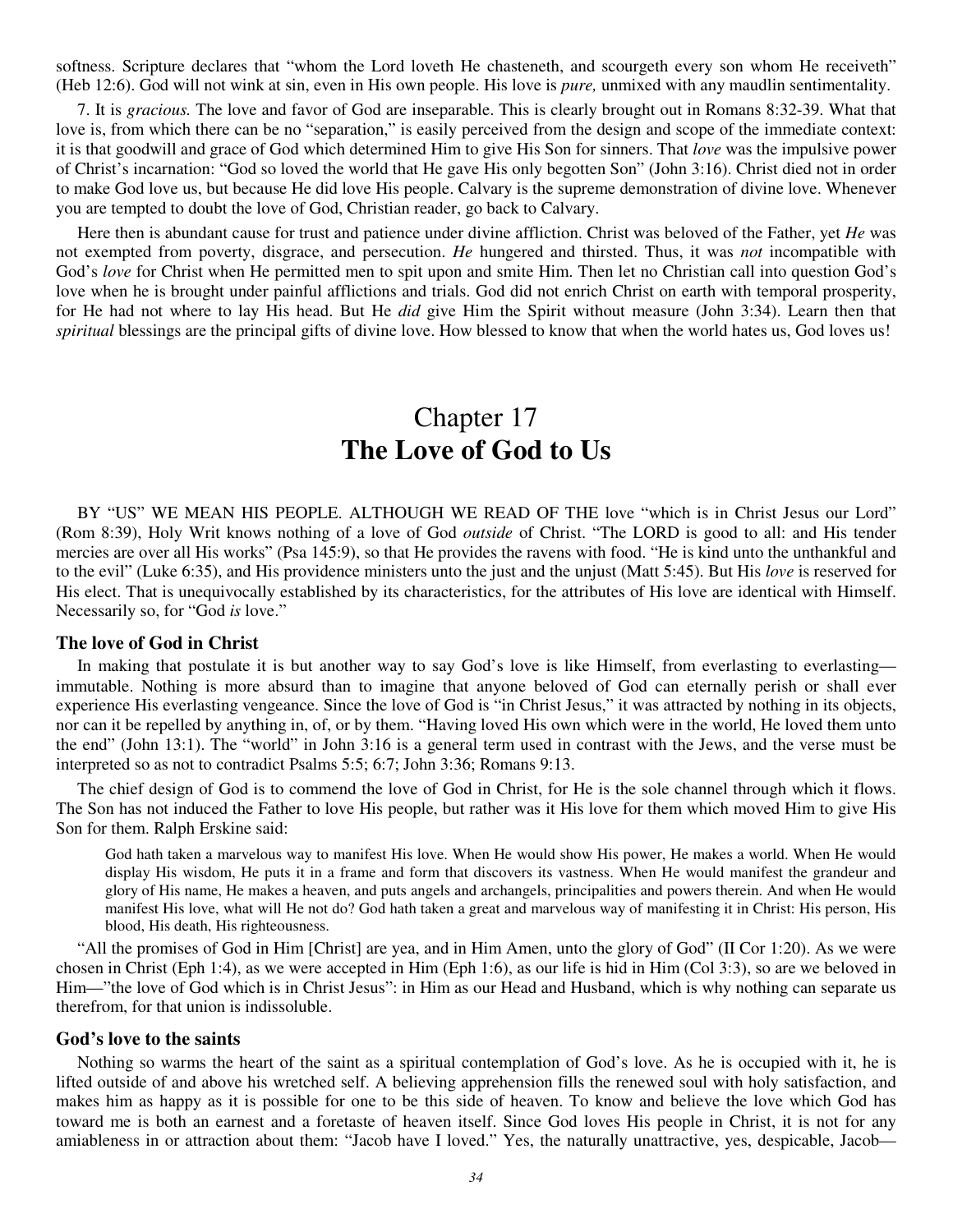softness. Scripture declares that "whom the Lord loveth He chasteneth, and scourgeth every son whom He receiveth" (Heb 12:6). God will not wink at sin, even in His own people. His love is *pure,* unmixed with any maudlin sentimentality.

7. It is *gracious.* The love and favor of God are inseparable. This is clearly brought out in Romans 8:32-39. What that love is, from which there can be no "separation," is easily perceived from the design and scope of the immediate context: it is that goodwill and grace of God which determined Him to give His Son for sinners. That *love* was the impulsive power of Christ's incarnation: "God so loved the world that He gave His only begotten Son" (John 3:16). Christ died not in order to make God love us, but because He did love His people. Calvary is the supreme demonstration of divine love. Whenever you are tempted to doubt the love of God, Christian reader, go back to Calvary.

Here then is abundant cause for trust and patience under divine affliction. Christ was beloved of the Father, yet *He* was not exempted from poverty, disgrace, and persecution. *He* hungered and thirsted. Thus, it was *not* incompatible with God's *love* for Christ when He permitted men to spit upon and smite Him. Then let no Christian call into question God's love when he is brought under painful afflictions and trials. God did not enrich Christ on earth with temporal prosperity, for He had not where to lay His head. But He *did* give Him the Spirit without measure (John 3:34). Learn then that *spiritual* blessings are the principal gifts of divine love. How blessed to know that when the world hates us, God loves us!

# Chapter 17
# **The Love of God to Us**

BY "US" WE MEAN HIS PEOPLE. ALTHOUGH WE READ OF THE love "which is in Christ Jesus our Lord" (Rom 8:39), Holy Writ knows nothing of a love of God *outside* of Christ. "The LORD is good to all: and His tender mercies are over all His works" (Psa 145:9), so that He provides the ravens with food. "He is kind unto the unthankful and to the evil" (Luke 6:35), and His providence ministers unto the just and the unjust (Matt 5:45). But His *love* is reserved for His elect. That is unequivocally established by its characteristics, for the attributes of His love are identical with Himself. Necessarily so, for "God *is* love."

### The love of God in Christ

In making that postulate it is but another way to say God's love is like Himself, from everlasting to everlasting—immutable. Nothing is more absurd than to imagine that anyone beloved of God can eternally perish or shall ever experience His everlasting vengeance. Since the love of God is "in Christ Jesus," it was attracted by nothing in its objects, nor can it be repelled by anything in, of, or by them. "Having loved His own which were in the world, He loved them unto the end" (John 13:1). The "world" in John 3:16 is a general term used in contrast with the Jews, and the verse must be interpreted so as not to contradict Psalms 5:5; 6:7; John 3:36; Romans 9:13.

The chief design of God is to commend the love of God in Christ, for He is the sole channel through which it flows. The Son has not induced the Father to love His people, but rather was it His love for them which moved Him to give His Son for them. Ralph Erskine said:

> God hath taken a marvelous way to manifest His love. When He would show His power, He makes a world. When He would display His wisdom, He puts it in a frame and form that discovers its vastness. When He would manifest the grandeur and glory of His name, He makes a heaven, and puts angels and archangels, principalities and powers therein. And when He would manifest His love, what will He not do? God hath taken a great and marvelous way of manifesting it in Christ: His person, His blood, His death, His righteousness.

"All the promises of God in Him [Christ] are yea, and in Him Amen, unto the glory of God" (II Cor 1:20). As we were chosen in Christ (Eph 1:4), as we were accepted in Him (Eph 1:6), as our life is hid in Him (Col 3:3), so are we beloved in Him—"the love of God which is in Christ Jesus": in Him as our Head and Husband, which is why nothing can separate us therefrom, for that union is indissoluble.

### God's love to the saints

Nothing so warms the heart of the saint as a spiritual contemplation of God's love. As he is occupied with it, he is lifted outside of and above his wretched self. A believing apprehension fills the renewed soul with holy satisfaction, and makes him as happy as it is possible for one to be this side of heaven. To know and believe the love which God has toward me is both an earnest and a foretaste of heaven itself. Since God loves His people in Christ, it is not for any amiableness in or attraction about them: "Jacob have I loved." Yes, the naturally unattractive, yes, despicable, Jacob—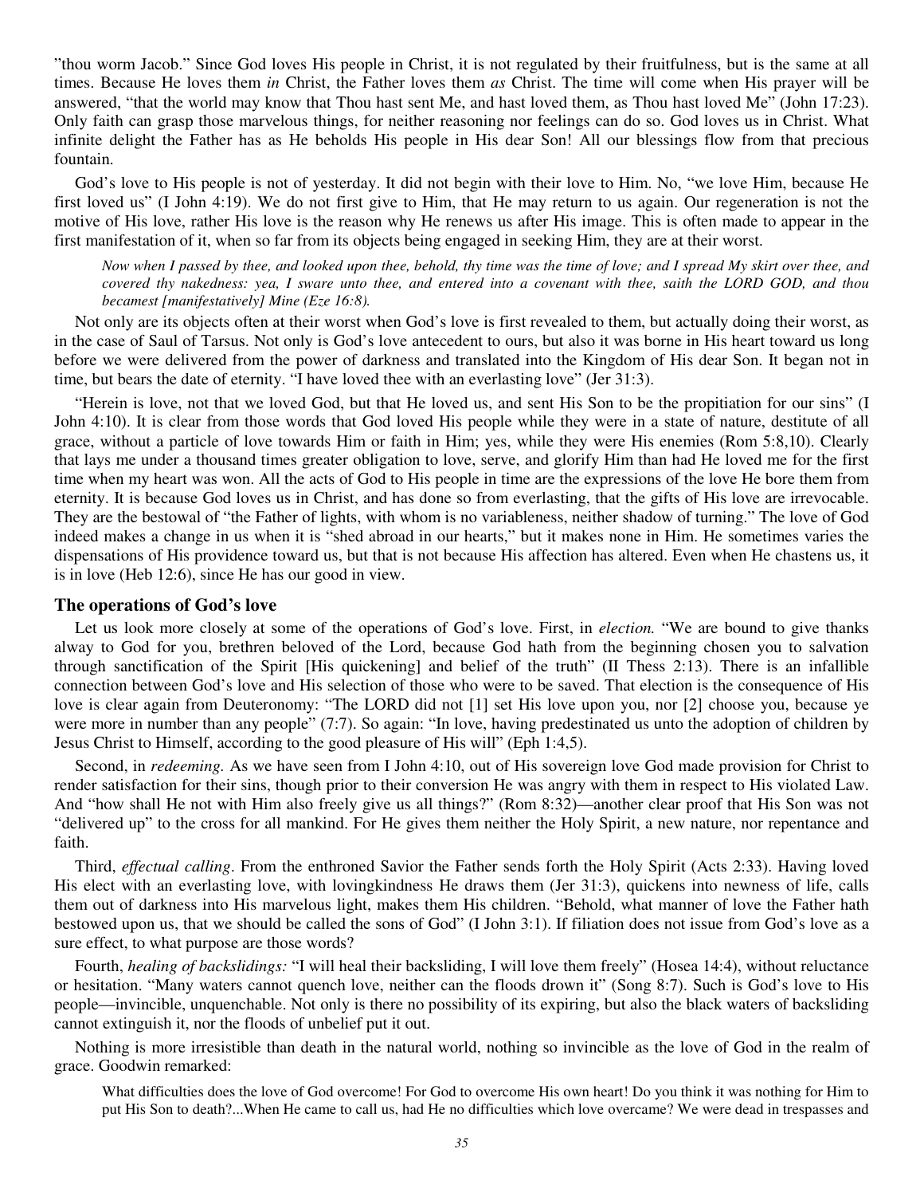"thou worm Jacob." Since God loves His people in Christ, it is not regulated by their fruitfulness, but is the same at all times. Because He loves them *in* Christ, the Father loves them *as* Christ. The time will come when His prayer will be answered, "that the world may know that Thou hast sent Me, and hast loved them, as Thou hast loved Me" (John 17:23). Only faith can grasp those marvelous things, for neither reasoning nor feelings can do so. God loves us in Christ. What infinite delight the Father has as He beholds His people in His dear Son! All our blessings flow from that precious fountain.

God's love to His people is not of yesterday. It did not begin with their love to Him. No, "we love Him, because He first loved us" (I John 4:19). We do not first give to Him, that He may return to us again. Our regeneration is not the motive of His love, rather His love is the reason why He renews us after His image. This is often made to appear in the first manifestation of it, when so far from its objects being engaged in seeking Him, they are at their worst.

> *Now when I passed by thee, and looked upon thee, behold, thy time was the time of love; and I spread My skirt over thee, and covered thy nakedness: yea, I sware unto thee, and entered into a covenant with thee, saith the LORD GOD, and thou becamest [manifestatively] Mine (Eze 16:8).*

Not only are its objects often at their worst when God's love is first revealed to them, but actually doing their worst, as in the case of Saul of Tarsus. Not only is God's love antecedent to ours, but also it was borne in His heart toward us long before we were delivered from the power of darkness and translated into the Kingdom of His dear Son. It began not in time, but bears the date of eternity. "I have loved thee with an everlasting love" (Jer 31:3).

"Herein is love, not that we loved God, but that He loved us, and sent His Son to be the propitiation for our sins" (I John 4:10). It is clear from those words that God loved His people while they were in a state of nature, destitute of all grace, without a particle of love towards Him or faith in Him; yes, while they were His enemies (Rom 5:8,10). Clearly that lays me under a thousand times greater obligation to love, serve, and glorify Him than had He loved me for the first time when my heart was won. All the acts of God to His people in time are the expressions of the love He bore them from eternity. It is because God loves us in Christ, and has done so from everlasting, that the gifts of His love are irrevocable. They are the bestowal of "the Father of lights, with whom is no variableness, neither shadow of turning." The love of God indeed makes a change in us when it is "shed abroad in our hearts," but it makes none in Him. He sometimes varies the dispensations of His providence toward us, but that is not because His affection has altered. Even when He chastens us, it is in love (Heb 12:6), since He has our good in view.

## The operations of God's love

Let us look more closely at some of the operations of God's love. First, in *election.* "We are bound to give thanks alway to God for you, brethren beloved of the Lord, because God hath from the beginning chosen you to salvation through sanctification of the Spirit [His quickening] and belief of the truth" (II Thess 2:13). There is an infallible connection between God's love and His selection of those who were to be saved. That election is the consequence of His love is clear again from Deuteronomy: "The LORD did not [1] set His love upon you, nor [2] choose you, because ye were more in number than any people" (7:7). So again: "In love, having predestinated us unto the adoption of children by Jesus Christ to Himself, according to the good pleasure of His will" (Eph 1:4,5).

Second, in *redeeming.* As we have seen from I John 4:10, out of His sovereign love God made provision for Christ to render satisfaction for their sins, though prior to their conversion He was angry with them in respect to His violated Law. And "how shall He not with Him also freely give us all things?" (Rom 8:32)—another clear proof that His Son was not "delivered up" to the cross for all mankind. For He gives them neither the Holy Spirit, a new nature, nor repentance and faith.

Third, *effectual calling*. From the enthroned Savior the Father sends forth the Holy Spirit (Acts 2:33). Having loved His elect with an everlasting love, with lovingkindness He draws them (Jer 31:3), quickens into newness of life, calls them out of darkness into His marvelous light, makes them His children. "Behold, what manner of love the Father hath bestowed upon us, that we should be called the sons of God" (I John 3:1). If filiation does not issue from God's love as a sure effect, to what purpose are those words?

Fourth, *healing of backslidings:* "I will heal their backsliding, I will love them freely" (Hosea 14:4), without reluctance or hesitation. "Many waters cannot quench love, neither can the floods drown it" (Song 8:7). Such is God's love to His people—invincible, unquenchable. Not only is there no possibility of its expiring, but also the black waters of backsliding cannot extinguish it, nor the floods of unbelief put it out.

Nothing is more irresistible than death in the natural world, nothing so invincible as the love of God in the realm of grace. Goodwin remarked:

> What difficulties does the love of God overcome! For God to overcome His own heart! Do you think it was nothing for Him to put His Son to death?...When He came to call us, had He no difficulties which love overcame? We were dead in trespasses and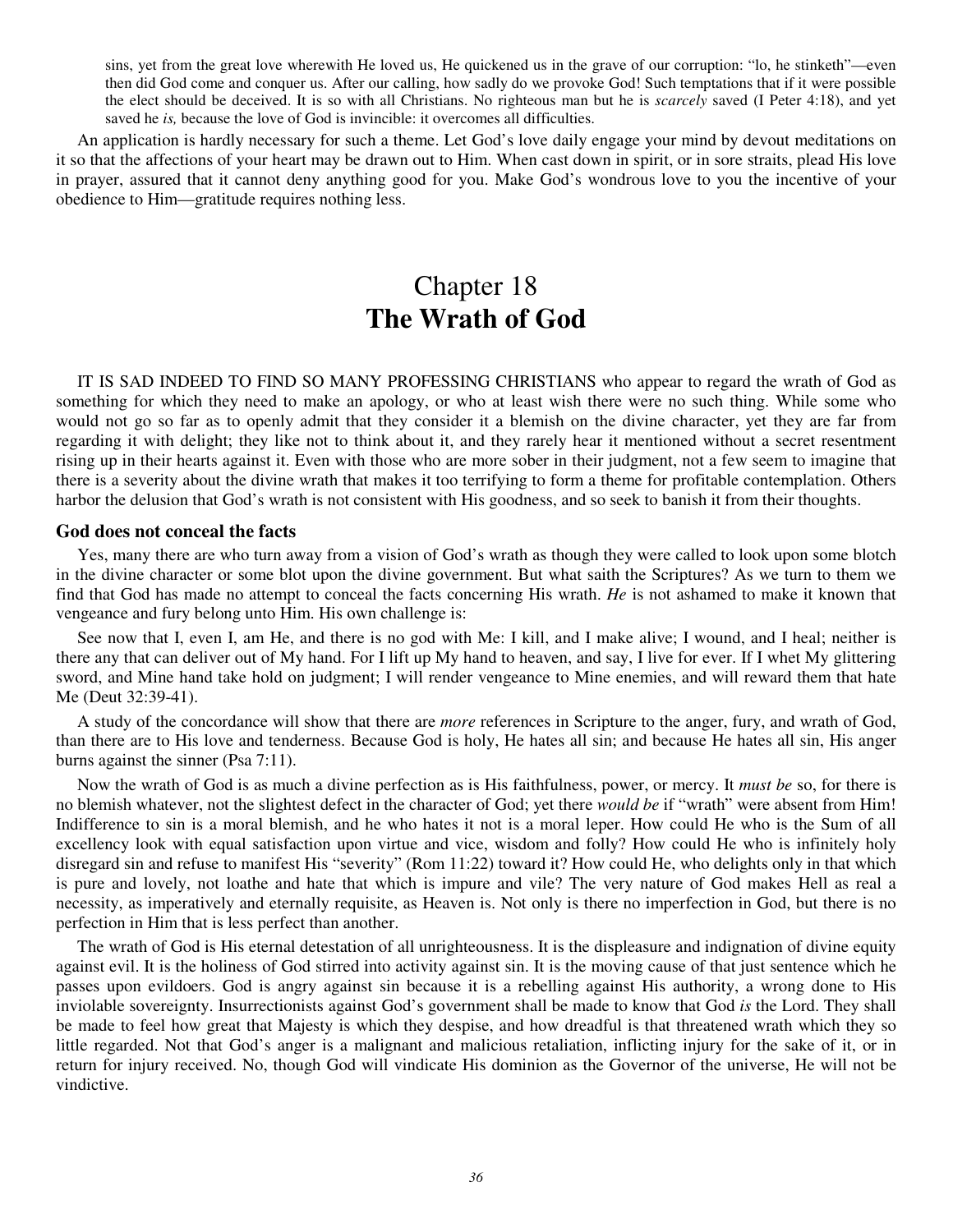sins, yet from the great love wherewith He loved us, He quickened us in the grave of our corruption: "lo, he stinketh"—even then did God come and conquer us. After our calling, how sadly do we provoke God! Such temptations that if it were possible the elect should be deceived. It is so with all Christians. No righteous man but he is *scarcely* saved (I Peter 4:18), and yet saved he *is,* because the love of God is invincible: it overcomes all difficulties.

An application is hardly necessary for such a theme. Let God's love daily engage your mind by devout meditations on it so that the affections of your heart may be drawn out to Him. When cast down in spirit, or in sore straits, plead His love in prayer, assured that it cannot deny anything good for you. Make God's wondrous love to you the incentive of your obedience to Him—gratitude requires nothing less.

# Chapter 18
# **The Wrath of God**

IT IS SAD INDEED TO FIND SO MANY PROFESSING CHRISTIANS who appear to regard the wrath of God as something for which they need to make an apology, or who at least wish there were no such thing. While some who would not go so far as to openly admit that they consider it a blemish on the divine character, yet they are far from regarding it with delight; they like not to think about it, and they rarely hear it mentioned without a secret resentment rising up in their hearts against it. Even with those who are more sober in their judgment, not a few seem to imagine that there is a severity about the divine wrath that makes it too terrifying to form a theme for profitable contemplation. Others harbor the delusion that God's wrath is not consistent with His goodness, and so seek to banish it from their thoughts.

### **God does not conceal the facts**

Yes, many there are who turn away from a vision of God's wrath as though they were called to look upon some blotch in the divine character or some blot upon the divine government. But what saith the Scriptures? As we turn to them we find that God has made no attempt to conceal the facts concerning His wrath. *He* is not ashamed to make it known that vengeance and fury belong unto Him. His own challenge is:

See now that I, even I, am He, and there is no god with Me: I kill, and I make alive; I wound, and I heal; neither is there any that can deliver out of My hand. For I lift up My hand to heaven, and say, I live for ever. If I whet My glittering sword, and Mine hand take hold on judgment; I will render vengeance to Mine enemies, and will reward them that hate Me (Deut 32:39-41).

A study of the concordance will show that there are *more* references in Scripture to the anger, fury, and wrath of God, than there are to His love and tenderness. Because God is holy, He hates all sin; and because He hates all sin, His anger burns against the sinner (Psa 7:11).

Now the wrath of God is as much a divine perfection as is His faithfulness, power, or mercy. It *must be* so, for there is no blemish whatever, not the slightest defect in the character of God; yet there *would be* if "wrath" were absent from Him! Indifference to sin is a moral blemish, and he who hates it not is a moral leper. How could He who is the Sum of all excellency look with equal satisfaction upon virtue and vice, wisdom and folly? How could He who is infinitely holy disregard sin and refuse to manifest His "severity" (Rom 11:22) toward it? How could He, who delights only in that which is pure and lovely, not loathe and hate that which is impure and vile? The very nature of God makes Hell as real a necessity, as imperatively and eternally requisite, as Heaven is. Not only is there no imperfection in God, but there is no perfection in Him that is less perfect than another.

The wrath of God is His eternal detestation of all unrighteousness. It is the displeasure and indignation of divine equity against evil. It is the holiness of God stirred into activity against sin. It is the moving cause of that just sentence which he passes upon evildoers. God is angry against sin because it is a rebelling against His authority, a wrong done to His inviolable sovereignty. Insurrectionists against God's government shall be made to know that God *is* the Lord. They shall be made to feel how great that Majesty is which they despise, and how dreadful is that threatened wrath which they so little regarded. Not that God's anger is a malignant and malicious retaliation, inflicting injury for the sake of it, or in return for injury received. No, though God will vindicate His dominion as the Governor of the universe, He will not be vindictive.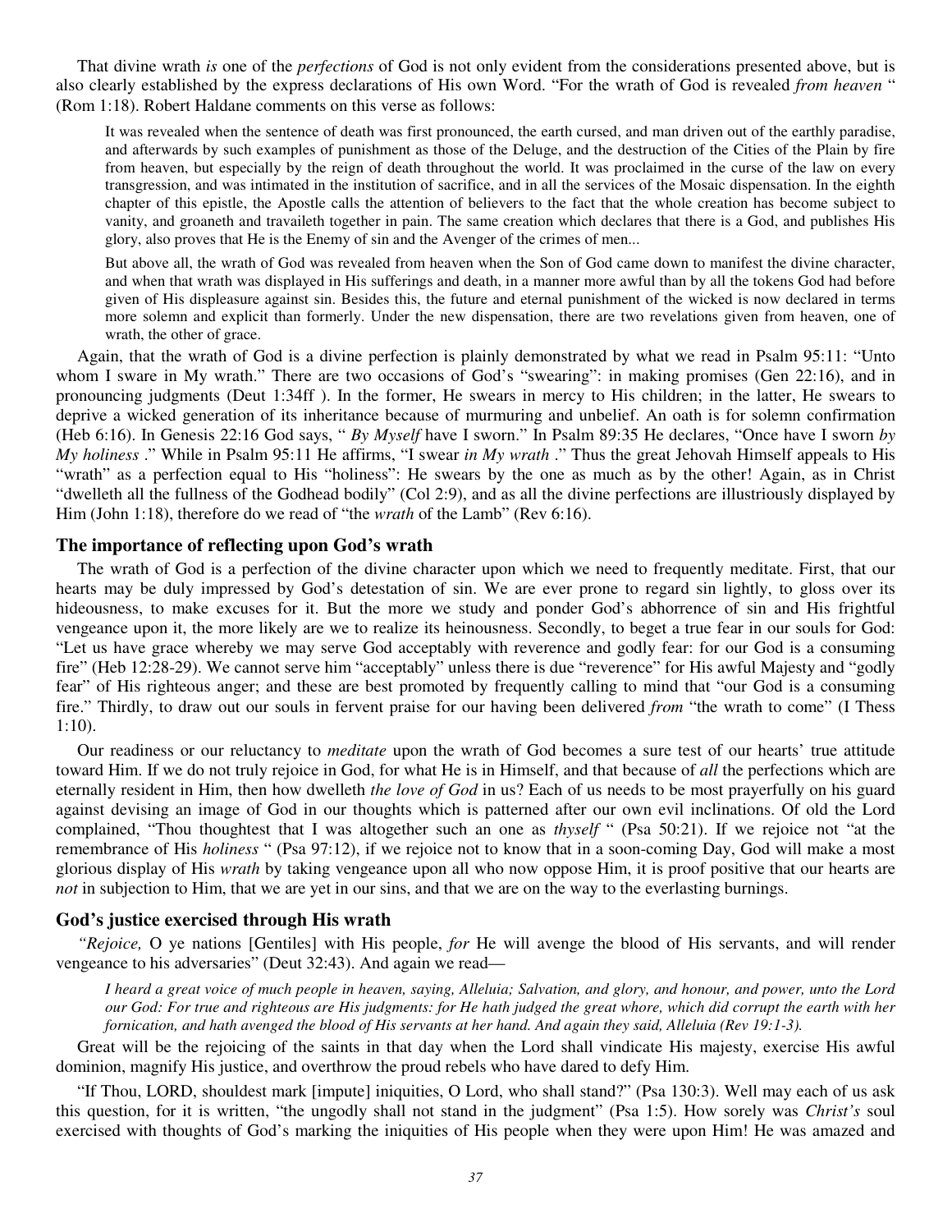That divine wrath *is* one of the *perfections* of God is not only evident from the considerations presented above, but is also clearly established by the express declarations of His own Word. "For the wrath of God is revealed *from heaven* " (Rom 1:18). Robert Haldane comments on this verse as follows:

> It was revealed when the sentence of death was first pronounced, the earth cursed, and man driven out of the earthly paradise, and afterwards by such examples of punishment as those of the Deluge, and the destruction of the Cities of the Plain by fire from heaven, but especially by the reign of death throughout the world. It was proclaimed in the curse of the law on every transgression, and was intimated in the institution of sacrifice, and in all the services of the Mosaic dispensation. In the eighth chapter of this epistle, the Apostle calls the attention of believers to the fact that the whole creation has become subject to vanity, and groaneth and travaileth together in pain. The same creation which declares that there is a God, and publishes His glory, also proves that He is the Enemy of sin and the Avenger of the crimes of men...
>
> But above all, the wrath of God was revealed from heaven when the Son of God came down to manifest the divine character, and when that wrath was displayed in His sufferings and death, in a manner more awful than by all the tokens God had before given of His displeasure against sin. Besides this, the future and eternal punishment of the wicked is now declared in terms more solemn and explicit than formerly. Under the new dispensation, there are two revelations given from heaven, one of wrath, the other of grace.

Again, that the wrath of God is a divine perfection is plainly demonstrated by what we read in Psalm 95:11: "Unto whom I sware in My wrath." There are two occasions of God's "swearing": in making promises (Gen 22:16), and in pronouncing judgments (Deut 1:34ff ). In the former, He swears in mercy to His children; in the latter, He swears to deprive a wicked generation of its inheritance because of murmuring and unbelief. An oath is for solemn confirmation (Heb 6:16). In Genesis 22:16 God says, " *By Myself* have I sworn." In Psalm 89:35 He declares, "Once have I sworn *by My holiness* ." While in Psalm 95:11 He affirms, "I swear *in My wrath* ." Thus the great Jehovah Himself appeals to His "wrath" as a perfection equal to His "holiness": He swears by the one as much as by the other! Again, as in Christ "dwelleth all the fullness of the Godhead bodily" (Col 2:9), and as all the divine perfections are illustriously displayed by Him (John 1:18), therefore do we read of "the *wrath* of the Lamb" (Rev 6:16).

## The importance of reflecting upon God's wrath

The wrath of God is a perfection of the divine character upon which we need to frequently meditate. First, that our hearts may be duly impressed by God's detestation of sin. We are ever prone to regard sin lightly, to gloss over its hideousness, to make excuses for it. But the more we study and ponder God's abhorrence of sin and His frightful vengeance upon it, the more likely are we to realize its heinousness. Secondly, to beget a true fear in our souls for God: "Let us have grace whereby we may serve God acceptably with reverence and godly fear: for our God is a consuming fire" (Heb 12:28-29). We cannot serve him "acceptably" unless there is due "reverence" for His awful Majesty and "godly fear" of His righteous anger; and these are best promoted by frequently calling to mind that "our God is a consuming fire." Thirdly, to draw out our souls in fervent praise for our having been delivered *from* "the wrath to come" (I Thess 1:10).

Our readiness or our reluctancy to *meditate* upon the wrath of God becomes a sure test of our hearts' true attitude toward Him. If we do not truly rejoice in God, for what He is in Himself, and that because of *all* the perfections which are eternally resident in Him, then how dwelleth *the love of God* in us? Each of us needs to be most prayerfully on his guard against devising an image of God in our thoughts which is patterned after our own evil inclinations. Of old the Lord complained, "Thou thoughtest that I was altogether such an one as *thyself* " (Psa 50:21). If we rejoice not "at the remembrance of His *holiness* " (Psa 97:12), if we rejoice not to know that in a soon-coming Day, God will make a most glorious display of His *wrath* by taking vengeance upon all who now oppose Him, it is proof positive that our hearts are *not* in subjection to Him, that we are yet in our sins, and that we are on the way to the everlasting burnings.

## God's justice exercised through His wrath

*"Rejoice,* O ye nations [Gentiles] with His people, *for* He will avenge the blood of His servants, and will render vengeance to his adversaries" (Deut 32:43). And again we read—

> *I heard a great voice of much people in heaven, saying, Alleluia; Salvation, and glory, and honour, and power, unto the Lord our God: For true and righteous are His judgments: for He hath judged the great whore, which did corrupt the earth with her fornication, and hath avenged the blood of His servants at her hand. And again they said, Alleluia (Rev 19:1-3).*

Great will be the rejoicing of the saints in that day when the Lord shall vindicate His majesty, exercise His awful dominion, magnify His justice, and overthrow the proud rebels who have dared to defy Him.

"If Thou, LORD, shouldest mark [impute] iniquities, O Lord, who shall stand?" (Psa 130:3). Well may each of us ask this question, for it is written, "the ungodly shall not stand in the judgment" (Psa 1:5). How sorely was *Christ's* soul exercised with thoughts of God's marking the iniquities of His people when they were upon Him! He was amazed and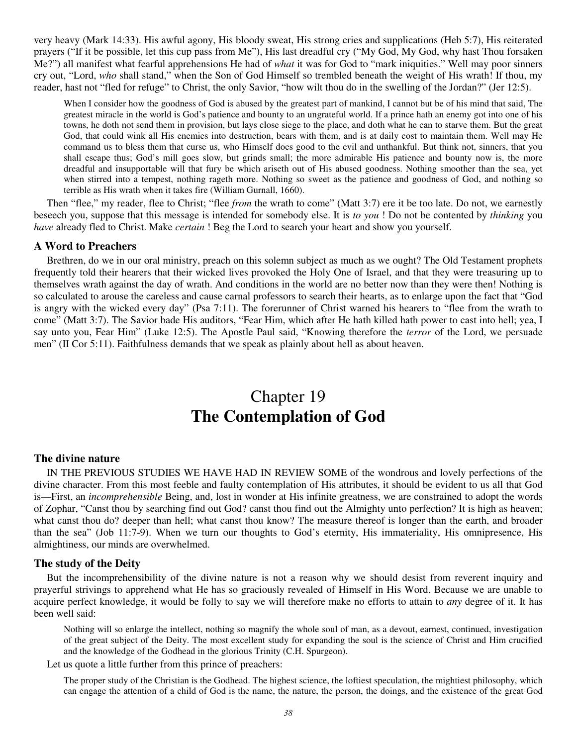very heavy (Mark 14:33). His awful agony, His bloody sweat, His strong cries and supplications (Heb 5:7), His reiterated prayers ("If it be possible, let this cup pass from Me"), His last dreadful cry ("My God, My God, why hast Thou forsaken Me?") all manifest what fearful apprehensions He had of *what* it was for God to "mark iniquities." Well may poor sinners cry out, "Lord, *who* shall stand," when the Son of God Himself so trembled beneath the weight of His wrath! If thou, my reader, hast not "fled for refuge" to Christ, the only Savior, "how wilt thou do in the swelling of the Jordan?" (Jer 12:5).

> When I consider how the goodness of God is abused by the greatest part of mankind, I cannot but be of his mind that said, The greatest miracle in the world is God's patience and bounty to an ungrateful world. If a prince hath an enemy got into one of his towns, he doth not send them in provision, but lays close siege to the place, and doth what he can to starve them. But the great God, that could wink all His enemies into destruction, bears with them, and is at daily cost to maintain them. Well may He command us to bless them that curse us, who Himself does good to the evil and unthankful. But think not, sinners, that you shall escape thus; God's mill goes slow, but grinds small; the more admirable His patience and bounty now is, the more dreadful and insupportable will that fury be which ariseth out of His abused goodness. Nothing smoother than the sea, yet when stirred into a tempest, nothing rageth more. Nothing so sweet as the patience and goodness of God, and nothing so terrible as His wrath when it takes fire (William Gurnall, 1660).

Then "flee," my reader, flee to Christ; "flee *from* the wrath to come" (Matt 3:7) ere it be too late. Do not, we earnestly beseech you, suppose that this message is intended for somebody else. It is *to you* ! Do not be contented by *thinking* you *have* already fled to Christ. Make *certain* ! Beg the Lord to search your heart and show you yourself.

### A Word to Preachers

Brethren, do we in our oral ministry, preach on this solemn subject as much as we ought? The Old Testament prophets frequently told their hearers that their wicked lives provoked the Holy One of Israel, and that they were treasuring up to themselves wrath against the day of wrath. And conditions in the world are no better now than they were then! Nothing is so calculated to arouse the careless and cause carnal professors to search their hearts, as to enlarge upon the fact that "God is angry with the wicked every day" (Psa 7:11). The forerunner of Christ warned his hearers to "flee from the wrath to come" (Matt 3:7). The Savior bade His auditors, "Fear Him, which after He hath killed hath power to cast into hell; yea, I say unto you, Fear Him" (Luke 12:5). The Apostle Paul said, "Knowing therefore the *terror* of the Lord, we persuade men" (II Cor 5:11). Faithfulness demands that we speak as plainly about hell as about heaven.

# Chapter 19
# **The Contemplation of God**

### The divine nature

IN THE PREVIOUS STUDIES WE HAVE HAD IN REVIEW SOME of the wondrous and lovely perfections of the divine character. From this most feeble and faulty contemplation of His attributes, it should be evident to us all that God is—First, an *incomprehensible* Being, and, lost in wonder at His infinite greatness, we are constrained to adopt the words of Zophar, "Canst thou by searching find out God? canst thou find out the Almighty unto perfection? It is high as heaven; what canst thou do? deeper than hell; what canst thou know? The measure thereof is longer than the earth, and broader than the sea" (Job 11:7-9). When we turn our thoughts to God's eternity, His immateriality, His omnipresence, His almightiness, our minds are overwhelmed.

### The study of the Deity

But the incomprehensibility of the divine nature is not a reason why we should desist from reverent inquiry and prayerful strivings to apprehend what He has so graciously revealed of Himself in His Word. Because we are unable to acquire perfect knowledge, it would be folly to say we will therefore make no efforts to attain to *any* degree of it. It has been well said:

> Nothing will so enlarge the intellect, nothing so magnify the whole soul of man, as a devout, earnest, continued, investigation of the great subject of the Deity. The most excellent study for expanding the soul is the science of Christ and Him crucified and the knowledge of the Godhead in the glorious Trinity (C.H. Spurgeon).

Let us quote a little further from this prince of preachers:

> The proper study of the Christian is the Godhead. The highest science, the loftiest speculation, the mightiest philosophy, which can engage the attention of a child of God is the name, the nature, the person, the doings, and the existence of the great God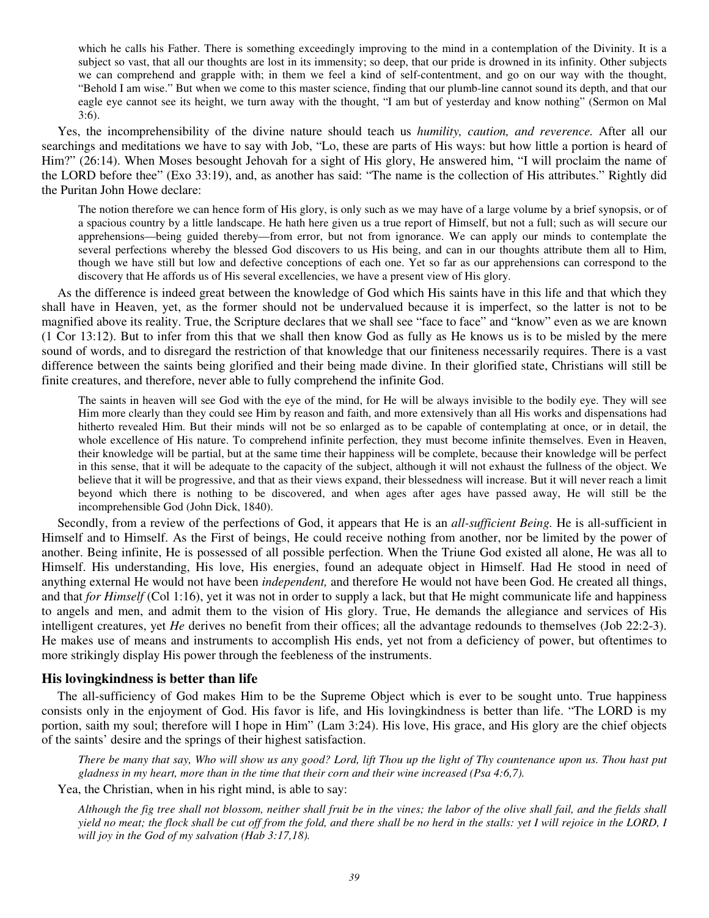> which he calls his Father. There is something exceedingly improving to the mind in a contemplation of the Divinity. It is a subject so vast, that all our thoughts are lost in its immensity; so deep, that our pride is drowned in its infinity. Other subjects we can comprehend and grapple with; in them we feel a kind of self-contentment, and go on our way with the thought, "Behold I am wise." But when we come to this master science, finding that our plumb-line cannot sound its depth, and that our eagle eye cannot see its height, we turn away with the thought, "I am but of yesterday and know nothing" (Sermon on Mal 3:6).

Yes, the incomprehensibility of the divine nature should teach us *humility, caution, and reverence.* After all our searchings and meditations we have to say with Job, "Lo, these are parts of His ways: but how little a portion is heard of Him?" (26:14). When Moses besought Jehovah for a sight of His glory, He answered him, "I will proclaim the name of the LORD before thee" (Exo 33:19), and, as another has said: "The name is the collection of His attributes." Rightly did the Puritan John Howe declare:

> The notion therefore we can hence form of His glory, is only such as we may have of a large volume by a brief synopsis, or of a spacious country by a little landscape. He hath here given us a true report of Himself, but not a full; such as will secure our apprehensions—being guided thereby—from error, but not from ignorance. We can apply our minds to contemplate the several perfections whereby the blessed God discovers to us His being, and can in our thoughts attribute them all to Him, though we have still but low and defective conceptions of each one. Yet so far as our apprehensions can correspond to the discovery that He affords us of His several excellencies, we have a present view of His glory.

As the difference is indeed great between the knowledge of God which His saints have in this life and that which they shall have in Heaven, yet, as the former should not be undervalued because it is imperfect, so the latter is not to be magnified above its reality. True, the Scripture declares that we shall see "face to face" and "know" even as we are known (1 Cor 13:12). But to infer from this that we shall then know God as fully as He knows us is to be misled by the mere sound of words, and to disregard the restriction of that knowledge that our finiteness necessarily requires. There is a vast difference between the saints being glorified and their being made divine. In their glorified state, Christians will still be finite creatures, and therefore, never able to fully comprehend the infinite God.

> The saints in heaven will see God with the eye of the mind, for He will be always invisible to the bodily eye. They will see Him more clearly than they could see Him by reason and faith, and more extensively than all His works and dispensations had hitherto revealed Him. But their minds will not be so enlarged as to be capable of contemplating at once, or in detail, the whole excellence of His nature. To comprehend infinite perfection, they must become infinite themselves. Even in Heaven, their knowledge will be partial, but at the same time their happiness will be complete, because their knowledge will be perfect in this sense, that it will be adequate to the capacity of the subject, although it will not exhaust the fullness of the object. We believe that it will be progressive, and that as their views expand, their blessedness will increase. But it will never reach a limit beyond which there is nothing to be discovered, and when ages after ages have passed away, He will still be the incomprehensible God (John Dick, 1840).

Secondly, from a review of the perfections of God, it appears that He is an *all-sufficient Being.* He is all-sufficient in Himself and to Himself. As the First of beings, He could receive nothing from another, nor be limited by the power of another. Being infinite, He is possessed of all possible perfection. When the Triune God existed all alone, He was all to Himself. His understanding, His love, His energies, found an adequate object in Himself. Had He stood in need of anything external He would not have been *independent,* and therefore He would not have been God. He created all things, and that *for Himself* (Col 1:16), yet it was not in order to supply a lack, but that He might communicate life and happiness to angels and men, and admit them to the vision of His glory. True, He demands the allegiance and services of His intelligent creatures, yet *He* derives no benefit from their offices; all the advantage redounds to themselves (Job 22:2-3). He makes use of means and instruments to accomplish His ends, yet not from a deficiency of power, but oftentimes to more strikingly display His power through the feebleness of the instruments.

### His lovingkindness is better than life

The all-sufficiency of God makes Him to be the Supreme Object which is ever to be sought unto. True happiness consists only in the enjoyment of God. His favor is life, and His lovingkindness is better than life. "The LORD is my portion, saith my soul; therefore will I hope in Him" (Lam 3:24). His love, His grace, and His glory are the chief objects of the saints' desire and the springs of their highest satisfaction.

> *There be many that say, Who will show us any good? Lord, lift Thou up the light of Thy countenance upon us. Thou hast put gladness in my heart, more than in the time that their corn and their wine increased (Psa 4:6,7).*

Yea, the Christian, when in his right mind, is able to say:

> *Although the fig tree shall not blossom, neither shall fruit be in the vines; the labor of the olive shall fail, and the fields shall yield no meat; the flock shall be cut off from the fold, and there shall be no herd in the stalls: yet I will rejoice in the LORD, I will joy in the God of my salvation (Hab 3:17,18).*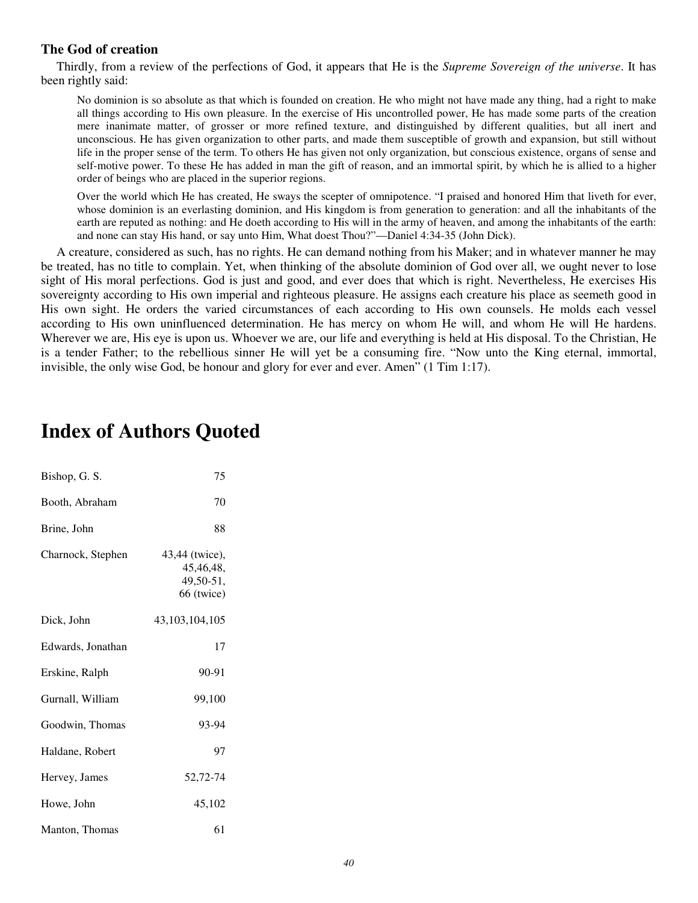### The God of creation

Thirdly, from a review of the perfections of God, it appears that He is the *Supreme Sovereign of the universe*. It has been rightly said:

> No dominion is so absolute as that which is founded on creation. He who might not have made any thing, had a right to make all things according to His own pleasure. In the exercise of His uncontrolled power, He has made some parts of the creation mere inanimate matter, of grosser or more refined texture, and distinguished by different qualities, but all inert and unconscious. He has given organization to other parts, and made them susceptible of growth and expansion, but still without life in the proper sense of the term. To others He has given not only organization, but conscious existence, organs of sense and self-motive power. To these He has added in man the gift of reason, and an immortal spirit, by which he is allied to a higher order of beings who are placed in the superior regions.
>
> Over the world which He has created, He sways the scepter of omnipotence. "I praised and honored Him that liveth for ever, whose dominion is an everlasting dominion, and His kingdom is from generation to generation: and all the inhabitants of the earth are reputed as nothing: and He doeth according to His will in the army of heaven, and among the inhabitants of the earth: and none can stay His hand, or say unto Him, What doest Thou?"—Daniel 4:34-35 (John Dick).

A creature, considered as such, has no rights. He can demand nothing from his Maker; and in whatever manner he may be treated, has no title to complain. Yet, when thinking of the absolute dominion of God over all, we ought never to lose sight of His moral perfections. God is just and good, and ever does that which is right. Nevertheless, He exercises His sovereignty according to His own imperial and righteous pleasure. He assigns each creature his place as seemeth good in His own sight. He orders the varied circumstances of each according to His own counsels. He molds each vessel according to His own uninfluenced determination. He has mercy on whom He will, and whom He will He hardens. Wherever we are, His eye is upon us. Whoever we are, our life and everything is held at His disposal. To the Christian, He is a tender Father; to the rebellious sinner He will yet be a consuming fire. "Now unto the King eternal, immortal, invisible, the only wise God, be honour and glory for ever and ever. Amen" (1 Tim 1:17).

# Index of Authors Quoted

| | |
|---|---|
| Bishop, G. S. | 75 |
| Booth, Abraham | 70 |
| Brine, John | 88 |
| Charnock, Stephen | 43,44 (twice), 45,46,48, 49,50-51, 66 (twice) |
| Dick, John | 43,103,104,105 |
| Edwards, Jonathan | 17 |
| Erskine, Ralph | 90-91 |
| Gurnall, William | 99,100 |
| Goodwin, Thomas | 93-94 |
| Haldane, Robert | 97 |
| Hervey, James | 52,72-74 |
| Howe, John | 45,102 |
| Manton, Thomas | 61 |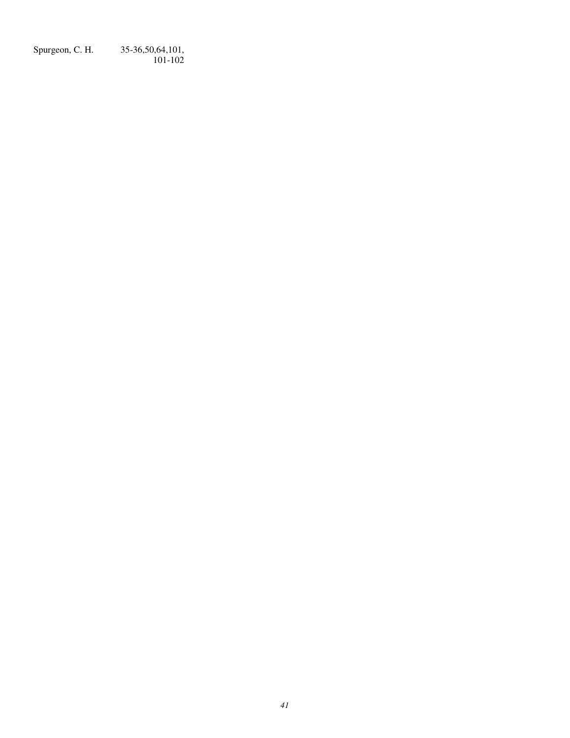Spurgeon, C. H. 35-36,50,64,101,
101-102